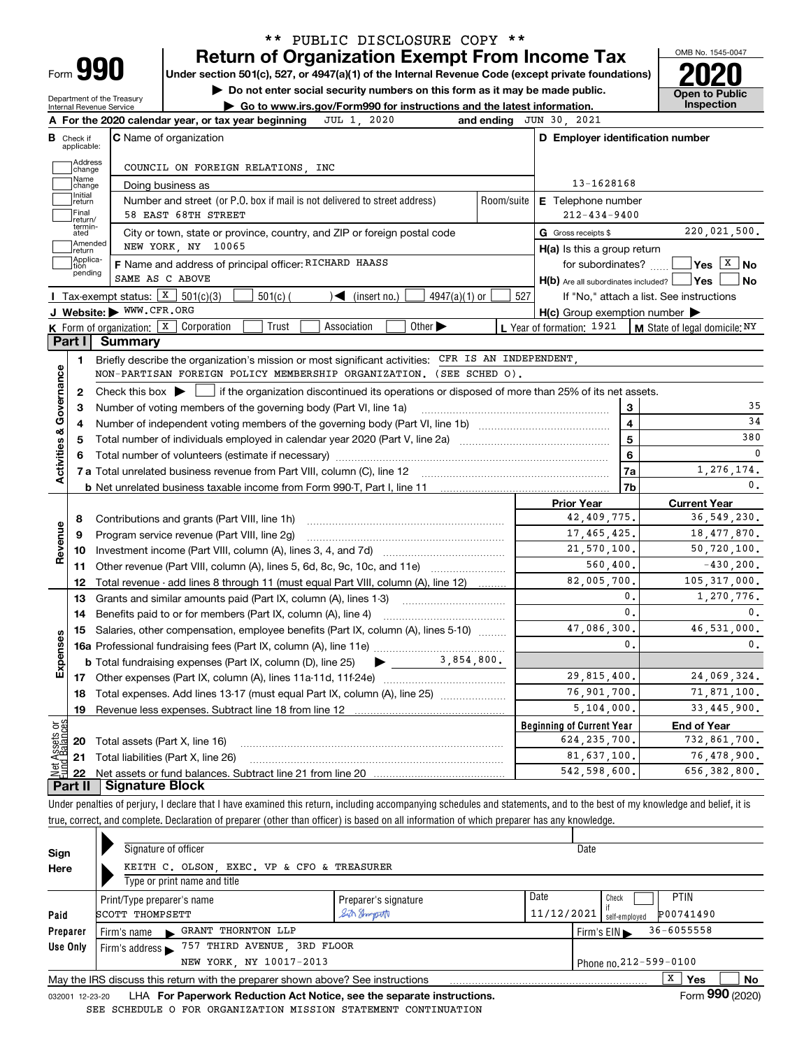\*\* PUBLIC DISCLOSURE COPY \*\*

# Form 990 — Return of Organization Exempt From Income Tax

**Under section 501(c), 527, or 4947(a)(1) of the Internal Revenue Code (except private foundations)**

▶ Do not enter social security numbers on this form as it may be made public.

▶ Go to www.irs.gov/Form990 for instructions and the latest information.

Department of the Treasury
Internal Revenue Service

OMB No. 1545-0047

**2020**

**Open to Public Inspection**

**A** For the 2020 calendar year, or tax year beginning JUL 1, 2020 and ending JUN 30, 2021

**B** Check if applicable: Address change, Name change, Initial return, Final return/terminated, Amended return, Application pending

**C** Name of organization: COUNCIL ON FOREIGN RELATIONS, INC

Doing business as

Number and street (or P.O. box if mail is not delivered to street address): 58 EAST 68TH STREET — Room/suite

City or town, state or province, country, and ZIP or foreign postal code: NEW YORK, NY 10065

**F** Name and address of principal officer: RICHARD HAASS, SAME AS C ABOVE

**D** Employer identification number: 13-1628168

**E** Telephone number: 212-434-9400

**G** Gross receipts $ 220,021,500.

**H(a)** Is this a group return for subordinates? ☐ Yes ☒ No

**H(b)** Are all subordinates included? ☐ Yes ☐ No — If "No," attach a list. See instructions

**H(c)** Group exemption number ▶

**I** Tax-exempt status: ☒ 501(c)(3) ☐ 501(c) ( ) ◀ (insert no.) ☐ 4947(a)(1) or ☐ 527

**J** Website: ▶ WWW.CFR.ORG

**K** Form of organization: ☒ Corporation ☐ Trust ☐ Association ☐ Other ▶

**L** Year of formation: 1921

**M** State of legal domicile: NY

## Part I Summary

**Activities & Governance**

| | | | |
|---|---|---|---|
| 1 | Briefly describe the organization's mission or most significant activities: CFR IS AN INDEPENDENT, NON-PARTISAN FOREIGN POLICY MEMBERSHIP ORGANIZATION. (SEE SCHED O). | | |
| 2 | Check this box ▶ ☐ if the organization discontinued its operations or disposed of more than 25% of its net assets. | | |
| 3 | Number of voting members of the governing body (Part VI, line 1a) | 3 | 35 |
| 4 | Number of independent voting members of the governing body (Part VI, line 1b) | 4 | 34 |
| 5 | Total number of individuals employed in calendar year 2020 (Part V, line 2a) | 5 | 380 |
| 6 | Total number of volunteers (estimate if necessary) | 6 | 0 |
| 7a | Total unrelated business revenue from Part VIII, column (C), line 12 | 7a | 1,276,174. |
| b | Net unrelated business taxable income from Form 990-T, Part I, line 11 | 7b | 0. |

| | | | Prior Year | Current Year |
|---|---|---|---|---|
| **Revenue** | 8 | Contributions and grants (Part VIII, line 1h) | 42,409,775. | 36,549,230. |
| | 9 | Program service revenue (Part VIII, line 2g) | 17,465,425. | 18,477,870. |
| | 10 | Investment income (Part VIII, column (A), lines 3, 4, and 7d) | 21,570,100. | 50,720,100. |
| | 11 | Other revenue (Part VIII, column (A), lines 5, 6d, 8c, 9c, 10c, and 11e) | 560,400. | -430,200. |
| | 12 | Total revenue - add lines 8 through 11 (must equal Part VIII, column (A), line 12) | 82,005,700. | 105,317,000. |
| **Expenses** | 13 | Grants and similar amounts paid (Part IX, column (A), lines 1-3) | 0. | 1,270,776. |
| | 14 | Benefits paid to or for members (Part IX, column (A), line 4) | 0. | 0. |
| | 15 | Salaries, other compensation, employee benefits (Part IX, column (A), lines 5-10) | 47,086,300. | 46,531,000. |
| | 16a | Professional fundraising fees (Part IX, column (A), line 11e) | 0. | 0. |
| | b | Total fundraising expenses (Part IX, column (D), line 25) ▶ 3,854,800. | | |
| | 17 | Other expenses (Part IX, column (A), lines 11a-11d, 11f-24e) | 29,815,400. | 24,069,324. |
| | 18 | Total expenses. Add lines 13-17 (must equal Part IX, column (A), line 25) | 76,901,700. | 71,871,100. |
| | 19 | Revenue less expenses. Subtract line 18 from line 12 | 5,104,000. | 33,445,900. |

| | | | Beginning of Current Year | End of Year |
|---|---|---|---|---|
| **Net Assets or Fund Balances** | 20 | Total assets (Part X, line 16) | 624,235,700. | 732,861,700. |
| | 21 | Total liabilities (Part X, line 26) | 81,637,100. | 76,478,900. |
| | 22 | Net assets or fund balances. Subtract line 21 from line 20 | 542,598,600. | 656,382,800. |

## Part II Signature Block

Under penalties of perjury, I declare that I have examined this return, including accompanying schedules and statements, and to the best of my knowledge and belief, it is true, correct, and complete. Declaration of preparer (other than officer) is based on all information of which preparer has any knowledge.

**Sign Here**

Signature of officer — Date

KEITH C. OLSON, EXEC. VP & CFO & TREASURER
Type or print name and title

**Paid Preparer Use Only**

| Print/Type preparer's name | Preparer's signature | Date | Check ☐ if self-employed | PTIN |
|---|---|---|---|---|
| SCOTT THOMPSETT | Scott Thompsett | 11/12/2021 | | P00741490 |

Firm's name ▶ GRANT THORNTON LLP — Firm's EIN ▶ 36-6055558

Firm's address ▶ 757 THIRD AVENUE, 3RD FLOOR, NEW YORK, NY 10017-2013 — Phone no. 212-599-0100

May the IRS discuss this return with the preparer shown above? See instructions ☒ Yes ☐ No

032001 12-23-20 LHA For Paperwork Reduction Act Notice, see the separate instructions. Form **990** (2020)

SEE SCHEDULE O FOR ORGANIZATION MISSION STATEMENT CONTINUATION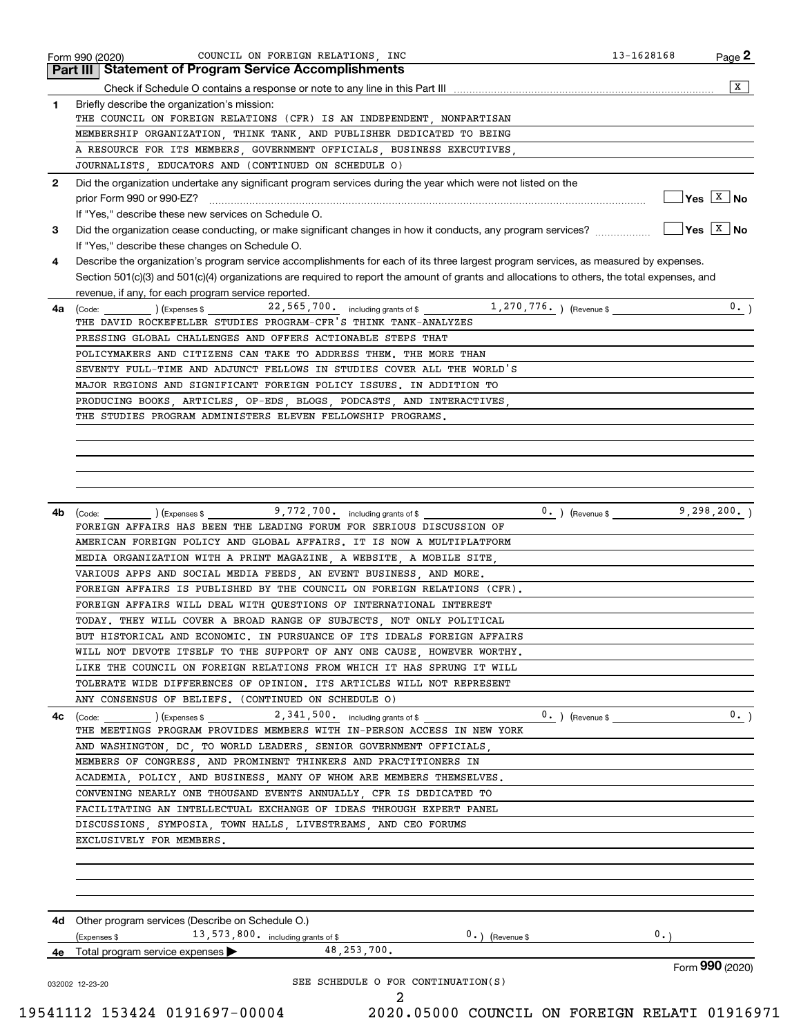Form 990 (2020) COUNCIL ON FOREIGN RELATIONS, INC 13-1628168 Page 2

## Part III Statement of Program Service Accomplishments

Check if Schedule O contains a response or note to any line in this Part III [X]

**1** Briefly describe the organization's mission:

THE COUNCIL ON FOREIGN RELATIONS (CFR) IS AN INDEPENDENT, NONPARTISAN MEMBERSHIP ORGANIZATION, THINK TANK, AND PUBLISHER DEDICATED TO BEING A RESOURCE FOR ITS MEMBERS, GOVERNMENT OFFICIALS, BUSINESS EXECUTIVES, JOURNALISTS, EDUCATORS AND (CONTINUED ON SCHEDULE O)

**2** Did the organization undertake any significant program services during the year which were not listed on the prior Form 990 or 990-EZ? [ ] Yes [X] No

If "Yes," describe these new services on Schedule O.

**3** Did the organization cease conducting, or make significant changes in how it conducts, any program services? [ ] Yes [X] No

If "Yes," describe these changes on Schedule O.

**4** Describe the organization's program service accomplishments for each of its three largest program services, as measured by expenses. Section 501(c)(3) and 501(c)(4) organizations are required to report the amount of grants and allocations to others, the total expenses, and revenue, if any, for each program service reported.

**4a** (Code: ) (Expenses $ 22,565,700. including grants of $ 1,270,776. ) (Revenue $ 0. )

THE DAVID ROCKEFELLER STUDIES PROGRAM-CFR'S THINK TANK-ANALYZES PRESSING GLOBAL CHALLENGES AND OFFERS ACTIONABLE STEPS THAT POLICYMAKERS AND CITIZENS CAN TAKE TO ADDRESS THEM. THE MORE THAN SEVENTY FULL-TIME AND ADJUNCT FELLOWS IN STUDIES COVER ALL THE WORLD'S MAJOR REGIONS AND SIGNIFICANT FOREIGN POLICY ISSUES. IN ADDITION TO PRODUCING BOOKS, ARTICLES, OP-EDS, BLOGS, PODCASTS, AND INTERACTIVES, THE STUDIES PROGRAM ADMINISTERS ELEVEN FELLOWSHIP PROGRAMS.

**4b** (Code: ) (Expenses $ 9,772,700. including grants of $ 0. ) (Revenue $ 9,298,200. )

FOREIGN AFFAIRS HAS BEEN THE LEADING FORUM FOR SERIOUS DISCUSSION OF AMERICAN FOREIGN POLICY AND GLOBAL AFFAIRS. IT IS NOW A MULTIPLATFORM MEDIA ORGANIZATION WITH A PRINT MAGAZINE, A WEBSITE, A MOBILE SITE, VARIOUS APPS AND SOCIAL MEDIA FEEDS, AN EVENT BUSINESS, AND MORE. FOREIGN AFFAIRS IS PUBLISHED BY THE COUNCIL ON FOREIGN RELATIONS (CFR). FOREIGN AFFAIRS WILL DEAL WITH QUESTIONS OF INTERNATIONAL INTEREST TODAY. THEY WILL COVER A BROAD RANGE OF SUBJECTS, NOT ONLY POLITICAL BUT HISTORICAL AND ECONOMIC. IN PURSUANCE OF ITS IDEALS FOREIGN AFFAIRS WILL NOT DEVOTE ITSELF TO THE SUPPORT OF ANY ONE CAUSE, HOWEVER WORTHY. LIKE THE COUNCIL ON FOREIGN RELATIONS FROM WHICH IT HAS SPRUNG IT WILL TOLERATE WIDE DIFFERENCES OF OPINION. ITS ARTICLES WILL NOT REPRESENT ANY CONSENSUS OF BELIEFS. (CONTINUED ON SCHEDULE O)

**4c** (Code: ) (Expenses $ 2,341,500. including grants of $ 0. ) (Revenue $ 0. )

THE MEETINGS PROGRAM PROVIDES MEMBERS WITH IN-PERSON ACCESS IN NEW YORK AND WASHINGTON, DC, TO WORLD LEADERS, SENIOR GOVERNMENT OFFICIALS, MEMBERS OF CONGRESS, AND PROMINENT THINKERS AND PRACTITIONERS IN ACADEMIA, POLICY, AND BUSINESS, MANY OF WHOM ARE MEMBERS THEMSELVES. CONVENING NEARLY ONE THOUSAND EVENTS ANNUALLY, CFR IS DEDICATED TO FACILITATING AN INTELLECTUAL EXCHANGE OF IDEAS THROUGH EXPERT PANEL DISCUSSIONS, SYMPOSIA, TOWN HALLS, LIVESTREAMS, AND CEO FORUMS EXCLUSIVELY FOR MEMBERS.

**4d** Other program services (Describe on Schedule O.)

(Expenses $ 13,573,800. including grants of $ 0. ) (Revenue $ 0. )

**4e** Total program service expenses ▶ 48,253,700.

Form **990** (2020)

032002 12-23-20

SEE SCHEDULE O FOR CONTINUATION(S)

19541112 153424 0191697-00004 2020.05000 COUNCIL ON FOREIGN RELATI 01916971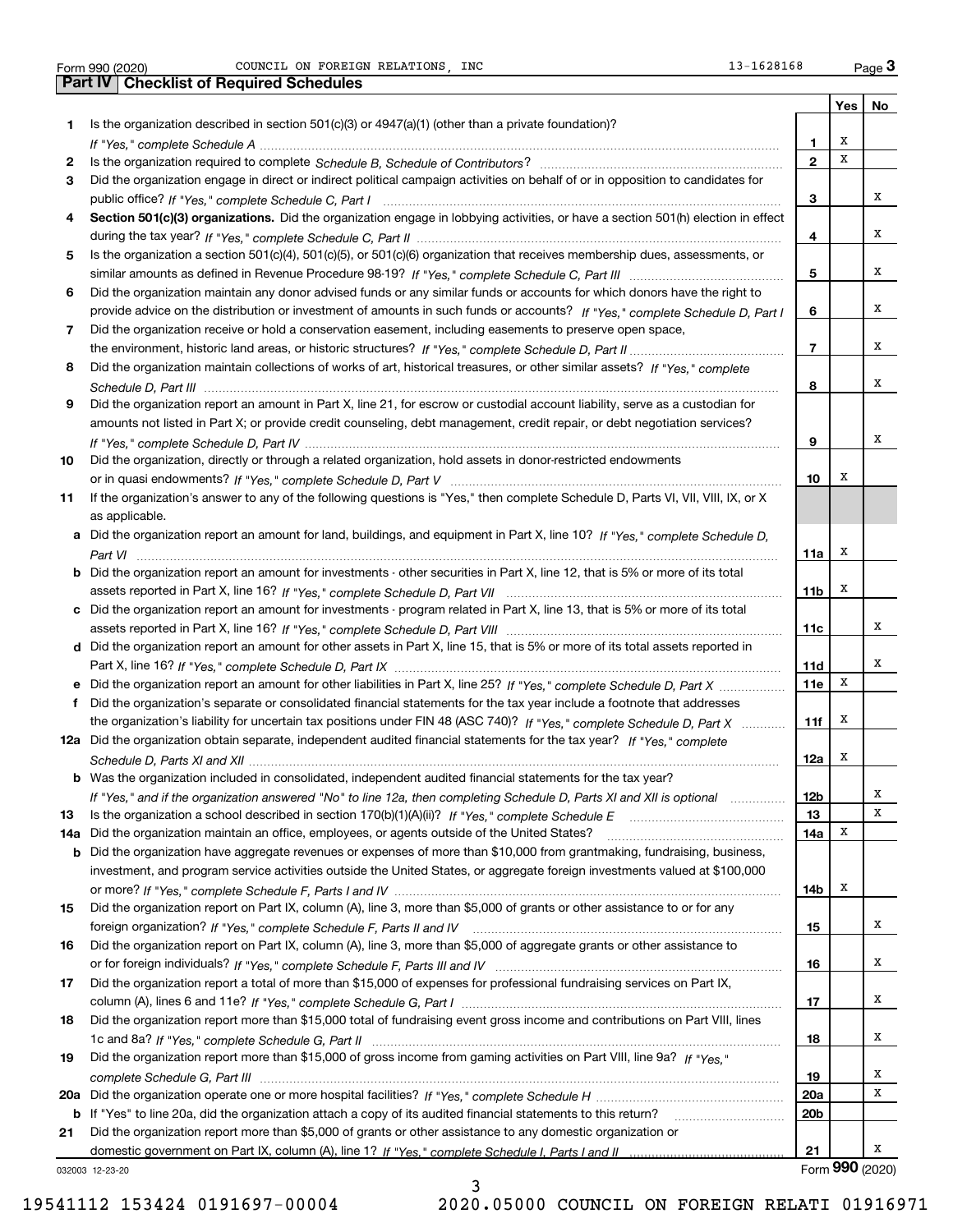Form 990 (2020) COUNCIL ON FOREIGN RELATIONS, INC 13-1628168

## Part IV Checklist of Required Schedules

| | | | Yes | No |
|---|---|---|---|---|
| 1 | Is the organization described in section 501(c)(3) or 4947(a)(1) (other than a private foundation)? *If "Yes," complete Schedule A* | 1 | X | |
| 2 | Is the organization required to complete *Schedule B, Schedule of Contributors*? | 2 | X | |
| 3 | Did the organization engage in direct or indirect political campaign activities on behalf of or in opposition to candidates for public office? *If "Yes," complete Schedule C, Part I* | 3 | | X |
| 4 | **Section 501(c)(3) organizations.** Did the organization engage in lobbying activities, or have a section 501(h) election in effect during the tax year? *If "Yes," complete Schedule C, Part II* | 4 | | X |
| 5 | Is the organization a section 501(c)(4), 501(c)(5), or 501(c)(6) organization that receives membership dues, assessments, or similar amounts as defined in Revenue Procedure 98-19? *If "Yes," complete Schedule C, Part III* | 5 | | X |
| 6 | Did the organization maintain any donor advised funds or any similar funds or accounts for which donors have the right to provide advice on the distribution or investment of amounts in such funds or accounts? *If "Yes," complete Schedule D, Part I* | 6 | | X |
| 7 | Did the organization receive or hold a conservation easement, including easements to preserve open space, the environment, historic land areas, or historic structures? *If "Yes," complete Schedule D, Part II* | 7 | | X |
| 8 | Did the organization maintain collections of works of art, historical treasures, or other similar assets? *If "Yes," complete Schedule D, Part III* | 8 | | X |
| 9 | Did the organization report an amount in Part X, line 21, for escrow or custodial account liability, serve as a custodian for amounts not listed in Part X; or provide credit counseling, debt management, credit repair, or debt negotiation services? *If "Yes," complete Schedule D, Part IV* | 9 | | X |
| 10 | Did the organization, directly or through a related organization, hold assets in donor-restricted endowments or in quasi endowments? *If "Yes," complete Schedule D, Part V* | 10 | X | |
| 11 | If the organization's answer to any of the following questions is "Yes," then complete Schedule D, Parts VI, VII, VIII, IX, or X as applicable. | | | |
| a | Did the organization report an amount for land, buildings, and equipment in Part X, line 10? *If "Yes," complete Schedule D, Part VI* | 11a | X | |
| b | Did the organization report an amount for investments - other securities in Part X, line 12, that is 5% or more of its total assets reported in Part X, line 16? *If "Yes," complete Schedule D, Part VII* | 11b | X | |
| c | Did the organization report an amount for investments - program related in Part X, line 13, that is 5% or more of its total assets reported in Part X, line 16? *If "Yes," complete Schedule D, Part VIII* | 11c | | X |
| d | Did the organization report an amount for other assets in Part X, line 15, that is 5% or more of its total assets reported in Part X, line 16? *If "Yes," complete Schedule D, Part IX* | 11d | | X |
| e | Did the organization report an amount for other liabilities in Part X, line 25? *If "Yes," complete Schedule D, Part X* | 11e | X | |
| f | Did the organization's separate or consolidated financial statements for the tax year include a footnote that addresses the organization's liability for uncertain tax positions under FIN 48 (ASC 740)? *If "Yes," complete Schedule D, Part X* | 11f | X | |
| 12a | Did the organization obtain separate, independent audited financial statements for the tax year? *If "Yes," complete Schedule D, Parts XI and XII* | 12a | X | |
| b | Was the organization included in consolidated, independent audited financial statements for the tax year? *If "Yes," and if the organization answered "No" to line 12a, then completing Schedule D, Parts XI and XII is optional* | 12b | | X |
| 13 | Is the organization a school described in section 170(b)(1)(A)(ii)? *If "Yes," complete Schedule E* | 13 | | X |
| 14a | Did the organization maintain an office, employees, or agents outside of the United States? | 14a | X | |
| b | Did the organization have aggregate revenues or expenses of more than $10,000 from grantmaking, fundraising, business, investment, and program service activities outside the United States, or aggregate foreign investments valued at $100,000 or more? *If "Yes," complete Schedule F, Parts I and IV* | 14b | X | |
| 15 | Did the organization report on Part IX, column (A), line 3, more than $5,000 of grants or other assistance to or for any foreign organization? *If "Yes," complete Schedule F, Parts II and IV* | 15 | | X |
| 16 | Did the organization report on Part IX, column (A), line 3, more than $5,000 of aggregate grants or other assistance to or for foreign individuals? *If "Yes," complete Schedule F, Parts III and IV* | 16 | | X |
| 17 | Did the organization report a total of more than $15,000 of expenses for professional fundraising services on Part IX, column (A), lines 6 and 11e? *If "Yes," complete Schedule G, Part I* | 17 | | X |
| 18 | Did the organization report more than $15,000 total of fundraising event gross income and contributions on Part VIII, lines 1c and 8a? *If "Yes," complete Schedule G, Part II* | 18 | | X |
| 19 | Did the organization report more than $15,000 of gross income from gaming activities on Part VIII, line 9a? *If "Yes," complete Schedule G, Part III* | 19 | | X |
| 20a | Did the organization operate one or more hospital facilities? *If "Yes," complete Schedule H* | 20a | | X |
| b | If "Yes" to line 20a, did the organization attach a copy of its audited financial statements to this return? | 20b | | |
| 21 | Did the organization report more than $5,000 of grants or other assistance to any domestic organization or domestic government on Part IX, column (A), line 1? *If "Yes," complete Schedule I, Parts I and II* | 21 | | X |

032003 12-23-20

Form **990** (2020)

19541112 153424 0191697-00004 2020.05000 COUNCIL ON FOREIGN RELATI 01916971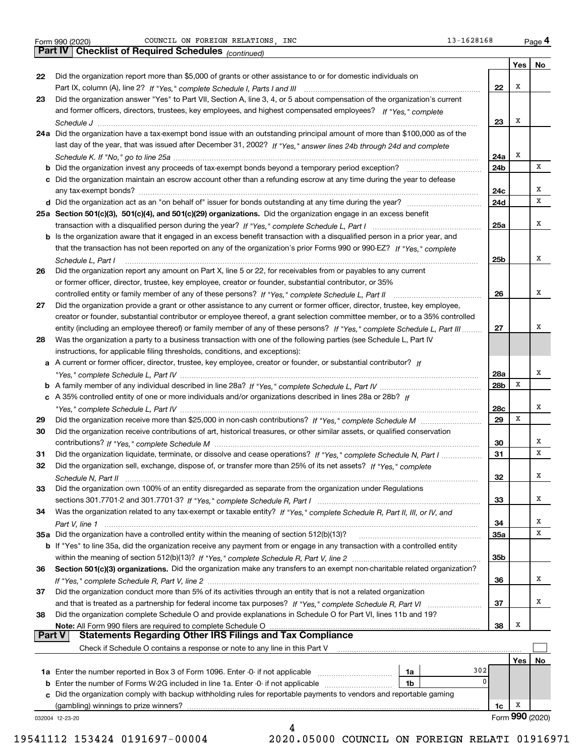Form 990 (2020) COUNCIL ON FOREIGN RELATIONS, INC 13-1628168

## Part IV Checklist of Required Schedules *(continued)*

| | | | Yes | No |
|---|---|---|---|---|
| 22 | Did the organization report more than $5,000 of grants or other assistance to or for domestic individuals on Part IX, column (A), line 2? *If "Yes," complete Schedule I, Parts I and III* | 22 | X | |
| 23 | Did the organization answer "Yes" to Part VII, Section A, line 3, 4, or 5 about compensation of the organization's current and former officers, directors, trustees, key employees, and highest compensated employees? *If "Yes," complete Schedule J* | 23 | X | |
| 24a | Did the organization have a tax-exempt bond issue with an outstanding principal amount of more than $100,000 as of the last day of the year, that was issued after December 31, 2002? *If "Yes," answer lines 24b through 24d and complete Schedule K. If "No," go to line 25a* | 24a | X | |
| b | Did the organization invest any proceeds of tax-exempt bonds beyond a temporary period exception? | 24b | | X |
| c | Did the organization maintain an escrow account other than a refunding escrow at any time during the year to defease any tax-exempt bonds? | 24c | | X |
| d | Did the organization act as an "on behalf of" issuer for bonds outstanding at any time during the year? | 24d | | X |
| 25a | **Section 501(c)(3), 501(c)(4), and 501(c)(29) organizations.** Did the organization engage in an excess benefit transaction with a disqualified person during the year? *If "Yes," complete Schedule L, Part I* | 25a | | X |
| b | Is the organization aware that it engaged in an excess benefit transaction with a disqualified person in a prior year, and that the transaction has not been reported on any of the organization's prior Forms 990 or 990-EZ? *If "Yes," complete Schedule L, Part I* | 25b | | X |
| 26 | Did the organization report any amount on Part X, line 5 or 22, for receivables from or payables to any current or former officer, director, trustee, key employee, creator or founder, substantial contributor, or 35% controlled entity or family member of any of these persons? *If "Yes," complete Schedule L, Part II* | 26 | | X |
| 27 | Did the organization provide a grant or other assistance to any current or former officer, director, trustee, key employee, creator or founder, substantial contributor or employee thereof, a grant selection committee member, or to a 35% controlled entity (including an employee thereof) or family member of any of these persons? *If "Yes," complete Schedule L, Part III* | 27 | | X |
| 28 | Was the organization a party to a business transaction with one of the following parties (see Schedule L, Part IV instructions, for applicable filing thresholds, conditions, and exceptions): | | | |
| a | A current or former officer, director, trustee, key employee, creator or founder, or substantial contributor? *If "Yes," complete Schedule L, Part IV* | 28a | | X |
| b | A family member of any individual described in line 28a? *If "Yes," complete Schedule L, Part IV* | 28b | X | |
| c | A 35% controlled entity of one or more individuals and/or organizations described in lines 28a or 28b? *If "Yes," complete Schedule L, Part IV* | 28c | | X |
| 29 | Did the organization receive more than $25,000 in non-cash contributions? *If "Yes," complete Schedule M* | 29 | X | |
| 30 | Did the organization receive contributions of art, historical treasures, or other similar assets, or qualified conservation contributions? *If "Yes," complete Schedule M* | 30 | | X |
| 31 | Did the organization liquidate, terminate, or dissolve and cease operations? *If "Yes," complete Schedule N, Part I* | 31 | | X |
| 32 | Did the organization sell, exchange, dispose of, or transfer more than 25% of its net assets? *If "Yes," complete Schedule N, Part II* | 32 | | X |
| 33 | Did the organization own 100% of an entity disregarded as separate from the organization under Regulations sections 301.7701-2 and 301.7701-3? *If "Yes," complete Schedule R, Part I* | 33 | | X |
| 34 | Was the organization related to any tax-exempt or taxable entity? *If "Yes," complete Schedule R, Part II, III, or IV, and Part V, line 1* | 34 | | X |
| 35a | Did the organization have a controlled entity within the meaning of section 512(b)(13)? | 35a | | X |
| b | If "Yes" to line 35a, did the organization receive any payment from or engage in any transaction with a controlled entity within the meaning of section 512(b)(13)? *If "Yes," complete Schedule R, Part V, line 2* | 35b | | |
| 36 | **Section 501(c)(3) organizations.** Did the organization make any transfers to an exempt non-charitable related organization? *If "Yes," complete Schedule R, Part V, line 2* | 36 | | X |
| 37 | Did the organization conduct more than 5% of its activities through an entity that is not a related organization and that is treated as a partnership for federal income tax purposes? *If "Yes," complete Schedule R, Part VI* | 37 | | X |
| 38 | Did the organization complete Schedule O and provide explanations in Schedule O for Part VI, lines 11b and 19? **Note:** All Form 990 filers are required to complete Schedule O | 38 | X | |

## Part V Statements Regarding Other IRS Filings and Tax Compliance

Check if Schedule O contains a response or note to any line in this Part V ☐

| | | | | | Yes | No |
|---|---|---|---|---|---|---|
| 1a | Enter the number reported in Box 3 of Form 1096. Enter -0- if not applicable | 1a | 302 | | | |
| b | Enter the number of Forms W-2G included in line 1a. Enter -0- if not applicable | 1b | 0 | | | |
| c | Did the organization comply with backup withholding rules for reportable payments to vendors and reportable gaming (gambling) winnings to prize winners? | | | 1c | X | |

032004 12-23-20 Form **990** (2020)

19541112 153424 0191697-00004 2020.05000 COUNCIL ON FOREIGN RELATI 01916971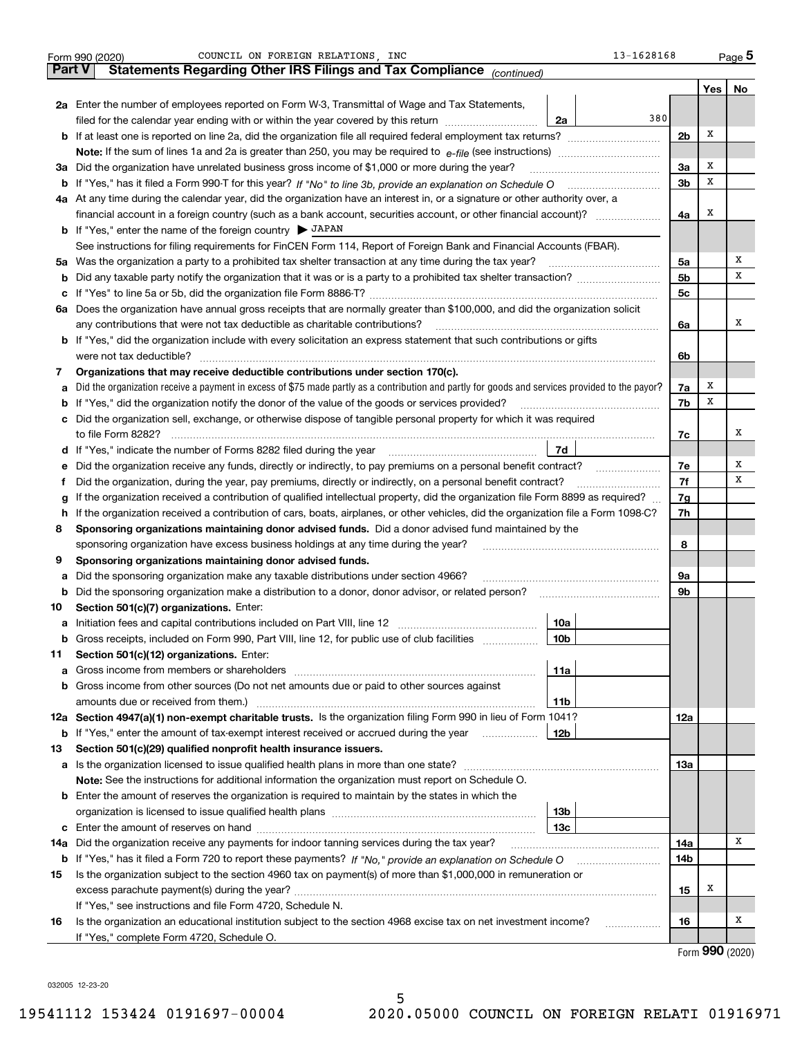Form 990 (2020) COUNCIL ON FOREIGN RELATIONS, INC 13-1628168 Page 5

**Part V Statements Regarding Other IRS Filings and Tax Compliance** *(continued)*

| | | | | Yes | No |
|---|---|---|---|---|---|
| **2a** | Enter the number of employees reported on Form W-3, Transmittal of Wage and Tax Statements, filed for the calendar year ending with or within the year covered by this return | 2a | 380 | | |
| **b** | If at least one is reported on line 2a, did the organization file all required federal employment tax returns? | | 2b | X | |
| | **Note:** If the sum of lines 1a and 2a is greater than 250, you may be required to *e-file* (see instructions) | | | | |
| **3a** | Did the organization have unrelated business gross income of $1,000 or more during the year? | | 3a | X | |
| **b** | If "Yes," has it filed a Form 990-T for this year? *If "No" to line 3b, provide an explanation on Schedule O* | | 3b | X | |
| **4a** | At any time during the calendar year, did the organization have an interest in, or a signature or other authority over, a financial account in a foreign country (such as a bank account, securities account, or other financial account)? | | 4a | X | |
| **b** | If "Yes," enter the name of the foreign country ▶ JAPAN | | | | |
| | See instructions for filing requirements for FinCEN Form 114, Report of Foreign Bank and Financial Accounts (FBAR). | | | | |
| **5a** | Was the organization a party to a prohibited tax shelter transaction at any time during the tax year? | | 5a | | X |
| **b** | Did any taxable party notify the organization that it was or is a party to a prohibited tax shelter transaction? | | 5b | | X |
| **c** | If "Yes" to line 5a or 5b, did the organization file Form 8886-T? | | 5c | | |
| **6a** | Does the organization have annual gross receipts that are normally greater than $100,000, and did the organization solicit any contributions that were not tax deductible as charitable contributions? | | 6a | | X |
| **b** | If "Yes," did the organization include with every solicitation an express statement that such contributions or gifts were not tax deductible? | | 6b | | |
| **7** | **Organizations that may receive deductible contributions under section 170(c).** | | | | |
| **a** | Did the organization receive a payment in excess of $75 made partly as a contribution and partly for goods and services provided to the payor? | | 7a | X | |
| **b** | If "Yes," did the organization notify the donor of the value of the goods or services provided? | | 7b | X | |
| **c** | Did the organization sell, exchange, or otherwise dispose of tangible personal property for which it was required to file Form 8282? | | 7c | | X |
| **d** | If "Yes," indicate the number of Forms 8282 filed during the year | 7d | | | |
| **e** | Did the organization receive any funds, directly or indirectly, to pay premiums on a personal benefit contract? | | 7e | | X |
| **f** | Did the organization, during the year, pay premiums, directly or indirectly, on a personal benefit contract? | | 7f | | X |
| **g** | If the organization received a contribution of qualified intellectual property, did the organization file Form 8899 as required? | | 7g | | |
| **h** | If the organization received a contribution of cars, boats, airplanes, or other vehicles, did the organization file a Form 1098-C? | | 7h | | |
| **8** | **Sponsoring organizations maintaining donor advised funds.** Did a donor advised fund maintained by the sponsoring organization have excess business holdings at any time during the year? | | 8 | | |
| **9** | **Sponsoring organizations maintaining donor advised funds.** | | | | |
| **a** | Did the sponsoring organization make any taxable distributions under section 4966? | | 9a | | |
| **b** | Did the sponsoring organization make a distribution to a donor, donor advisor, or related person? | | 9b | | |
| **10** | **Section 501(c)(7) organizations.** Enter: | | | | |
| **a** | Initiation fees and capital contributions included on Part VIII, line 12 | 10a | | | |
| **b** | Gross receipts, included on Form 990, Part VIII, line 12, for public use of club facilities | 10b | | | |
| **11** | **Section 501(c)(12) organizations.** Enter: | | | | |
| **a** | Gross income from members or shareholders | 11a | | | |
| **b** | Gross income from other sources (Do not net amounts due or paid to other sources against amounts due or received from them.) | 11b | | | |
| **12a** | **Section 4947(a)(1) non-exempt charitable trusts.** Is the organization filing Form 990 in lieu of Form 1041? | | 12a | | |
| **b** | If "Yes," enter the amount of tax-exempt interest received or accrued during the year | 12b | | | |
| **13** | **Section 501(c)(29) qualified nonprofit health insurance issuers.** | | | | |
| **a** | Is the organization licensed to issue qualified health plans in more than one state? | | 13a | | |
| | **Note:** See the instructions for additional information the organization must report on Schedule O. | | | | |
| **b** | Enter the amount of reserves the organization is required to maintain by the states in which the organization is licensed to issue qualified health plans | 13b | | | |
| **c** | Enter the amount of reserves on hand | 13c | | | |
| **14a** | Did the organization receive any payments for indoor tanning services during the tax year? | | 14a | | X |
| **b** | If "Yes," has it filed a Form 720 to report these payments? *If "No," provide an explanation on Schedule O* | | 14b | | |
| **15** | Is the organization subject to the section 4960 tax on payment(s) of more than $1,000,000 in remuneration or excess parachute payment(s) during the year? | | 15 | X | |
| | If "Yes," see instructions and file Form 4720, Schedule N. | | | | |
| **16** | Is the organization an educational institution subject to the section 4968 excise tax on net investment income? | | 16 | | X |
| | If "Yes," complete Form 4720, Schedule O. | | | | |

Form **990** (2020)

032005 12-23-20

19541112 153424 0191697-00004 2020.05000 COUNCIL ON FOREIGN RELATI 01916971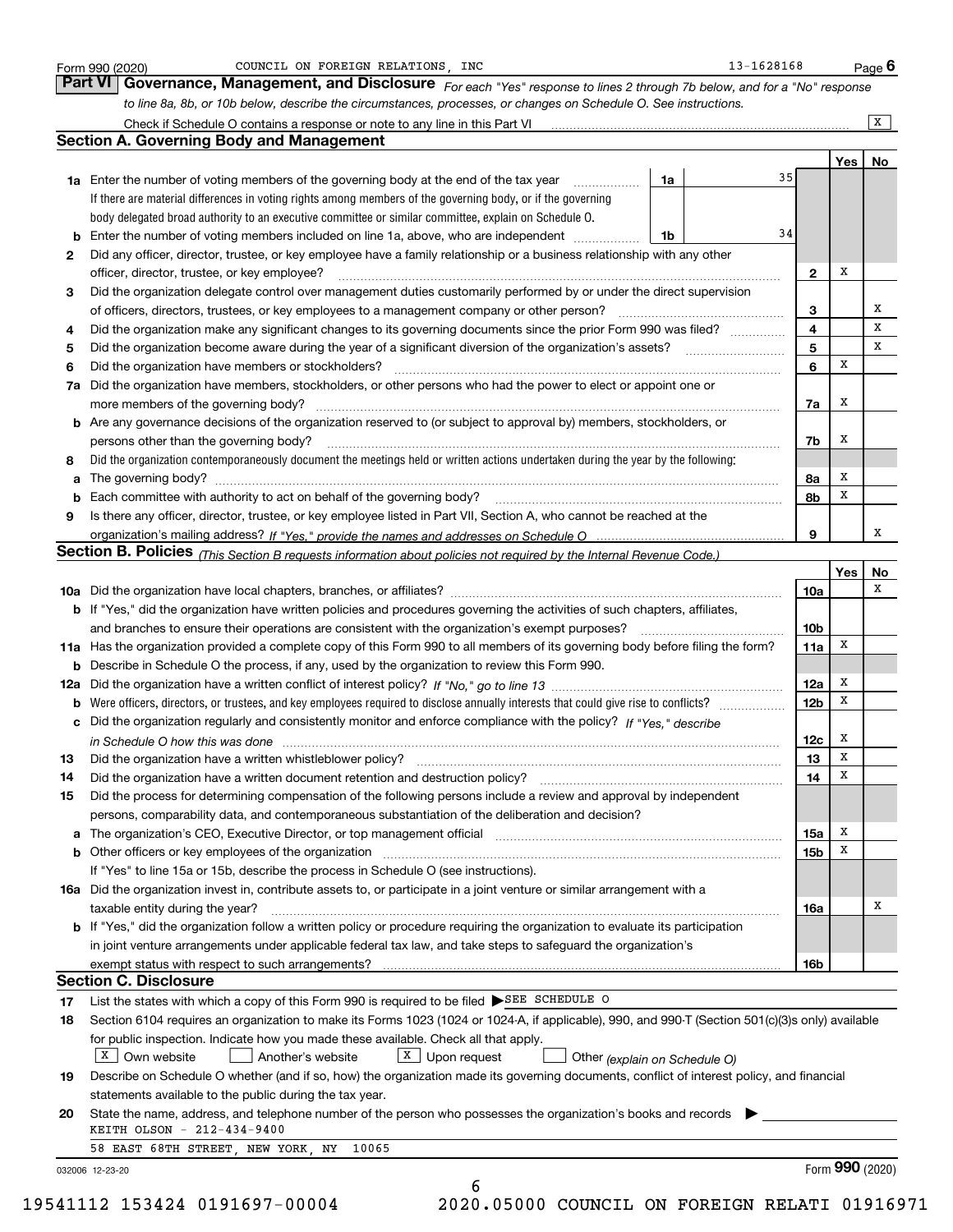Form 990 (2020) COUNCIL ON FOREIGN RELATIONS, INC 13-1628168

## Part VI Governance, Management, and Disclosure

*For each "Yes" response to lines 2 through 7b below, and for a "No" response to line 8a, 8b, or 10b below, describe the circumstances, processes, or changes on Schedule O. See instructions.*

Check if Schedule O contains a response or note to any line in this Part VI [X]

### Section A. Governing Body and Management

| | | | | Yes | No |
|---|---|---|---|---|---|
| **1a** | Enter the number of voting members of the governing body at the end of the tax year **1a** 35. If there are material differences in voting rights among members of the governing body, or if the governing body delegated broad authority to an executive committee or similar committee, explain on Schedule O. | | | | |
| **b** | Enter the number of voting members included on line 1a, above, who are independent **1b** 34 | | | | |
| **2** | Did any officer, director, trustee, or key employee have a family relationship or a business relationship with any other officer, director, trustee, or key employee? | | 2 | X | |
| **3** | Did the organization delegate control over management duties customarily performed by or under the direct supervision of officers, directors, trustees, or key employees to a management company or other person? | | 3 | | X |
| **4** | Did the organization make any significant changes to its governing documents since the prior Form 990 was filed? | | 4 | | X |
| **5** | Did the organization become aware during the year of a significant diversion of the organization's assets? | | 5 | | X |
| **6** | Did the organization have members or stockholders? | | 6 | X | |
| **7a** | Did the organization have members, stockholders, or other persons who had the power to elect or appoint one or more members of the governing body? | | 7a | X | |
| **b** | Are any governance decisions of the organization reserved to (or subject to approval by) members, stockholders, or persons other than the governing body? | | 7b | X | |
| **8** | Did the organization contemporaneously document the meetings held or written actions undertaken during the year by the following: | | | | |
| **a** | The governing body? | | 8a | X | |
| **b** | Each committee with authority to act on behalf of the governing body? | | 8b | X | |
| **9** | Is there any officer, director, trustee, or key employee listed in Part VII, Section A, who cannot be reached at the organization's mailing address? *If "Yes," provide the names and addresses on Schedule O* | | 9 | | X |

### Section B. Policies *(This Section B requests information about policies not required by the Internal Revenue Code.)*

| | | | Yes | No |
|---|---|---|---|---|
| **10a** | Did the organization have local chapters, branches, or affiliates? | 10a | | X |
| **b** | If "Yes," did the organization have written policies and procedures governing the activities of such chapters, affiliates, and branches to ensure their operations are consistent with the organization's exempt purposes? | 10b | | |
| **11a** | Has the organization provided a complete copy of this Form 990 to all members of its governing body before filing the form? | 11a | X | |
| **b** | Describe in Schedule O the process, if any, used by the organization to review this Form 990. | | | |
| **12a** | Did the organization have a written conflict of interest policy? *If "No," go to line 13* | 12a | X | |
| **b** | Were officers, directors, or trustees, and key employees required to disclose annually interests that could give rise to conflicts? | 12b | X | |
| **c** | Did the organization regularly and consistently monitor and enforce compliance with the policy? *If "Yes," describe in Schedule O how this was done* | 12c | X | |
| **13** | Did the organization have a written whistleblower policy? | 13 | X | |
| **14** | Did the organization have a written document retention and destruction policy? | 14 | X | |
| **15** | Did the process for determining compensation of the following persons include a review and approval by independent persons, comparability data, and contemporaneous substantiation of the deliberation and decision? | | | |
| **a** | The organization's CEO, Executive Director, or top management official | 15a | X | |
| **b** | Other officers or key employees of the organization | 15b | X | |
| | If "Yes" to line 15a or 15b, describe the process in Schedule O (see instructions). | | | |
| **16a** | Did the organization invest in, contribute assets to, or participate in a joint venture or similar arrangement with a taxable entity during the year? | 16a | | X |
| **b** | If "Yes," did the organization follow a written policy or procedure requiring the organization to evaluate its participation in joint venture arrangements under applicable federal tax law, and take steps to safeguard the organization's exempt status with respect to such arrangements? | 16b | | |

### Section C. Disclosure

**17** List the states with which a copy of this Form 990 is required to be filed ▶ SEE SCHEDULE O

**18** Section 6104 requires an organization to make its Forms 1023 (1024 or 1024-A, if applicable), 990, and 990-T (Section 501(c)(3)s only) available for public inspection. Indicate how you made these available. Check all that apply.

[X] Own website [ ] Another's website [X] Upon request [ ] Other *(explain on Schedule O)*

**19** Describe on Schedule O whether (and if so, how) the organization made its governing documents, conflict of interest policy, and financial statements available to the public during the tax year.

**20** State the name, address, and telephone number of the person who possesses the organization's books and records ▶

KEITH OLSON - 212-434-9400

58 EAST 68TH STREET, NEW YORK, NY 10065

032006 12-23-20 Form 990 (2020)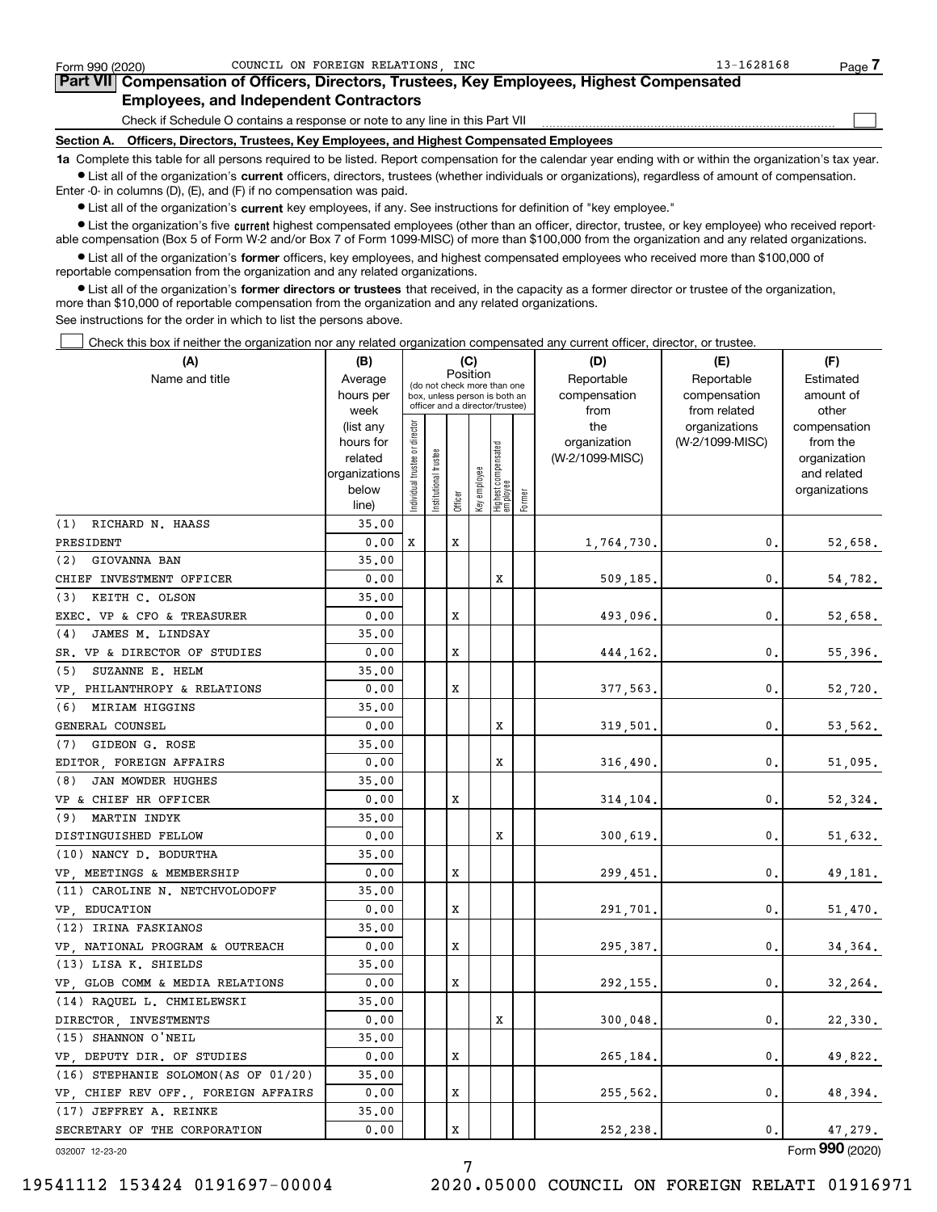Form 990 (2020) COUNCIL ON FOREIGN RELATIONS, INC 13-1628168

## Part VII Compensation of Officers, Directors, Trustees, Key Employees, Highest Compensated Employees, and Independent Contractors

Check if Schedule O contains a response or note to any line in this Part VII ☐

### Section A. Officers, Directors, Trustees, Key Employees, and Highest Compensated Employees

**1a** Complete this table for all persons required to be listed. Report compensation for the calendar year ending with or within the organization's tax year.

- List all of the organization's **current** officers, directors, trustees (whether individuals or organizations), regardless of amount of compensation. Enter -0- in columns (D), (E), and (F) if no compensation was paid.
- List all of the organization's **current** key employees, if any. See instructions for definition of "key employee."
- List the organization's five **current** highest compensated employees (other than an officer, director, trustee, or key employee) who received reportable compensation (Box 5 of Form W-2 and/or Box 7 of Form 1099-MISC) of more than $100,000 from the organization and any related organizations.
- List all of the organization's **former** officers, key employees, and highest compensated employees who received more than $100,000 of reportable compensation from the organization and any related organizations.
- List all of the organization's **former directors or trustees** that received, in the capacity as a former director or trustee of the organization, more than $10,000 of reportable compensation from the organization and any related organizations.

See instructions for the order in which to list the persons above.

☐ Check this box if neither the organization nor any related organization compensated any current officer, director, or trustee.

| (A) Name and title | (B) Average hours per week (list any hours for related organizations below line) | (C) Position (do not check more than one box, unless person is both an officer and a director/trustee) | | | | | | (D) Reportable compensation from the organization (W-2/1099-MISC) | (E) Reportable compensation from related organizations (W-2/1099-MISC) | (F) Estimated amount of other compensation from the organization and related organizations |
|---|---|---|---|---|---|---|---|---|---|---|
| | | Individual trustee or director | Institutional trustee | Officer | Key employee | Highest compensated employee | Former | | | |
| (1) RICHARD N. HAASS | 35.00 | | | | | | | | | |
| PRESIDENT | 0.00 | X | | X | | | | 1,764,730. | 0. | 52,658. |
| (2) GIOVANNA BAN | 35.00 | | | | | | | | | |
| CHIEF INVESTMENT OFFICER | 0.00 | | | | | X | | 509,185. | 0. | 54,782. |
| (3) KEITH C. OLSON | 35.00 | | | | | | | | | |
| EXEC. VP & CFO & TREASURER | 0.00 | | | X | | | | 493,096. | 0. | 52,658. |
| (4) JAMES M. LINDSAY | 35.00 | | | | | | | | | |
| SR. VP & DIRECTOR OF STUDIES | 0.00 | | | X | | | | 444,162. | 0. | 55,396. |
| (5) SUZANNE E. HELM | 35.00 | | | | | | | | | |
| VP, PHILANTHROPY & RELATIONS | 0.00 | | | X | | | | 377,563. | 0. | 52,720. |
| (6) MIRIAM HIGGINS | 35.00 | | | | | | | | | |
| GENERAL COUNSEL | 0.00 | | | | | X | | 319,501. | 0. | 53,562. |
| (7) GIDEON G. ROSE | 35.00 | | | | | | | | | |
| EDITOR, FOREIGN AFFAIRS | 0.00 | | | | | X | | 316,490. | 0. | 51,095. |
| (8) JAN MOWDER HUGHES | 35.00 | | | | | | | | | |
| VP & CHIEF HR OFFICER | 0.00 | | | X | | | | 314,104. | 0. | 52,324. |
| (9) MARTIN INDYK | 35.00 | | | | | | | | | |
| DISTINGUISHED FELLOW | 0.00 | | | | | X | | 300,619. | 0. | 51,632. |
| (10) NANCY D. BODURTHA | 35.00 | | | | | | | | | |
| VP, MEETINGS & MEMBERSHIP | 0.00 | | | X | | | | 299,451. | 0. | 49,181. |
| (11) CAROLINE N. NETCHVOLODOFF | 35.00 | | | | | | | | | |
| VP, EDUCATION | 0.00 | | | X | | | | 291,701. | 0. | 51,470. |
| (12) IRINA FASKIANOS | 35.00 | | | | | | | | | |
| VP, NATIONAL PROGRAM & OUTREACH | 0.00 | | | X | | | | 295,387. | 0. | 34,364. |
| (13) LISA K. SHIELDS | 35.00 | | | | | | | | | |
| VP, GLOB COMM & MEDIA RELATIONS | 0.00 | | | X | | | | 292,155. | 0. | 32,264. |
| (14) RAQUEL L. CHMIELEWSKI | 35.00 | | | | | | | | | |
| DIRECTOR, INVESTMENTS | 0.00 | | | | | X | | 300,048. | 0. | 22,330. |
| (15) SHANNON O'NEIL | 35.00 | | | | | | | | | |
| VP, DEPUTY DIR. OF STUDIES | 0.00 | | | X | | | | 265,184. | 0. | 49,822. |
| (16) STEPHANIE SOLOMON(AS OF 01/20) | 35.00 | | | | | | | | | |
| VP, CHIEF REV OFF., FOREIGN AFFAIRS | 0.00 | | | X | | | | 255,562. | 0. | 48,394. |
| (17) JEFFREY A. REINKE | 35.00 | | | | | | | | | |
| SECRETARY OF THE CORPORATION | 0.00 | | | X | | | | 252,238. | 0. | 47,279. |

032007 12-23-20 Form 990 (2020)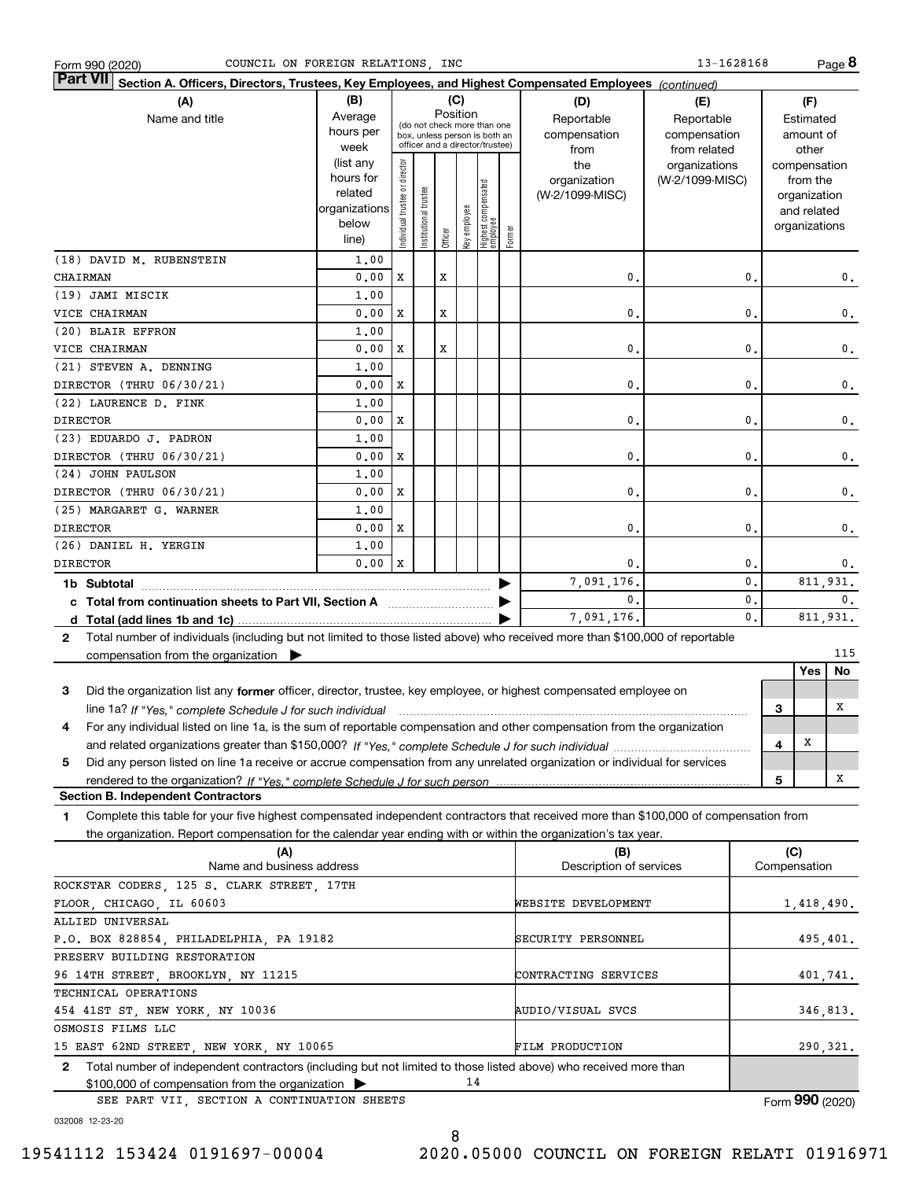Form 990 (2020) COUNCIL ON FOREIGN RELATIONS, INC 13-1628168

**Part VII Section A. Officers, Directors, Trustees, Key Employees, and Highest Compensated Employees** *(continued)*

| (A) Name and title | (B) Average hours per week (list any hours for related organizations below line) | Individual trustee or director | Institutional trustee | Officer | Key employee | Highest compensated employee | Former | (D) Reportable compensation from the organization (W-2/1099-MISC) | (E) Reportable compensation from related organizations (W-2/1099-MISC) | (F) Estimated amount of other compensation from the organization and related organizations |
|---|---|---|---|---|---|---|---|---|---|---|
| (18) DAVID M. RUBENSTEIN<br>CHAIRMAN | 1.00<br>0.00 | X | | X | | | | 0. | 0. | 0. |
| (19) JAMI MISCIK<br>VICE CHAIRMAN | 1.00<br>0.00 | X | | X | | | | 0. | 0. | 0. |
| (20) BLAIR EFFRON<br>VICE CHAIRMAN | 1.00<br>0.00 | X | | X | | | | 0. | 0. | 0. |
| (21) STEVEN A. DENNING<br>DIRECTOR (THRU 06/30/21) | 1.00<br>0.00 | X | | | | | | 0. | 0. | 0. |
| (22) LAURENCE D. FINK<br>DIRECTOR | 1.00<br>0.00 | X | | | | | | 0. | 0. | 0. |
| (23) EDUARDO J. PADRON<br>DIRECTOR (THRU 06/30/21) | 1.00<br>0.00 | X | | | | | | 0. | 0. | 0. |
| (24) JOHN PAULSON<br>DIRECTOR (THRU 06/30/21) | 1.00<br>0.00 | X | | | | | | 0. | 0. | 0. |
| (25) MARGARET G. WARNER<br>DIRECTOR | 1.00<br>0.00 | X | | | | | | 0. | 0. | 0. |
| (26) DANIEL H. YERGIN<br>DIRECTOR | 1.00<br>0.00 | X | | | | | | 0. | 0. | 0. |
| **1b Subtotal** | | | | | | | | 7,091,176. | 0. | 811,931. |
| **c Total from continuation sheets to Part VII, Section A** | | | | | | | | 0. | 0. | 0. |
| **d Total (add lines 1b and 1c)** | | | | | | | | 7,091,176. | 0. | 811,931. |

**2** Total number of individuals (including but not limited to those listed above) who received more than $100,000 of reportable compensation from the organization ▶ 115

| | | Yes | No |
|---|---|---|---|
| **3** Did the organization list any **former** officer, director, trustee, key employee, or highest compensated employee on line 1a? *If "Yes," complete Schedule J for such individual* | 3 | | X |
| **4** For any individual listed on line 1a, is the sum of reportable compensation and other compensation from the organization and related organizations greater than $150,000? *If "Yes," complete Schedule J for such individual* | 4 | X | |
| **5** Did any person listed on line 1a receive or accrue compensation from any unrelated organization or individual for services rendered to the organization? *If "Yes," complete Schedule J for such person* | 5 | | X |

**Section B. Independent Contractors**

**1** Complete this table for your five highest compensated independent contractors that received more than $100,000 of compensation from the organization. Report compensation for the calendar year ending with or within the organization's tax year.

| (A) Name and business address | (B) Description of services | (C) Compensation |
|---|---|---|
| ROCKSTAR CODERS, 125 S. CLARK STREET, 17TH FLOOR, CHICAGO, IL 60603 | WEBSITE DEVELOPMENT | 1,418,490. |
| ALLIED UNIVERSAL<br>P.O. BOX 828854, PHILADELPHIA, PA 19182 | SECURITY PERSONNEL | 495,401. |
| PRESERV BUILDING RESTORATION<br>96 14TH STREET, BROOKLYN, NY 11215 | CONTRACTING SERVICES | 401,741. |
| TECHNICAL OPERATIONS<br>454 41ST ST, NEW YORK, NY 10036 | AUDIO/VISUAL SVCS | 346,813. |
| OSMOSIS FILMS LLC<br>15 EAST 62ND STREET, NEW YORK, NY 10065 | FILM PRODUCTION | 290,321. |

**2** Total number of independent contractors (including but not limited to those listed above) who received more than $100,000 of compensation from the organization ▶ 14

SEE PART VII, SECTION A CONTINUATION SHEETS

Form **990** (2020)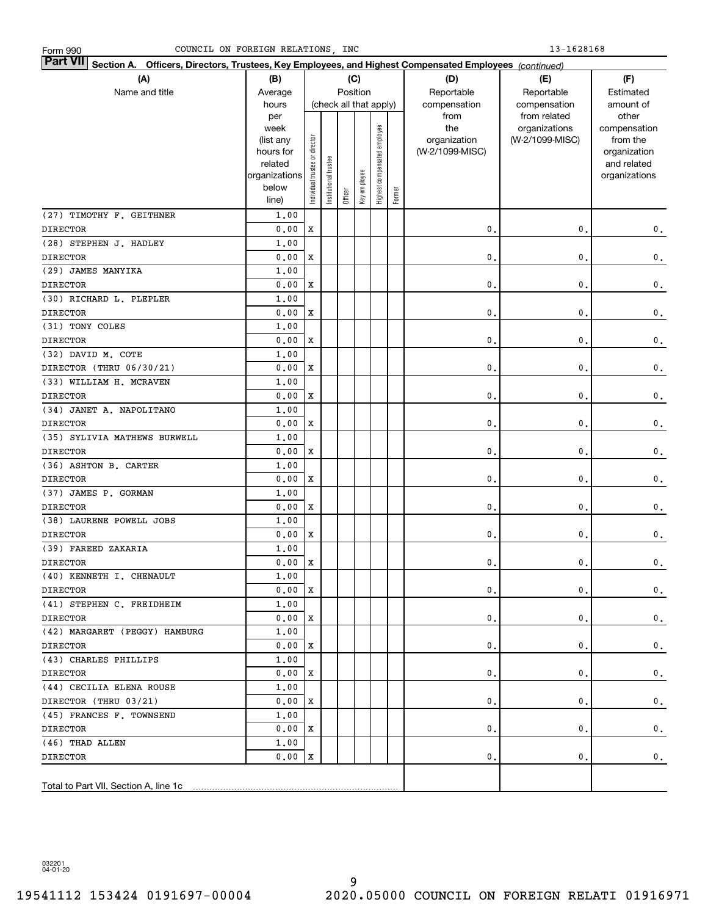Form 990 COUNCIL ON FOREIGN RELATIONS, INC 13-1628168

**Part VII Section A. Officers, Directors, Trustees, Key Employees, and Highest Compensated Employees** *(continued)*

| (A) Name and title | (B) Average hours per week (list any hours for related organizations below line) | (C) Position: Individual trustee or director | Institutional trustee | Officer | Key employee | Highest compensated employee | Former | (D) Reportable compensation from the organization (W-2/1099-MISC) | (E) Reportable compensation from related organizations (W-2/1099-MISC) | (F) Estimated amount of other compensation from the organization and related organizations |
|---|---|---|---|---|---|---|---|---|---|---|
| (27) TIMOTHY F. GEITHNER<br>DIRECTOR | 1.00<br>0.00 | X | | | | | | 0. | 0. | 0. |
| (28) STEPHEN J. HADLEY<br>DIRECTOR | 1.00<br>0.00 | X | | | | | | 0. | 0. | 0. |
| (29) JAMES MANYIKA<br>DIRECTOR | 1.00<br>0.00 | X | | | | | | 0. | 0. | 0. |
| (30) RICHARD L. PLEPLER<br>DIRECTOR | 1.00<br>0.00 | X | | | | | | 0. | 0. | 0. |
| (31) TONY COLES<br>DIRECTOR | 1.00<br>0.00 | X | | | | | | 0. | 0. | 0. |
| (32) DAVID M. COTE<br>DIRECTOR (THRU 06/30/21) | 1.00<br>0.00 | X | | | | | | 0. | 0. | 0. |
| (33) WILLIAM H. MCRAVEN<br>DIRECTOR | 1.00<br>0.00 | X | | | | | | 0. | 0. | 0. |
| (34) JANET A. NAPOLITANO<br>DIRECTOR | 1.00<br>0.00 | X | | | | | | 0. | 0. | 0. |
| (35) SYLIVIA MATHEWS BURWELL<br>DIRECTOR | 1.00<br>0.00 | X | | | | | | 0. | 0. | 0. |
| (36) ASHTON B. CARTER<br>DIRECTOR | 1.00<br>0.00 | X | | | | | | 0. | 0. | 0. |
| (37) JAMES P. GORMAN<br>DIRECTOR | 1.00<br>0.00 | X | | | | | | 0. | 0. | 0. |
| (38) LAURENE POWELL JOBS<br>DIRECTOR | 1.00<br>0.00 | X | | | | | | 0. | 0. | 0. |
| (39) FAREED ZAKARIA<br>DIRECTOR | 1.00<br>0.00 | X | | | | | | 0. | 0. | 0. |
| (40) KENNETH I. CHENAULT<br>DIRECTOR | 1.00<br>0.00 | X | | | | | | 0. | 0. | 0. |
| (41) STEPHEN C. FREIDHEIM<br>DIRECTOR | 1.00<br>0.00 | X | | | | | | 0. | 0. | 0. |
| (42) MARGARET (PEGGY) HAMBURG<br>DIRECTOR | 1.00<br>0.00 | X | | | | | | 0. | 0. | 0. |
| (43) CHARLES PHILLIPS<br>DIRECTOR | 1.00<br>0.00 | X | | | | | | 0. | 0. | 0. |
| (44) CECILIA ELENA ROUSE<br>DIRECTOR (THRU 03/21) | 1.00<br>0.00 | X | | | | | | 0. | 0. | 0. |
| (45) FRANCES F. TOWNSEND<br>DIRECTOR | 1.00<br>0.00 | X | | | | | | 0. | 0. | 0. |
| (46) THAD ALLEN<br>DIRECTOR | 1.00<br>0.00 | X | | | | | | 0. | 0. | 0. |
| Total to Part VII, Section A, line 1c | | | | | | | | | | |

032201 04-01-20

19541112 153424 0191697-00004 2020.05000 COUNCIL ON FOREIGN RELATI 01916971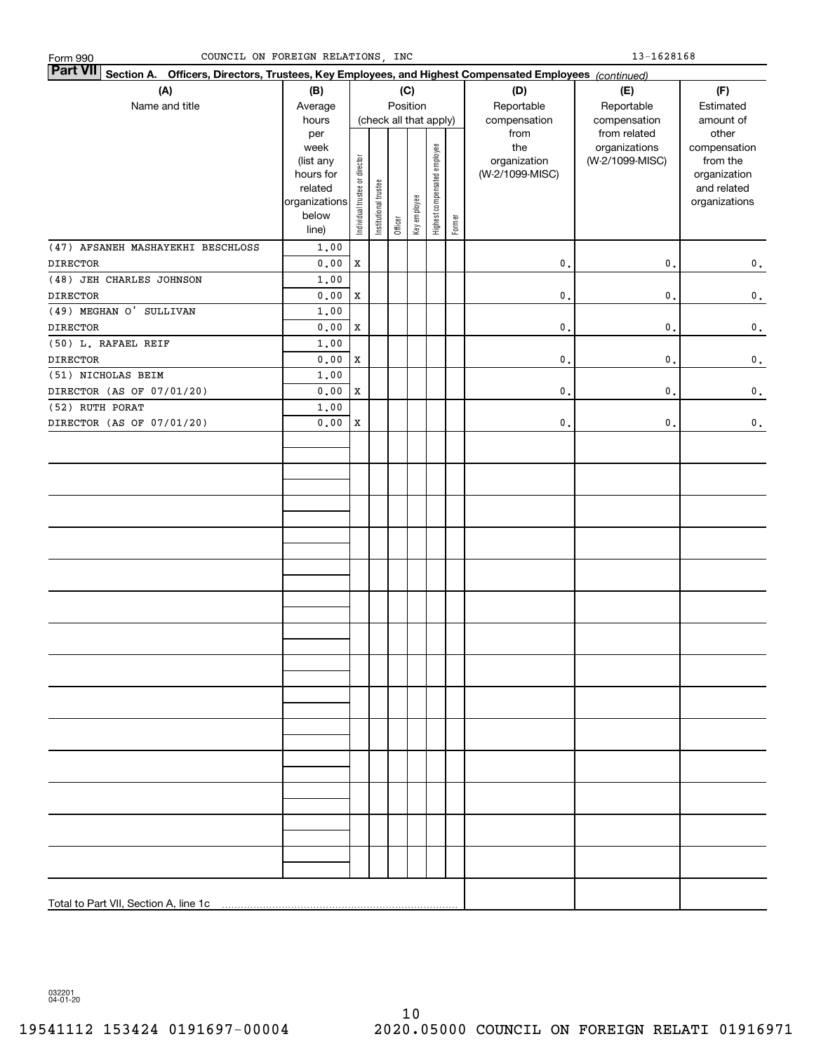Form 990 COUNCIL ON FOREIGN RELATIONS, INC 13-1628168

**Part VII Section A. Officers, Directors, Trustees, Key Employees, and Highest Compensated Employees** *(continued)*

| (A) Name and title | (B) Average hours per week (list any hours for related organizations below line) | (C) Position: Individual trustee or director | Institutional trustee | Officer | Key employee | Highest compensated employee | Former | (D) Reportable compensation from the organization (W-2/1099-MISC) | (E) Reportable compensation from related organizations (W-2/1099-MISC) | (F) Estimated amount of other compensation from the organization and related organizations |
|---|---|---|---|---|---|---|---|---|---|---|
| (47) AFSANEH MASHAYEKHI BESCHLOSS<br>DIRECTOR | 1.00<br>0.00 | X | | | | | | 0. | 0. | 0. |
| (48) JEH CHARLES JOHNSON<br>DIRECTOR | 1.00<br>0.00 | X | | | | | | 0. | 0. | 0. |
| (49) MEGHAN O' SULLIVAN<br>DIRECTOR | 1.00<br>0.00 | X | | | | | | 0. | 0. | 0. |
| (50) L. RAFAEL REIF<br>DIRECTOR | 1.00<br>0.00 | X | | | | | | 0. | 0. | 0. |
| (51) NICHOLAS BEIM<br>DIRECTOR (AS OF 07/01/20) | 1.00<br>0.00 | X | | | | | | 0. | 0. | 0. |
| (52) RUTH PORAT<br>DIRECTOR (AS OF 07/01/20) | 1.00<br>0.00 | X | | | | | | 0. | 0. | 0. |
| Total to Part VII, Section A, line 1c | | | | | | | | | | |

032201 04-01-20

19541112 153424 0191697-00004 2020.05000 COUNCIL ON FOREIGN RELATI 01916971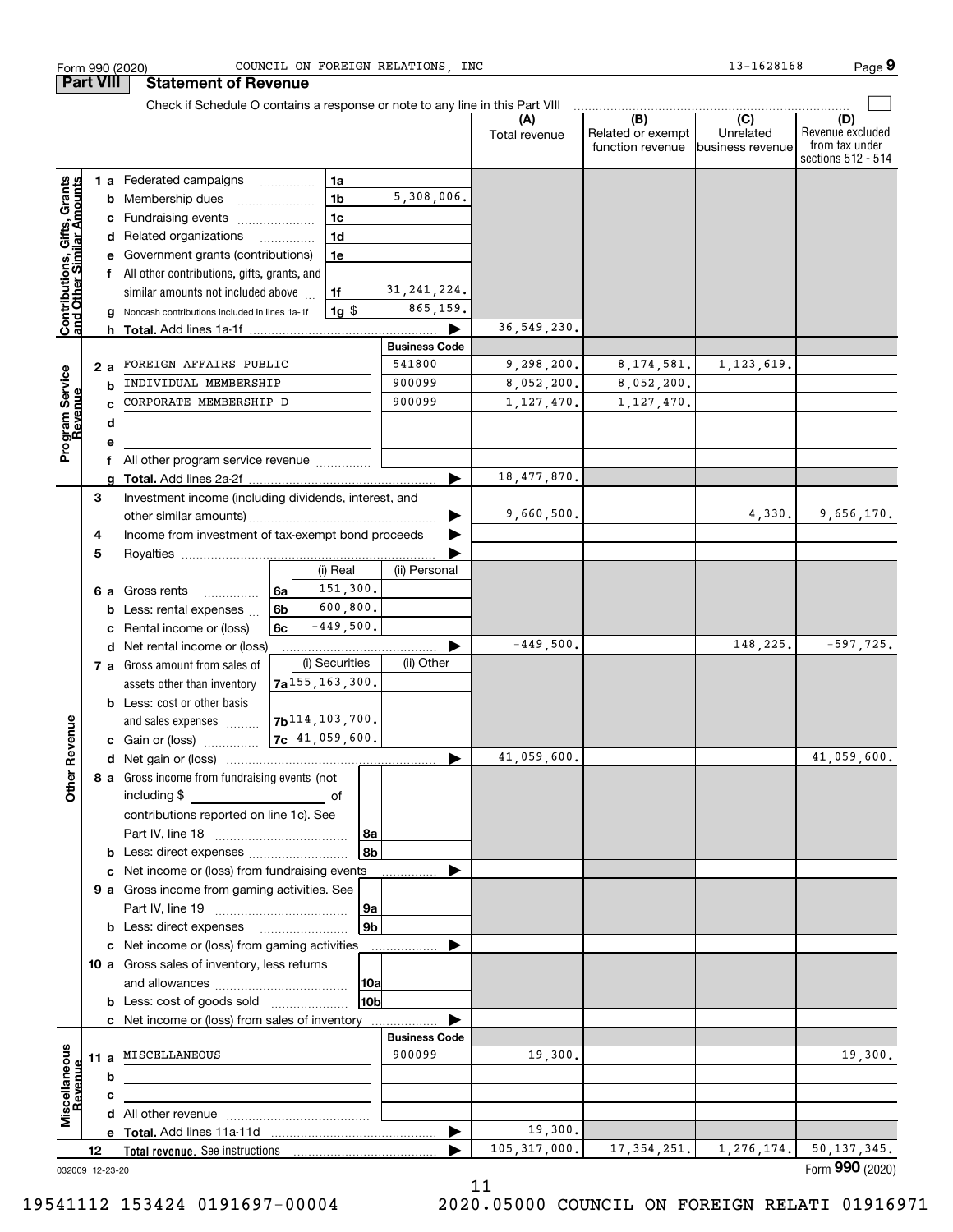Form 990 (2020) COUNCIL ON FOREIGN RELATIONS, INC 13-1628168 Page 9

## Part VIII Statement of Revenue

Check if Schedule O contains a response or note to any line in this Part VIII

| | | | (A) Total revenue | (B) Related or exempt function revenue | (C) Unrelated business revenue | (D) Revenue excluded from tax under sections 512 - 514 |
|---|---|---|---|---|---|---|
| **Contributions, Gifts, Grants and Other Similar Amounts** | 1a Federated campaigns | 1a | | | | |
| | b Membership dues | 1b 5,308,006. | | | | |
| | c Fundraising events | 1c | | | | |
| | d Related organizations | 1d | | | | |
| | e Government grants (contributions) | 1e | | | | |
| | f All other contributions, gifts, grants, and similar amounts not included above | 1f 31,241,224. | | | | |
| | g Noncash contributions included in lines 1a-1f | 1g $ 865,159. | | | | |
| | h **Total.** Add lines 1a-1f | | 36,549,230. | | | |
| **Program Service Revenue** | | **Business Code** | | | | |
| | 2a FOREIGN AFFAIRS PUBLIC | 541800 | 9,298,200. | 8,174,581. | 1,123,619. | |
| | b INDIVIDUAL MEMBERSHIP | 900099 | 8,052,200. | 8,052,200. | | |
| | c CORPORATE MEMBERSHIP D | 900099 | 1,127,470. | 1,127,470. | | |
| | d | | | | | |
| | e | | | | | |
| | f All other program service revenue | | | | | |
| | g **Total.** Add lines 2a-2f | | 18,477,870. | | | |
| **Other Revenue** | 3 Investment income (including dividends, interest, and other similar amounts) | | 9,660,500. | | 4,330. | 9,656,170. |
| | 4 Income from investment of tax-exempt bond proceeds | | | | | |
| | 5 Royalties | | | | | |
| | 6a Gross rents — 6a (i) Real 151,300. (ii) Personal | | | | | |
| | b Less: rental expenses — 6b (i) Real 600,800. | | | | | |
| | c Rental income or (loss) — 6c (i) Real -449,500. | | | | | |
| | d Net rental income or (loss) | | -449,500. | | 148,225. | -597,725. |
| | 7a Gross amount from sales of assets other than inventory — 7a (i) Securities 155,163,300. (ii) Other | | | | | |
| | b Less: cost or other basis and sales expenses — 7b (i) Securities 114,103,700. | | | | | |
| | c Gain or (loss) — 7c (i) Securities 41,059,600. | | | | | |
| | d Net gain or (loss) | | 41,059,600. | | | 41,059,600. |
| | 8a Gross income from fundraising events (not including $ of contributions reported on line 1c). See Part IV, line 18 | 8a | | | | |
| | b Less: direct expenses | 8b | | | | |
| | c Net income or (loss) from fundraising events | | | | | |
| | 9a Gross income from gaming activities. See Part IV, line 19 | 9a | | | | |
| | b Less: direct expenses | 9b | | | | |
| | c Net income or (loss) from gaming activities | | | | | |
| | 10a Gross sales of inventory, less returns and allowances | 10a | | | | |
| | b Less: cost of goods sold | 10b | | | | |
| | c Net income or (loss) from sales of inventory | | | | | |
| **Miscellaneous Revenue** | | **Business Code** | | | | |
| | 11a MISCELLANEOUS | 900099 | 19,300. | | | 19,300. |
| | b | | | | | |
| | c | | | | | |
| | d All other revenue | | | | | |
| | e **Total.** Add lines 11a-11d | | 19,300. | | | |
| | 12 **Total revenue.** See instructions | | 105,317,000. | 17,354,251. | 1,276,174. | 50,137,345. |

032009 12-23-20 Form **990** (2020)

19541112 153424 0191697-00004 2020.05000 COUNCIL ON FOREIGN RELATI 01916971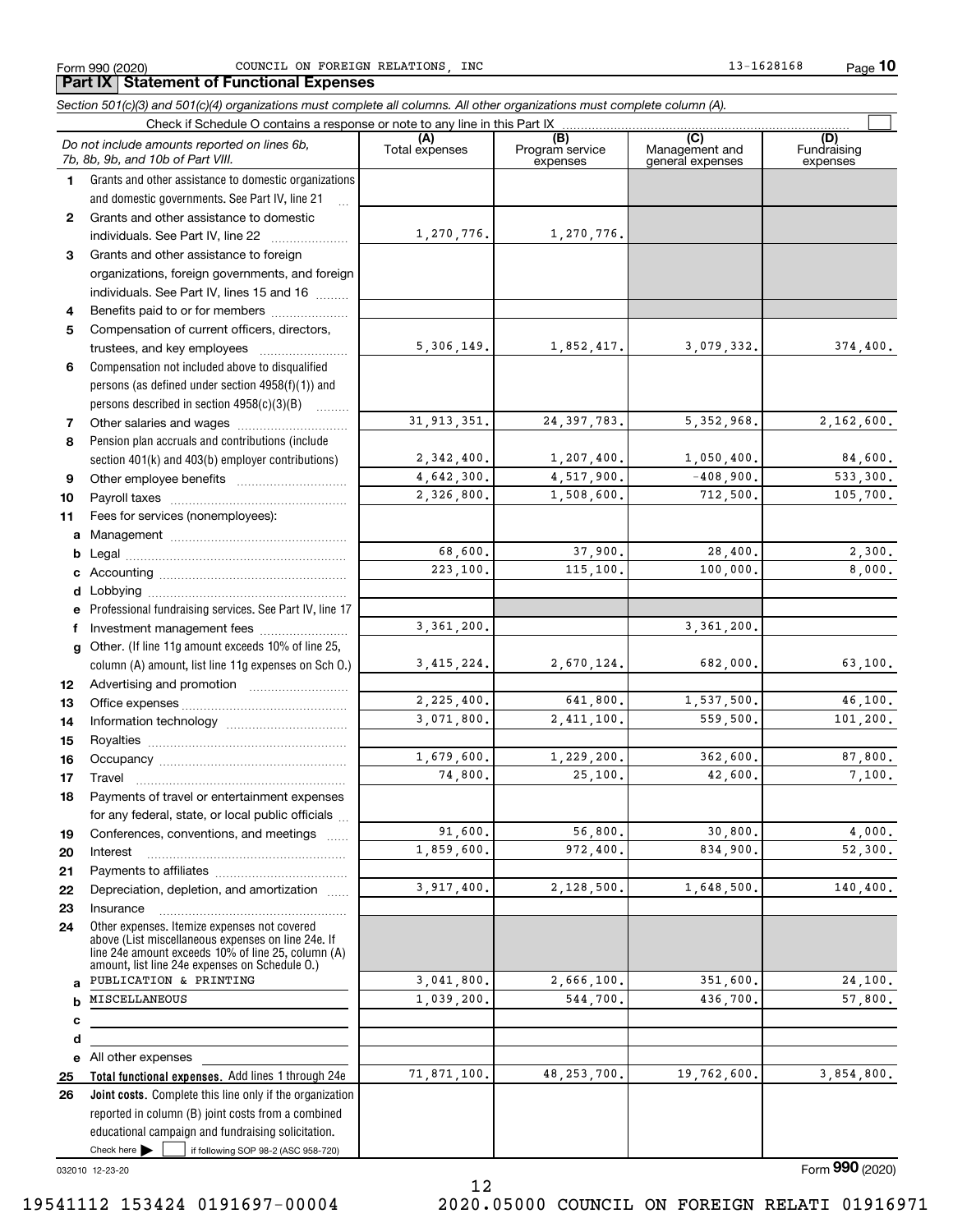Form 990 (2020) COUNCIL ON FOREIGN RELATIONS, INC 13-1628168 Page **10**

## Part IX Statement of Functional Expenses

*Section 501(c)(3) and 501(c)(4) organizations must complete all columns. All other organizations must complete column (A).*

Check if Schedule O contains a response or note to any line in this Part IX ☐

| *Do not include amounts reported on lines 6b, 7b, 8b, 9b, and 10b of Part VIII.* | (A) Total expenses | (B) Program service expenses | (C) Management and general expenses | (D) Fundraising expenses |
|---|---|---|---|---|
| **1** Grants and other assistance to domestic organizations and domestic governments. See Part IV, line 21 | | | | |
| **2** Grants and other assistance to domestic individuals. See Part IV, line 22 | 1,270,776. | 1,270,776. | | |
| **3** Grants and other assistance to foreign organizations, foreign governments, and foreign individuals. See Part IV, lines 15 and 16 | | | | |
| **4** Benefits paid to or for members | | | | |
| **5** Compensation of current officers, directors, trustees, and key employees | 5,306,149. | 1,852,417. | 3,079,332. | 374,400. |
| **6** Compensation not included above to disqualified persons (as defined under section 4958(f)(1)) and persons described in section 4958(c)(3)(B) | | | | |
| **7** Other salaries and wages | 31,913,351. | 24,397,783. | 5,352,968. | 2,162,600. |
| **8** Pension plan accruals and contributions (include section 401(k) and 403(b) employer contributions) | 2,342,400. | 1,207,400. | 1,050,400. | 84,600. |
| **9** Other employee benefits | 4,642,300. | 4,517,900. | -408,900. | 533,300. |
| **10** Payroll taxes | 2,326,800. | 1,508,600. | 712,500. | 105,700. |
| **11** Fees for services (nonemployees): | | | | |
| **a** Management | | | | |
| **b** Legal | 68,600. | 37,900. | 28,400. | 2,300. |
| **c** Accounting | 223,100. | 115,100. | 100,000. | 8,000. |
| **d** Lobbying | | | | |
| **e** Professional fundraising services. See Part IV, line 17 | | | | |
| **f** Investment management fees | 3,361,200. | | 3,361,200. | |
| **g** Other. (If line 11g amount exceeds 10% of line 25, column (A) amount, list line 11g expenses on Sch O.) | 3,415,224. | 2,670,124. | 682,000. | 63,100. |
| **12** Advertising and promotion | | | | |
| **13** Office expenses | 2,225,400. | 641,800. | 1,537,500. | 46,100. |
| **14** Information technology | 3,071,800. | 2,411,100. | 559,500. | 101,200. |
| **15** Royalties | | | | |
| **16** Occupancy | 1,679,600. | 1,229,200. | 362,600. | 87,800. |
| **17** Travel | 74,800. | 25,100. | 42,600. | 7,100. |
| **18** Payments of travel or entertainment expenses for any federal, state, or local public officials | | | | |
| **19** Conferences, conventions, and meetings | 91,600. | 56,800. | 30,800. | 4,000. |
| **20** Interest | 1,859,600. | 972,400. | 834,900. | 52,300. |
| **21** Payments to affiliates | | | | |
| **22** Depreciation, depletion, and amortization | 3,917,400. | 2,128,500. | 1,648,500. | 140,400. |
| **23** Insurance | | | | |
| **24** Other expenses. Itemize expenses not covered above (List miscellaneous expenses on line 24e. If line 24e amount exceeds 10% of line 25, column (A) amount, list line 24e expenses on Schedule O.) | | | | |
| **a** PUBLICATION & PRINTING | 3,041,800. | 2,666,100. | 351,600. | 24,100. |
| **b** MISCELLANEOUS | 1,039,200. | 544,700. | 436,700. | 57,800. |
| **c** | | | | |
| **d** | | | | |
| **e** All other expenses | | | | |
| **25 Total functional expenses.** Add lines 1 through 24e | 71,871,100. | 48,253,700. | 19,762,600. | 3,854,800. |
| **26 Joint costs.** Complete this line only if the organization reported in column (B) joint costs from a combined educational campaign and fundraising solicitation. Check here ☐ if following SOP 98-2 (ASC 958-720) | | | | |

032010 12-23-20 Form **990** (2020)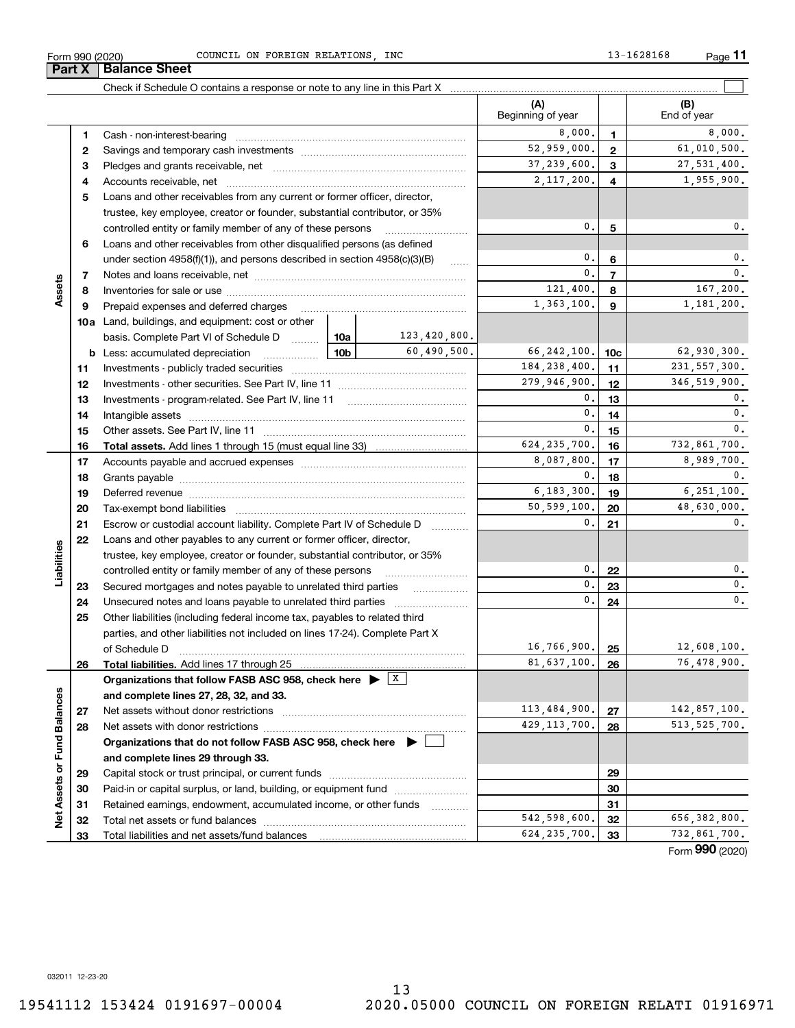Form 990 (2020) COUNCIL ON FOREIGN RELATIONS, INC 13-1628168

## Part X Balance Sheet

Check if Schedule O contains a response or note to any line in this Part X ☐

| Section | Line | Description | | | (A) Beginning of year | Line | (B) End of year |
|---|---|---|---|---|---|---|---|
| Assets | 1 | Cash - non-interest-bearing | | | 8,000. | 1 | 8,000. |
| | 2 | Savings and temporary cash investments | | | 52,959,000. | 2 | 61,010,500. |
| | 3 | Pledges and grants receivable, net | | | 37,239,600. | 3 | 27,531,400. |
| | 4 | Accounts receivable, net | | | 2,117,200. | 4 | 1,955,900. |
| | 5 | Loans and other receivables from any current or former officer, director, trustee, key employee, creator or founder, substantial contributor, or 35% controlled entity or family member of any of these persons | | | 0. | 5 | 0. |
| | 6 | Loans and other receivables from other disqualified persons (as defined under section 4958(f)(1)), and persons described in section 4958(c)(3)(B) | | | 0. | 6 | 0. |
| | 7 | Notes and loans receivable, net | | | 0. | 7 | 0. |
| | 8 | Inventories for sale or use | | | 121,400. | 8 | 167,200. |
| | 9 | Prepaid expenses and deferred charges | | | 1,363,100. | 9 | 1,181,200. |
| | 10a | Land, buildings, and equipment: cost or other basis. Complete Part VI of Schedule D | 10a | 123,420,800. | | | |
| | b | Less: accumulated depreciation | 10b | 60,490,500. | 66,242,100. | 10c | 62,930,300. |
| | 11 | Investments - publicly traded securities | | | 184,238,400. | 11 | 231,557,300. |
| | 12 | Investments - other securities. See Part IV, line 11 | | | 279,946,900. | 12 | 346,519,900. |
| | 13 | Investments - program-related. See Part IV, line 11 | | | 0. | 13 | 0. |
| | 14 | Intangible assets | | | 0. | 14 | 0. |
| | 15 | Other assets. See Part IV, line 11 | | | 0. | 15 | 0. |
| | 16 | **Total assets.** Add lines 1 through 15 (must equal line 33) | | | 624,235,700. | 16 | 732,861,700. |
| Liabilities | 17 | Accounts payable and accrued expenses | | | 8,087,800. | 17 | 8,989,700. |
| | 18 | Grants payable | | | 0. | 18 | 0. |
| | 19 | Deferred revenue | | | 6,183,300. | 19 | 6,251,100. |
| | 20 | Tax-exempt bond liabilities | | | 50,599,100. | 20 | 48,630,000. |
| | 21 | Escrow or custodial account liability. Complete Part IV of Schedule D | | | 0. | 21 | 0. |
| | 22 | Loans and other payables to any current or former officer, director, trustee, key employee, creator or founder, substantial contributor, or 35% controlled entity or family member of any of these persons | | | 0. | 22 | 0. |
| | 23 | Secured mortgages and notes payable to unrelated third parties | | | 0. | 23 | 0. |
| | 24 | Unsecured notes and loans payable to unrelated third parties | | | 0. | 24 | 0. |
| | 25 | Other liabilities (including federal income tax, payables to related third parties, and other liabilities not included on lines 17-24). Complete Part X of Schedule D | | | 16,766,900. | 25 | 12,608,100. |
| | 26 | **Total liabilities.** Add lines 17 through 25 | | | 81,637,100. | 26 | 76,478,900. |
| Net Assets or Fund Balances | | **Organizations that follow FASB ASC 958, check here ▶ ☒ and complete lines 27, 28, 32, and 33.** | | | | | |
| | 27 | Net assets without donor restrictions | | | 113,484,900. | 27 | 142,857,100. |
| | 28 | Net assets with donor restrictions | | | 429,113,700. | 28 | 513,525,700. |
| | | **Organizations that do not follow FASB ASC 958, check here ▶ ☐ and complete lines 29 through 33.** | | | | | |
| | 29 | Capital stock or trust principal, or current funds | | | | 29 | |
| | 30 | Paid-in or capital surplus, or land, building, or equipment fund | | | | 30 | |
| | 31 | Retained earnings, endowment, accumulated income, or other funds | | | | 31 | |
| | 32 | Total net assets or fund balances | | | 542,598,600. | 32 | 656,382,800. |
| | 33 | Total liabilities and net assets/fund balances | | | 624,235,700. | 33 | 732,861,700. |

Form **990** (2020)

032011 12-23-20

19541112 153424 0191697-00004 2020.05000 COUNCIL ON FOREIGN RELATI 01916971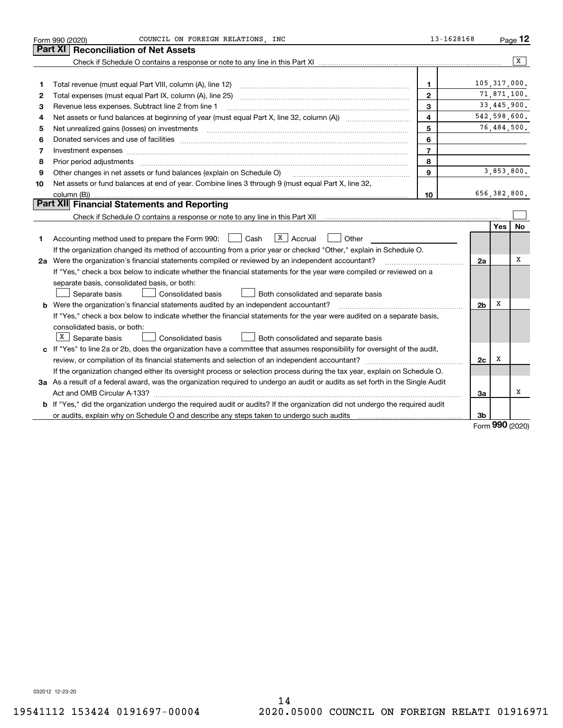Form 990 (2020) COUNCIL ON FOREIGN RELATIONS, INC 13-1628168 Page 12

## Part XI Reconciliation of Net Assets

Check if Schedule O contains a response or note to any line in this Part XI .......... [X]

| | | | |
|---|---|---|---|
| 1 | Total revenue (must equal Part VIII, column (A), line 12) | 1 | 105,317,000. |
| 2 | Total expenses (must equal Part IX, column (A), line 25) | 2 | 71,871,100. |
| 3 | Revenue less expenses. Subtract line 2 from line 1 | 3 | 33,445,900. |
| 4 | Net assets or fund balances at beginning of year (must equal Part X, line 32, column (A)) | 4 | 542,598,600. |
| 5 | Net unrealized gains (losses) on investments | 5 | 76,484,500. |
| 6 | Donated services and use of facilities | 6 | |
| 7 | Investment expenses | 7 | |
| 8 | Prior period adjustments | 8 | |
| 9 | Other changes in net assets or fund balances (explain on Schedule O) | 9 | 3,853,800. |
| 10 | Net assets or fund balances at end of year. Combine lines 3 through 9 (must equal Part X, line 32, column (B)) | 10 | 656,382,800. |

## Part XII Financial Statements and Reporting

Check if Schedule O contains a response or note to any line in this Part XII .......... [ ]

| | | | Yes | No |
|---|---|---|---|---|
| 1 | Accounting method used to prepare the Form 990: [ ] Cash [X] Accrual [ ] Other<br>If the organization changed its method of accounting from a prior year or checked "Other," explain in Schedule O. | | | |
| 2a | Were the organization's financial statements compiled or reviewed by an independent accountant?<br>If "Yes," check a box below to indicate whether the financial statements for the year were compiled or reviewed on a separate basis, consolidated basis, or both:<br>[ ] Separate basis [ ] Consolidated basis [ ] Both consolidated and separate basis | 2a | | X |
| b | Were the organization's financial statements audited by an independent accountant?<br>If "Yes," check a box below to indicate whether the financial statements for the year were audited on a separate basis, consolidated basis, or both:<br>[X] Separate basis [ ] Consolidated basis [ ] Both consolidated and separate basis | 2b | X | |
| c | If "Yes" to line 2a or 2b, does the organization have a committee that assumes responsibility for oversight of the audit, review, or compilation of its financial statements and selection of an independent accountant?<br>If the organization changed either its oversight process or selection process during the tax year, explain on Schedule O. | 2c | X | |
| 3a | As a result of a federal award, was the organization required to undergo an audit or audits as set forth in the Single Audit Act and OMB Circular A-133? | 3a | | X |
| b | If "Yes," did the organization undergo the required audit or audits? If the organization did not undergo the required audit or audits, explain why on Schedule O and describe any steps taken to undergo such audits | 3b | | |

Form **990** (2020)

032012 12-23-20

19541112 153424 0191697-00004 2020.05000 COUNCIL ON FOREIGN RELATI 01916971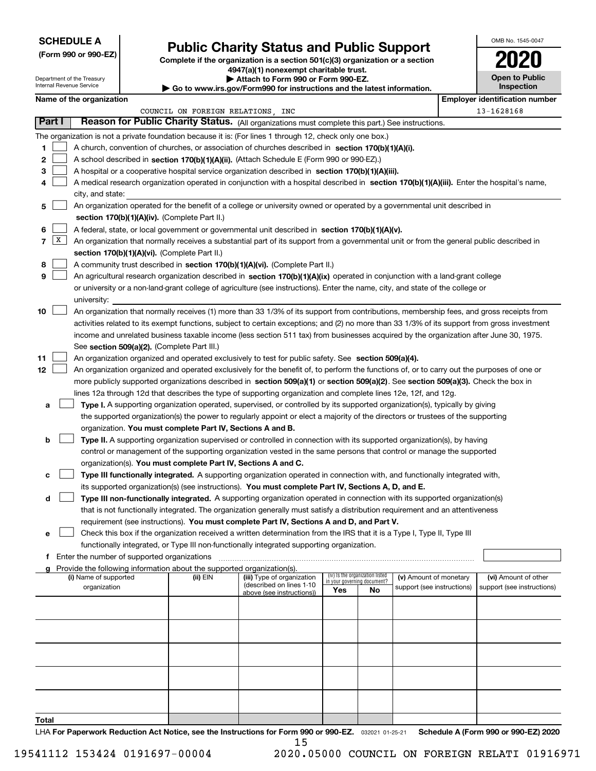**SCHEDULE A**
**(Form 990 or 990-EZ)**

Department of the Treasury
Internal Revenue Service

# Public Charity Status and Public Support

**Complete if the organization is a section 501(c)(3) organization or a section 4947(a)(1) nonexempt charitable trust.**
**▶ Attach to Form 990 or Form 990-EZ.**
**▶ Go to www.irs.gov/Form990 for instructions and the latest information.**

OMB No. 1545-0047
**2020**
**Open to Public Inspection**

| Name of the organization | Employer identification number |
|---|---|
| COUNCIL ON FOREIGN RELATIONS, INC | 13-1628168 |

**Part I** **Reason for Public Charity Status.** (All organizations must complete this part.) See instructions.

The organization is not a private foundation because it is: (For lines 1 through 12, check only one box.)

1 ☐ A church, convention of churches, or association of churches described in **section 170(b)(1)(A)(i).**

2 ☐ A school described in **section 170(b)(1)(A)(ii).** (Attach Schedule E (Form 990 or 990-EZ).)

3 ☐ A hospital or a cooperative hospital service organization described in **section 170(b)(1)(A)(iii).**

4 ☐ A medical research organization operated in conjunction with a hospital described in **section 170(b)(1)(A)(iii).** Enter the hospital's name, city, and state:

5 ☐ An organization operated for the benefit of a college or university owned or operated by a governmental unit described in **section 170(b)(1)(A)(iv).** (Complete Part II.)

6 ☐ A federal, state, or local government or governmental unit described in **section 170(b)(1)(A)(v).**

7 ☒ An organization that normally receives a substantial part of its support from a governmental unit or from the general public described in **section 170(b)(1)(A)(vi).** (Complete Part II.)

8 ☐ A community trust described in **section 170(b)(1)(A)(vi).** (Complete Part II.)

9 ☐ An agricultural research organization described in **section 170(b)(1)(A)(ix)** operated in conjunction with a land-grant college or university or a non-land-grant college of agriculture (see instructions). Enter the name, city, and state of the college or university:

10 ☐ An organization that normally receives (1) more than 33 1/3% of its support from contributions, membership fees, and gross receipts from activities related to its exempt functions, subject to certain exceptions; and (2) no more than 33 1/3% of its support from gross investment income and unrelated business taxable income (less section 511 tax) from businesses acquired by the organization after June 30, 1975. See **section 509(a)(2).** (Complete Part III.)

11 ☐ An organization organized and operated exclusively to test for public safety. See **section 509(a)(4).**

12 ☐ An organization organized and operated exclusively for the benefit of, to perform the functions of, or to carry out the purposes of one or more publicly supported organizations described in **section 509(a)(1)** or **section 509(a)(2)**. See **section 509(a)(3).** Check the box in lines 12a through 12d that describes the type of supporting organization and complete lines 12e, 12f, and 12g.

a ☐ **Type I.** A supporting organization operated, supervised, or controlled by its supported organization(s), typically by giving the supported organization(s) the power to regularly appoint or elect a majority of the directors or trustees of the supporting organization. **You must complete Part IV, Sections A and B.**

b ☐ **Type II.** A supporting organization supervised or controlled in connection with its supported organization(s), by having control or management of the supporting organization vested in the same persons that control or manage the supported organization(s). **You must complete Part IV, Sections A and C.**

c ☐ **Type III functionally integrated.** A supporting organization operated in connection with, and functionally integrated with, its supported organization(s) (see instructions). **You must complete Part IV, Sections A, D, and E.**

d ☐ **Type III non-functionally integrated.** A supporting organization operated in connection with its supported organization(s) that is not functionally integrated. The organization generally must satisfy a distribution requirement and an attentiveness requirement (see instructions). **You must complete Part IV, Sections A and D, and Part V.**

e ☐ Check this box if the organization received a written determination from the IRS that it is a Type I, Type II, Type III functionally integrated, or Type III non-functionally integrated supporting organization.

f Enter the number of supported organizations

g Provide the following information about the supported organization(s).

| (i) Name of supported organization | (ii) EIN | (iii) Type of organization (described on lines 1-10 above (see instructions)) | (iv) Is the organization listed in your governing document? Yes | No | (v) Amount of monetary support (see instructions) | (vi) Amount of other support (see instructions) |
|---|---|---|---|---|---|---|
| | | | | | | |
| | | | | | | |
| | | | | | | |
| | | | | | | |
| | | | | | | |
| **Total** | | | | | | |

LHA **For Paperwork Reduction Act Notice, see the Instructions for Form 990 or 990-EZ.** 032021 01-25-21 **Schedule A (Form 990 or 990-EZ) 2020**

19541112 153424 0191697-00004 2020.05000 COUNCIL ON FOREIGN RELATI 01916971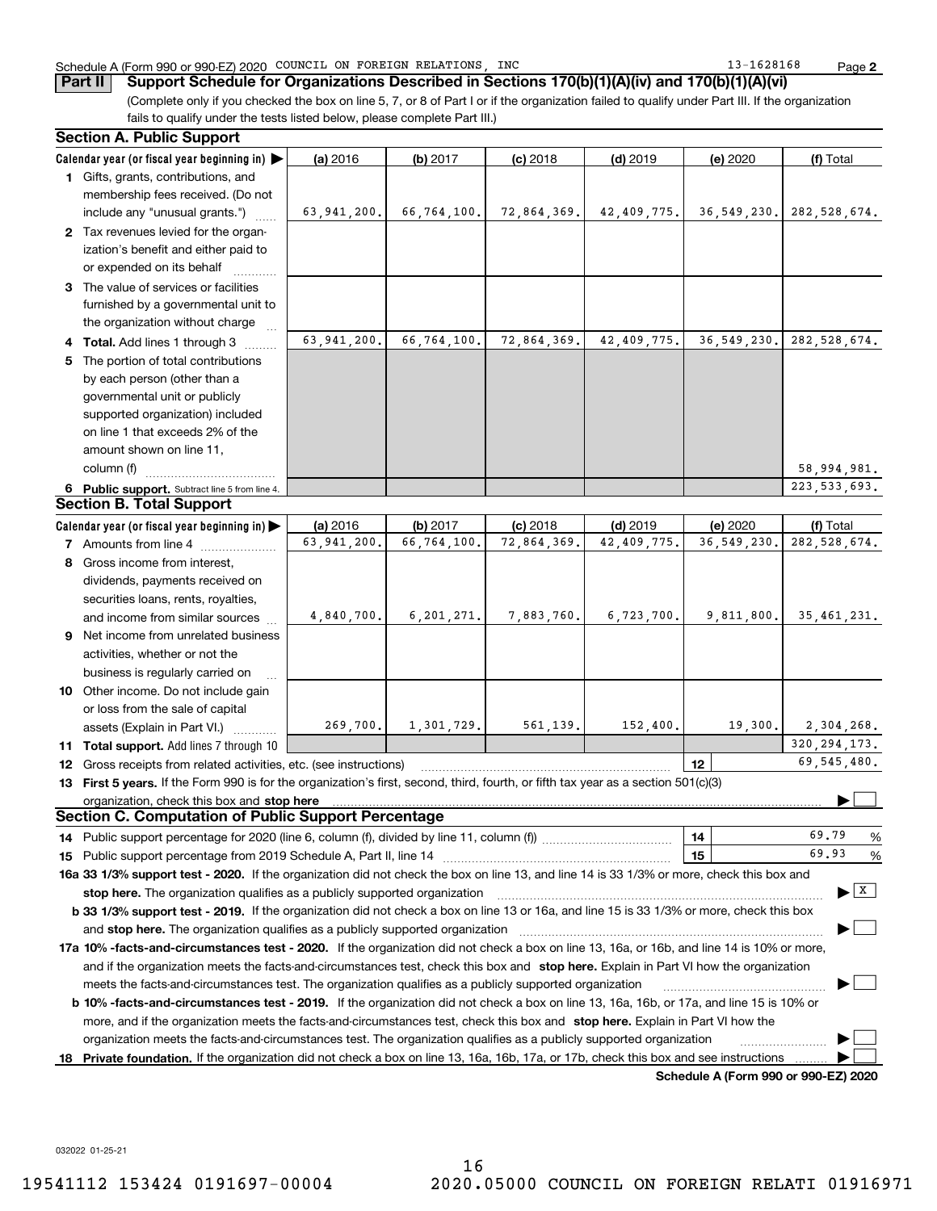Schedule A (Form 990 or 990-EZ) 2020 COUNCIL ON FOREIGN RELATIONS, INC 13-1628168

## Part II Support Schedule for Organizations Described in Sections 170(b)(1)(A)(iv) and 170(b)(1)(A)(vi)

(Complete only if you checked the box on line 5, 7, or 8 of Part I or if the organization failed to qualify under Part III. If the organization fails to qualify under the tests listed below, please complete Part III.)

### Section A. Public Support

| Calendar year (or fiscal year beginning in) ▶ | (a) 2016 | (b) 2017 | (c) 2018 | (d) 2019 | (e) 2020 | (f) Total |
|---|---|---|---|---|---|---|
| **1** Gifts, grants, contributions, and membership fees received. (Do not include any "unusual grants.") | 63,941,200. | 66,764,100. | 72,864,369. | 42,409,775. | 36,549,230. | 282,528,674. |
| **2** Tax revenues levied for the organization's benefit and either paid to or expended on its behalf | | | | | | |
| **3** The value of services or facilities furnished by a governmental unit to the organization without charge | | | | | | |
| **4 Total.** Add lines 1 through 3 | 63,941,200. | 66,764,100. | 72,864,369. | 42,409,775. | 36,549,230. | 282,528,674. |
| **5** The portion of total contributions by each person (other than a governmental unit or publicly supported organization) included on line 1 that exceeds 2% of the amount shown on line 11, column (f) | | | | | | 58,994,981. |
| **6 Public support.** Subtract line 5 from line 4. | | | | | | 223,533,693. |

### Section B. Total Support

| Calendar year (or fiscal year beginning in) ▶ | (a) 2016 | (b) 2017 | (c) 2018 | (d) 2019 | (e) 2020 | (f) Total |
|---|---|---|---|---|---|---|
| **7** Amounts from line 4 | 63,941,200. | 66,764,100. | 72,864,369. | 42,409,775. | 36,549,230. | 282,528,674. |
| **8** Gross income from interest, dividends, payments received on securities loans, rents, royalties, and income from similar sources | 4,840,700. | 6,201,271. | 7,883,760. | 6,723,700. | 9,811,800. | 35,461,231. |
| **9** Net income from unrelated business activities, whether or not the business is regularly carried on | | | | | | |
| **10** Other income. Do not include gain or loss from the sale of capital assets (Explain in Part VI.) | 269,700. | 1,301,729. | 561,139. | 152,400. | 19,300. | 2,304,268. |
| **11 Total support.** Add lines 7 through 10 | | | | | | 320,294,173. |

**12** Gross receipts from related activities, etc. (see instructions) — **12** — 69,545,480.

**13 First 5 years.** If the Form 990 is for the organization's first, second, third, fourth, or fifth tax year as a section 501(c)(3) organization, check this box and **stop here** ▶ ☐

### Section C. Computation of Public Support Percentage

**14** Public support percentage for 2020 (line 6, column (f), divided by line 11, column (f)) — **14** — 69.79 %

**15** Public support percentage from 2019 Schedule A, Part II, line 14 — **15** — 69.93 %

**16a 33 1/3% support test - 2020.** If the organization did not check the box on line 13, and line 14 is 33 1/3% or more, check this box and **stop here.** The organization qualifies as a publicly supported organization ▶ ☒

**b 33 1/3% support test - 2019.** If the organization did not check a box on line 13 or 16a, and line 15 is 33 1/3% or more, check this box and **stop here.** The organization qualifies as a publicly supported organization ▶ ☐

**17a 10% -facts-and-circumstances test - 2020.** If the organization did not check a box on line 13, 16a, or 16b, and line 14 is 10% or more, and if the organization meets the facts-and-circumstances test, check this box and **stop here.** Explain in Part VI how the organization meets the facts-and-circumstances test. The organization qualifies as a publicly supported organization ▶ ☐

**b 10% -facts-and-circumstances test - 2019.** If the organization did not check a box on line 13, 16a, 16b, or 17a, and line 15 is 10% or more, and if the organization meets the facts-and-circumstances test, check this box and **stop here.** Explain in Part VI how the organization meets the facts-and-circumstances test. The organization qualifies as a publicly supported organization ▶ ☐

**18 Private foundation.** If the organization did not check a box on line 13, 16a, 16b, 17a, or 17b, check this box and see instructions ▶ ☐

**Schedule A (Form 990 or 990-EZ) 2020**

032022 01-25-21

19541112 153424 0191697-00004 2020.05000 COUNCIL ON FOREIGN RELATI 01916971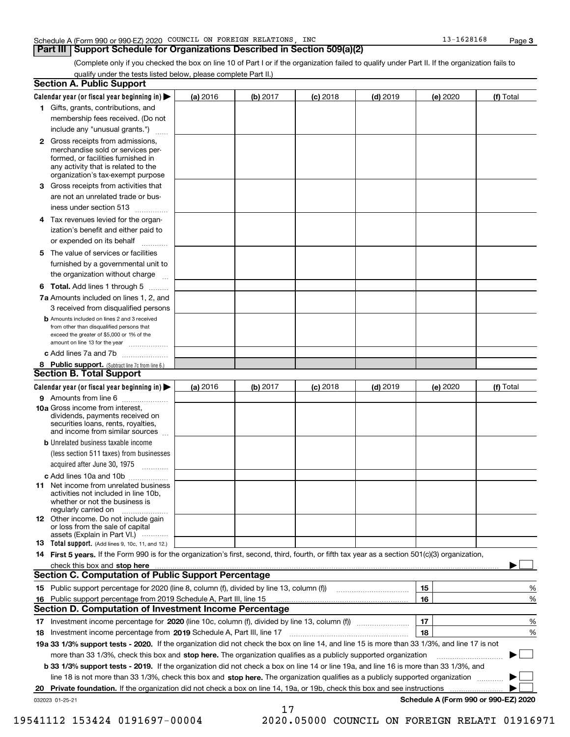Schedule A (Form 990 or 990-EZ) 2020 COUNCIL ON FOREIGN RELATIONS, INC 13-1628168 Page 3

## Part III Support Schedule for Organizations Described in Section 509(a)(2)

(Complete only if you checked the box on line 10 of Part I or if the organization failed to qualify under Part II. If the organization fails to qualify under the tests listed below, please complete Part II.)

### Section A. Public Support

| Calendar year (or fiscal year beginning in) ▶ | (a) 2016 | (b) 2017 | (c) 2018 | (d) 2019 | (e) 2020 | (f) Total |
|---|---|---|---|---|---|---|
| 1 Gifts, grants, contributions, and membership fees received. (Do not include any "unusual grants.") | | | | | | |
| 2 Gross receipts from admissions, merchandise sold or services performed, or facilities furnished in any activity that is related to the organization's tax-exempt purpose | | | | | | |
| 3 Gross receipts from activities that are not an unrelated trade or business under section 513 | | | | | | |
| 4 Tax revenues levied for the organization's benefit and either paid to or expended on its behalf | | | | | | |
| 5 The value of services or facilities furnished by a governmental unit to the organization without charge | | | | | | |
| 6 **Total.** Add lines 1 through 5 | | | | | | |
| 7a Amounts included on lines 1, 2, and 3 received from disqualified persons | | | | | | |
| b Amounts included on lines 2 and 3 received from other than disqualified persons that exceed the greater of $5,000 or 1% of the amount on line 13 for the year | | | | | | |
| c Add lines 7a and 7b | | | | | | |
| 8 **Public support.** (Subtract line 7c from line 6.) | | | | | | |

### Section B. Total Support

| Calendar year (or fiscal year beginning in) ▶ | (a) 2016 | (b) 2017 | (c) 2018 | (d) 2019 | (e) 2020 | (f) Total |
|---|---|---|---|---|---|---|
| 9 Amounts from line 6 | | | | | | |
| 10a Gross income from interest, dividends, payments received on securities loans, rents, royalties, and income from similar sources | | | | | | |
| b Unrelated business taxable income (less section 511 taxes) from businesses acquired after June 30, 1975 | | | | | | |
| c Add lines 10a and 10b | | | | | | |
| 11 Net income from unrelated business activities not included in line 10b, whether or not the business is regularly carried on | | | | | | |
| 12 Other income. Do not include gain or loss from the sale of capital assets (Explain in Part VI.) | | | | | | |
| 13 **Total support.** (Add lines 9, 10c, 11, and 12.) | | | | | | |

14 **First 5 years.** If the Form 990 is for the organization's first, second, third, fourth, or fifth tax year as a section 501(c)(3) organization, check this box and **stop here** ▶ ☐

### Section C. Computation of Public Support Percentage

| | | | |
|---|---|---|---|
| 15 | Public support percentage for 2020 (line 8, column (f), divided by line 13, column (f)) | 15 | % |
| 16 | Public support percentage from 2019 Schedule A, Part III, line 15 | 16 | % |

### Section D. Computation of Investment Income Percentage

| | | | |
|---|---|---|---|
| 17 | Investment income percentage for **2020** (line 10c, column (f), divided by line 13, column (f)) | 17 | % |
| 18 | Investment income percentage from **2019** Schedule A, Part III, line 17 | 18 | % |

19a **33 1/3% support tests - 2020.** If the organization did not check the box on line 14, and line 15 is more than 33 1/3%, and line 17 is not more than 33 1/3%, check this box and **stop here.** The organization qualifies as a publicly supported organization ▶ ☐

b **33 1/3% support tests - 2019.** If the organization did not check a box on line 14 or line 19a, and line 16 is more than 33 1/3%, and line 18 is not more than 33 1/3%, check this box and **stop here.** The organization qualifies as a publicly supported organization ▶ ☐

20 **Private foundation.** If the organization did not check a box on line 14, 19a, or 19b, check this box and see instructions ▶ ☐

032023 01-25-21 **Schedule A (Form 990 or 990-EZ) 2020**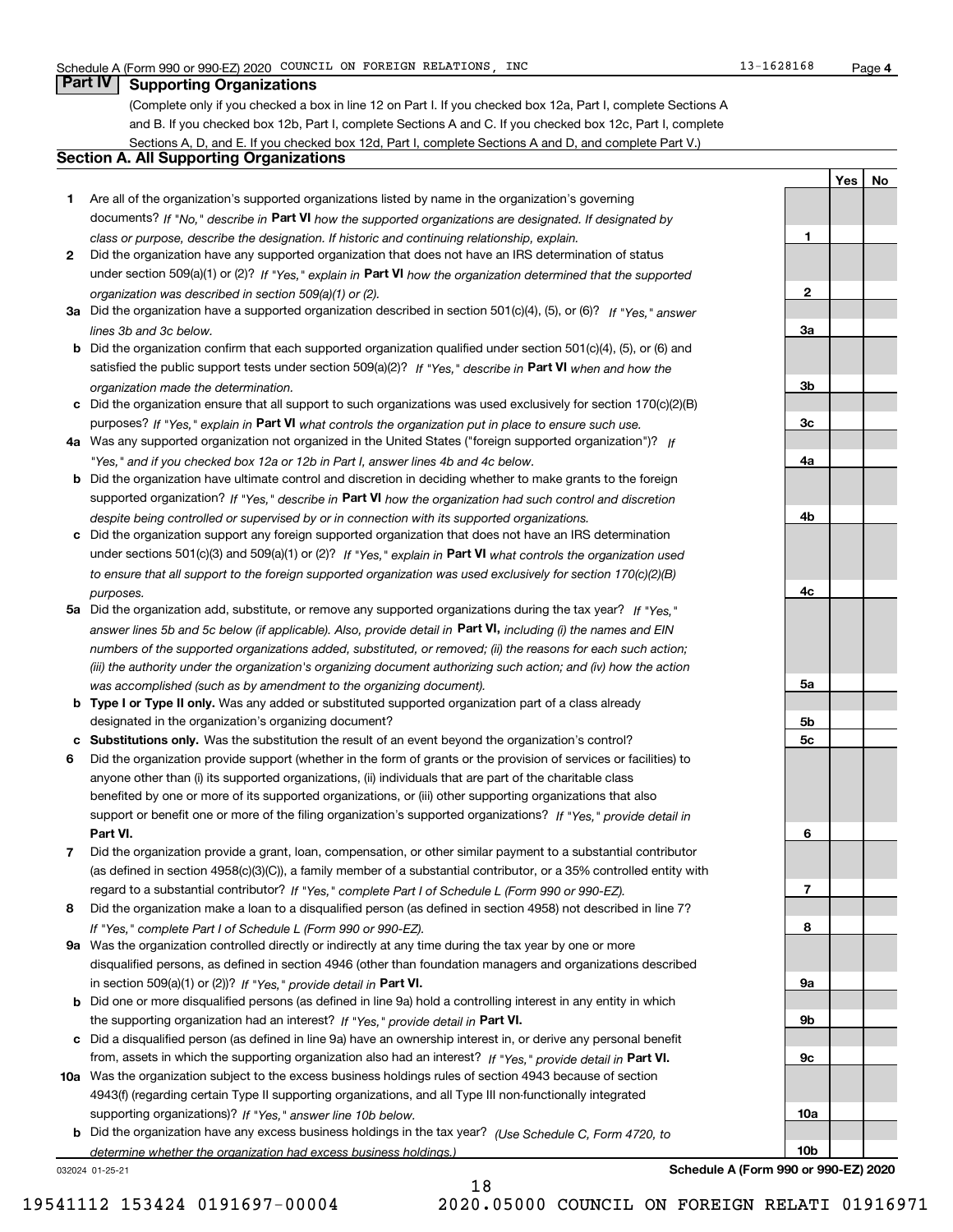Schedule A (Form 990 or 990-EZ) 2020 COUNCIL ON FOREIGN RELATIONS, INC 13-1628168 Page 4

## Part IV Supporting Organizations

(Complete only if you checked a box in line 12 on Part I. If you checked box 12a, Part I, complete Sections A and B. If you checked box 12b, Part I, complete Sections A and C. If you checked box 12c, Part I, complete Sections A, D, and E. If you checked box 12d, Part I, complete Sections A and D, and complete Part V.)

### Section A. All Supporting Organizations

| | | | Yes | No |
|---|---|---|---|---|
| **1** | Are all of the organization's supported organizations listed by name in the organization's governing documents? *If "No," describe in* **Part VI** *how the supported organizations are designated. If designated by class or purpose, describe the designation. If historic and continuing relationship, explain.* | **1** | | |
| **2** | Did the organization have any supported organization that does not have an IRS determination of status under section 509(a)(1) or (2)? *If "Yes," explain in* **Part VI** *how the organization determined that the supported organization was described in section 509(a)(1) or (2).* | **2** | | |
| **3a** | Did the organization have a supported organization described in section 501(c)(4), (5), or (6)? *If "Yes," answer lines 3b and 3c below.* | **3a** | | |
| **b** | Did the organization confirm that each supported organization qualified under section 501(c)(4), (5), or (6) and satisfied the public support tests under section 509(a)(2)? *If "Yes," describe in* **Part VI** *when and how the organization made the determination.* | **3b** | | |
| **c** | Did the organization ensure that all support to such organizations was used exclusively for section 170(c)(2)(B) purposes? *If "Yes," explain in* **Part VI** *what controls the organization put in place to ensure such use.* | **3c** | | |
| **4a** | Was any supported organization not organized in the United States ("foreign supported organization")? *If "Yes," and if you checked box 12a or 12b in Part I, answer lines 4b and 4c below.* | **4a** | | |
| **b** | Did the organization have ultimate control and discretion in deciding whether to make grants to the foreign supported organization? *If "Yes," describe in* **Part VI** *how the organization had such control and discretion despite being controlled or supervised by or in connection with its supported organizations.* | **4b** | | |
| **c** | Did the organization support any foreign supported organization that does not have an IRS determination under sections 501(c)(3) and 509(a)(1) or (2)? *If "Yes," explain in* **Part VI** *what controls the organization used to ensure that all support to the foreign supported organization was used exclusively for section 170(c)(2)(B) purposes.* | **4c** | | |
| **5a** | Did the organization add, substitute, or remove any supported organizations during the tax year? *If "Yes," answer lines 5b and 5c below (if applicable). Also, provide detail in* **Part VI,** *including (i) the names and EIN numbers of the supported organizations added, substituted, or removed; (ii) the reasons for each such action; (iii) the authority under the organization's organizing document authorizing such action; and (iv) how the action was accomplished (such as by amendment to the organizing document).* | **5a** | | |
| **b** | **Type I or Type II only.** Was any added or substituted supported organization part of a class already designated in the organization's organizing document? | **5b** | | |
| **c** | **Substitutions only.** Was the substitution the result of an event beyond the organization's control? | **5c** | | |
| **6** | Did the organization provide support (whether in the form of grants or the provision of services or facilities) to anyone other than (i) its supported organizations, (ii) individuals that are part of the charitable class benefited by one or more of its supported organizations, or (iii) other supporting organizations that also support or benefit one or more of the filing organization's supported organizations? *If "Yes," provide detail in* **Part VI.** | **6** | | |
| **7** | Did the organization provide a grant, loan, compensation, or other similar payment to a substantial contributor (as defined in section 4958(c)(3)(C)), a family member of a substantial contributor, or a 35% controlled entity with regard to a substantial contributor? *If "Yes," complete Part I of Schedule L (Form 990 or 990-EZ).* | **7** | | |
| **8** | Did the organization make a loan to a disqualified person (as defined in section 4958) not described in line 7? *If "Yes," complete Part I of Schedule L (Form 990 or 990-EZ).* | **8** | | |
| **9a** | Was the organization controlled directly or indirectly at any time during the tax year by one or more disqualified persons, as defined in section 4946 (other than foundation managers and organizations described in section 509(a)(1) or (2))? *If "Yes," provide detail in* **Part VI.** | **9a** | | |
| **b** | Did one or more disqualified persons (as defined in line 9a) hold a controlling interest in any entity in which the supporting organization had an interest? *If "Yes," provide detail in* **Part VI.** | **9b** | | |
| **c** | Did a disqualified person (as defined in line 9a) have an ownership interest in, or derive any personal benefit from, assets in which the supporting organization also had an interest? *If "Yes," provide detail in* **Part VI.** | **9c** | | |
| **10a** | Was the organization subject to the excess business holdings rules of section 4943 because of section 4943(f) (regarding certain Type II supporting organizations, and all Type III non-functionally integrated supporting organizations)? *If "Yes," answer line 10b below.* | **10a** | | |
| **b** | Did the organization have any excess business holdings in the tax year? *(Use Schedule C, Form 4720, to determine whether the organization had excess business holdings.)* | **10b** | | |

032024 01-25-21 **Schedule A (Form 990 or 990-EZ) 2020**

19541112 153424 0191697-00004 2020.05000 COUNCIL ON FOREIGN RELATI 01916971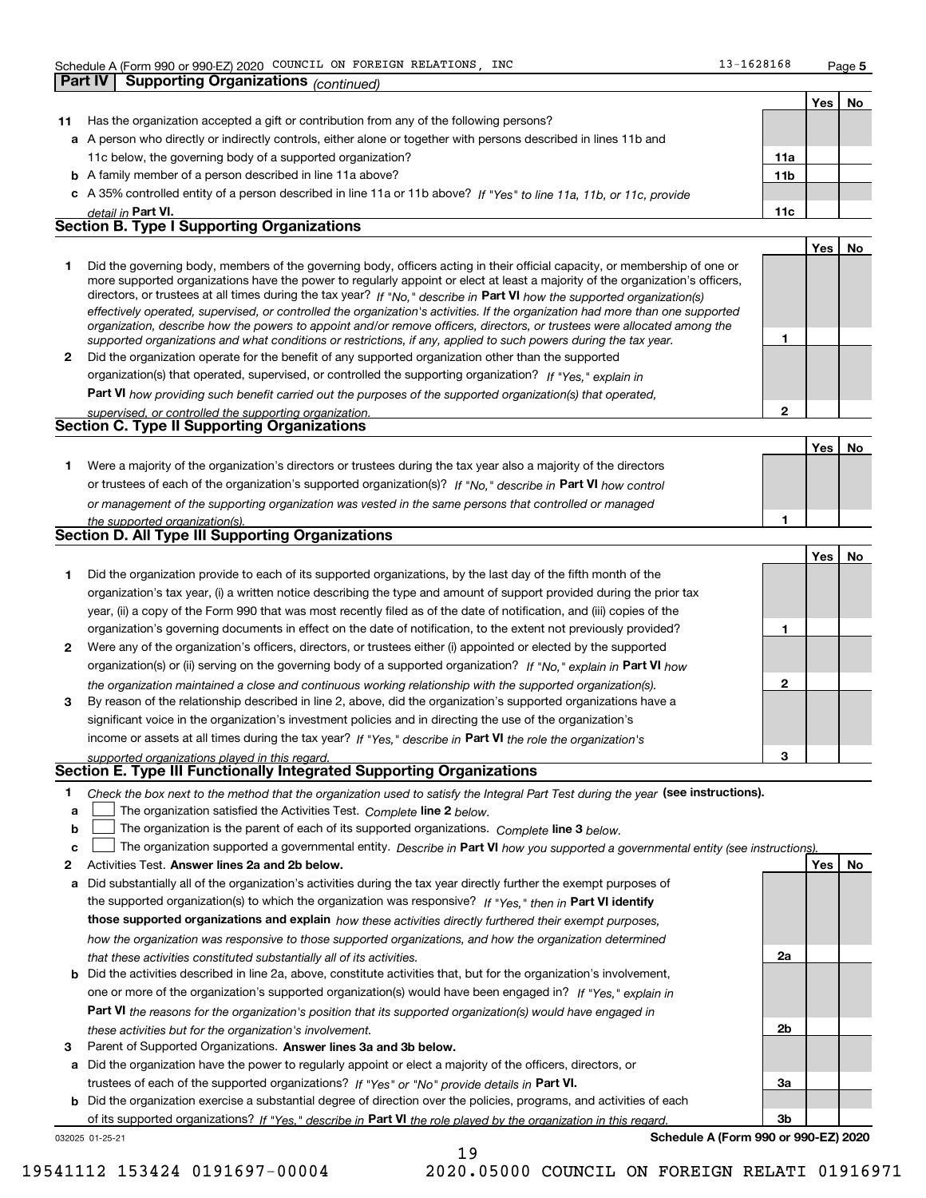Schedule A (Form 990 or 990-EZ) 2020 COUNCIL ON FOREIGN RELATIONS, INC 13-1628168

## Part IV Supporting Organizations *(continued)*

| | | | Yes | No |
|---|---|---|---|---|
| 11 | Has the organization accepted a gift or contribution from any of the following persons? | | | |
| a | A person who directly or indirectly controls, either alone or together with persons described in lines 11b and 11c below, the governing body of a supported organization? | 11a | | |
| b | A family member of a person described in line 11a above? | 11b | | |
| c | A 35% controlled entity of a person described in line 11a or 11b above? *If "Yes" to line 11a, 11b, or 11c, provide detail in* **Part VI.** | 11c | | |

### Section B. Type I Supporting Organizations

| | | | Yes | No |
|---|---|---|---|---|
| 1 | Did the governing body, members of the governing body, officers acting in their official capacity, or membership of one or more supported organizations have the power to regularly appoint or elect at least a majority of the organization's officers, directors, or trustees at all times during the tax year? *If "No," describe in* **Part VI** *how the supported organization(s) effectively operated, supervised, or controlled the organization's activities. If the organization had more than one supported organization, describe how the powers to appoint and/or remove officers, directors, or trustees were allocated among the supported organizations and what conditions or restrictions, if any, applied to such powers during the tax year.* | 1 | | |
| 2 | Did the organization operate for the benefit of any supported organization other than the supported organization(s) that operated, supervised, or controlled the supporting organization? *If "Yes," explain in* **Part VI** *how providing such benefit carried out the purposes of the supported organization(s) that operated, supervised, or controlled the supporting organization.* | 2 | | |

### Section C. Type II Supporting Organizations

| | | | Yes | No |
|---|---|---|---|---|
| 1 | Were a majority of the organization's directors or trustees during the tax year also a majority of the directors or trustees of each of the organization's supported organization(s)? *If "No," describe in* **Part VI** *how control or management of the supporting organization was vested in the same persons that controlled or managed the supported organization(s).* | 1 | | |

### Section D. All Type III Supporting Organizations

| | | | Yes | No |
|---|---|---|---|---|
| 1 | Did the organization provide to each of its supported organizations, by the last day of the fifth month of the organization's tax year, (i) a written notice describing the type and amount of support provided during the prior tax year, (ii) a copy of the Form 990 that was most recently filed as of the date of notification, and (iii) copies of the organization's governing documents in effect on the date of notification, to the extent not previously provided? | 1 | | |
| 2 | Were any of the organization's officers, directors, or trustees either (i) appointed or elected by the supported organization(s) or (ii) serving on the governing body of a supported organization? *If "No," explain in* **Part VI** *how the organization maintained a close and continuous working relationship with the supported organization(s).* | 2 | | |
| 3 | By reason of the relationship described in line 2, above, did the organization's supported organizations have a significant voice in the organization's investment policies and in directing the use of the organization's income or assets at all times during the tax year? *If "Yes," describe in* **Part VI** *the role the organization's supported organizations played in this regard.* | 3 | | |

### Section E. Type III Functionally Integrated Supporting Organizations

1 *Check the box next to the method that the organization used to satisfy the Integral Part Test during the year* **(see instructions).**

- a ☐ The organization satisfied the Activities Test. *Complete* **line 2** *below.*
- b ☐ The organization is the parent of each of its supported organizations. *Complete* **line 3** *below.*
- c ☐ The organization supported a governmental entity. *Describe in* **Part VI** *how you supported a governmental entity (see instructions).*

| | | | Yes | No |
|---|---|---|---|---|
| 2 | Activities Test. **Answer lines 2a and 2b below.** | | | |
| a | Did substantially all of the organization's activities during the tax year directly further the exempt purposes of the supported organization(s) to which the organization was responsive? *If "Yes," then in* **Part VI identify those supported organizations and explain** *how these activities directly furthered their exempt purposes, how the organization was responsive to those supported organizations, and how the organization determined that these activities constituted substantially all of its activities.* | 2a | | |
| b | Did the activities described in line 2a, above, constitute activities that, but for the organization's involvement, one or more of the organization's supported organization(s) would have been engaged in? *If "Yes," explain in* **Part VI** *the reasons for the organization's position that its supported organization(s) would have engaged in these activities but for the organization's involvement.* | 2b | | |
| 3 | Parent of Supported Organizations. **Answer lines 3a and 3b below.** | | | |
| a | Did the organization have the power to regularly appoint or elect a majority of the officers, directors, or trustees of each of the supported organizations? *If "Yes" or "No" provide details in* **Part VI.** | 3a | | |
| b | Did the organization exercise a substantial degree of direction over the policies, programs, and activities of each of its supported organizations? *If "Yes," describe in* **Part VI** *the role played by the organization in this regard.* | 3b | | |

032025 01-25-21 **Schedule A (Form 990 or 990-EZ) 2020**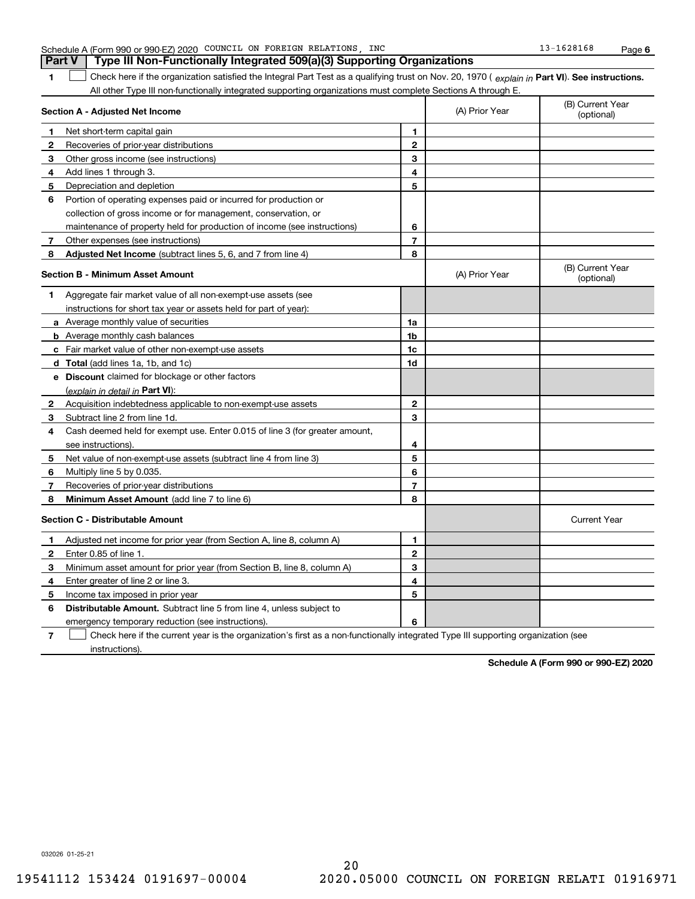## Part V — Type III Non-Functionally Integrated 509(a)(3) Supporting Organizations

**1** ☐ Check here if the organization satisfied the Integral Part Test as a qualifying trust on Nov. 20, 1970 ( *explain in* **Part VI**). **See instructions.** All other Type III non-functionally integrated supporting organizations must complete Sections A through E.

| Section A - Adjusted Net Income | | (A) Prior Year | (B) Current Year (optional) |
|---|---|---|---|
| **1** Net short-term capital gain | 1 | | |
| **2** Recoveries of prior-year distributions | 2 | | |
| **3** Other gross income (see instructions) | 3 | | |
| **4** Add lines 1 through 3. | 4 | | |
| **5** Depreciation and depletion | 5 | | |
| **6** Portion of operating expenses paid or incurred for production or collection of gross income or for management, conservation, or maintenance of property held for production of income (see instructions) | 6 | | |
| **7** Other expenses (see instructions) | 7 | | |
| **8** **Adjusted Net Income** (subtract lines 5, 6, and 7 from line 4) | 8 | | |

| Section B - Minimum Asset Amount | | (A) Prior Year | (B) Current Year (optional) |
|---|---|---|---|
| **1** Aggregate fair market value of all non-exempt-use assets (see instructions for short tax year or assets held for part of year): | | | |
| **a** Average monthly value of securities | 1a | | |
| **b** Average monthly cash balances | 1b | | |
| **c** Fair market value of other non-exempt-use assets | 1c | | |
| **d** **Total** (add lines 1a, 1b, and 1c) | 1d | | |
| **e** **Discount** claimed for blockage or other factors (*explain in detail in* **Part VI**): | | | |
| **2** Acquisition indebtedness applicable to non-exempt-use assets | 2 | | |
| **3** Subtract line 2 from line 1d. | 3 | | |
| **4** Cash deemed held for exempt use. Enter 0.015 of line 3 (for greater amount, see instructions). | 4 | | |
| **5** Net value of non-exempt-use assets (subtract line 4 from line 3) | 5 | | |
| **6** Multiply line 5 by 0.035. | 6 | | |
| **7** Recoveries of prior-year distributions | 7 | | |
| **8** **Minimum Asset Amount** (add line 7 to line 6) | 8 | | |

| Section C - Distributable Amount | | | Current Year |
|---|---|---|---|
| **1** Adjusted net income for prior year (from Section A, line 8, column A) | 1 | | |
| **2** Enter 0.85 of line 1. | 2 | | |
| **3** Minimum asset amount for prior year (from Section B, line 8, column A) | 3 | | |
| **4** Enter greater of line 2 or line 3. | 4 | | |
| **5** Income tax imposed in prior year | 5 | | |
| **6** **Distributable Amount.** Subtract line 5 from line 4, unless subject to emergency temporary reduction (see instructions). | 6 | | |

**7** ☐ Check here if the current year is the organization's first as a non-functionally integrated Type III supporting organization (see instructions).

**Schedule A (Form 990 or 990-EZ) 2020**

032026 01-25-21

19541112 153424 0191697-00004 2020.05000 COUNCIL ON FOREIGN RELATI 01916971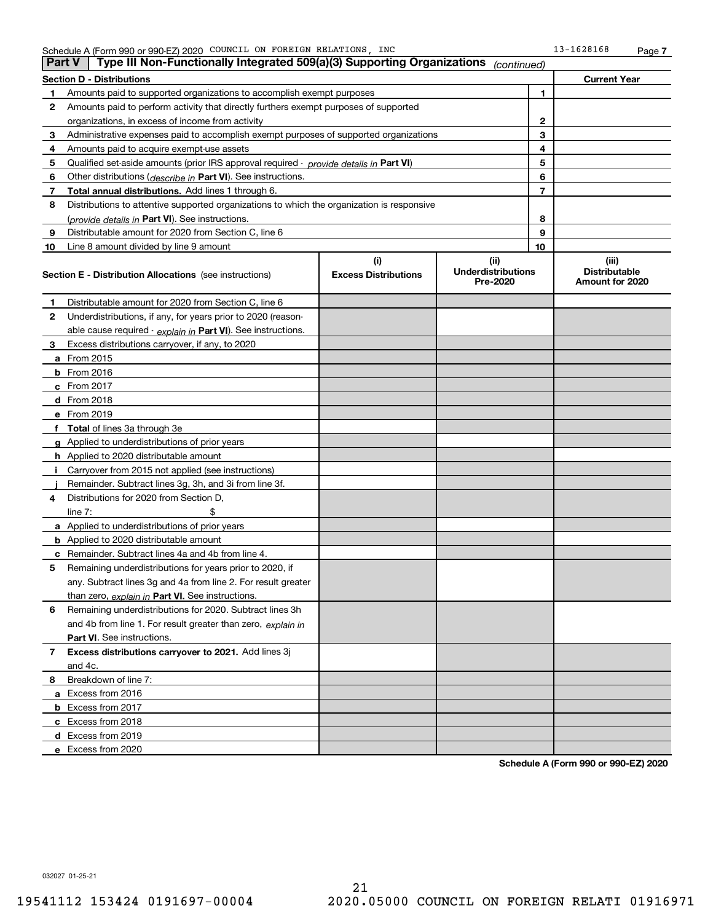Schedule A (Form 990 or 990-EZ) 2020 COUNCIL ON FOREIGN RELATIONS, INC 13-1628168 Page 7

## Part V Type III Non-Functionally Integrated 509(a)(3) Supporting Organizations *(continued)*

| Section D - Distributions | | | Current Year |
|---|---|---|---|
| 1 | Amounts paid to supported organizations to accomplish exempt purposes | 1 | |
| 2 | Amounts paid to perform activity that directly furthers exempt purposes of supported organizations, in excess of income from activity | 2 | |
| 3 | Administrative expenses paid to accomplish exempt purposes of supported organizations | 3 | |
| 4 | Amounts paid to acquire exempt-use assets | 4 | |
| 5 | Qualified set-aside amounts (prior IRS approval required - *provide details in* **Part VI**) | 5 | |
| 6 | Other distributions (*describe in* **Part VI**). See instructions. | 6 | |
| 7 | **Total annual distributions.** Add lines 1 through 6. | 7 | |
| 8 | Distributions to attentive supported organizations to which the organization is responsive (*provide details in* **Part VI**). See instructions. | 8 | |
| 9 | Distributable amount for 2020 from Section C, line 6 | 9 | |
| 10 | Line 8 amount divided by line 9 amount | 10 | |

| **Section E - Distribution Allocations** (see instructions) | (i) Excess Distributions | (ii) Underdistributions Pre-2020 | (iii) Distributable Amount for 2020 |
|---|---|---|---|
| **1** Distributable amount for 2020 from Section C, line 6 | | | |
| **2** Underdistributions, if any, for years prior to 2020 (reasonable cause required - *explain in* **Part VI**). See instructions. | | | |
| **3** Excess distributions carryover, if any, to 2020 | | | |
| **a** From 2015 | | | |
| **b** From 2016 | | | |
| **c** From 2017 | | | |
| **d** From 2018 | | | |
| **e** From 2019 | | | |
| **f** **Total** of lines 3a through 3e | | | |
| **g** Applied to underdistributions of prior years | | | |
| **h** Applied to 2020 distributable amount | | | |
| **i** Carryover from 2015 not applied (see instructions) | | | |
| **j** Remainder. Subtract lines 3g, 3h, and 3i from line 3f. | | | |
| **4** Distributions for 2020 from Section D, line 7: $ | | | |
| **a** Applied to underdistributions of prior years | | | |
| **b** Applied to 2020 distributable amount | | | |
| **c** Remainder. Subtract lines 4a and 4b from line 4. | | | |
| **5** Remaining underdistributions for years prior to 2020, if any. Subtract lines 3g and 4a from line 2. For result greater than zero, *explain in* **Part VI.** See instructions. | | | |
| **6** Remaining underdistributions for 2020. Subtract lines 3h and 4b from line 1. For result greater than zero, *explain in* **Part VI**. See instructions. | | | |
| **7** **Excess distributions carryover to 2021.** Add lines 3j and 4c. | | | |
| **8** Breakdown of line 7: | | | |
| **a** Excess from 2016 | | | |
| **b** Excess from 2017 | | | |
| **c** Excess from 2018 | | | |
| **d** Excess from 2019 | | | |
| **e** Excess from 2020 | | | |

**Schedule A (Form 990 or 990-EZ) 2020**

032027 01-25-21

19541112 153424 0191697-00004 2020.05000 COUNCIL ON FOREIGN RELATI 01916971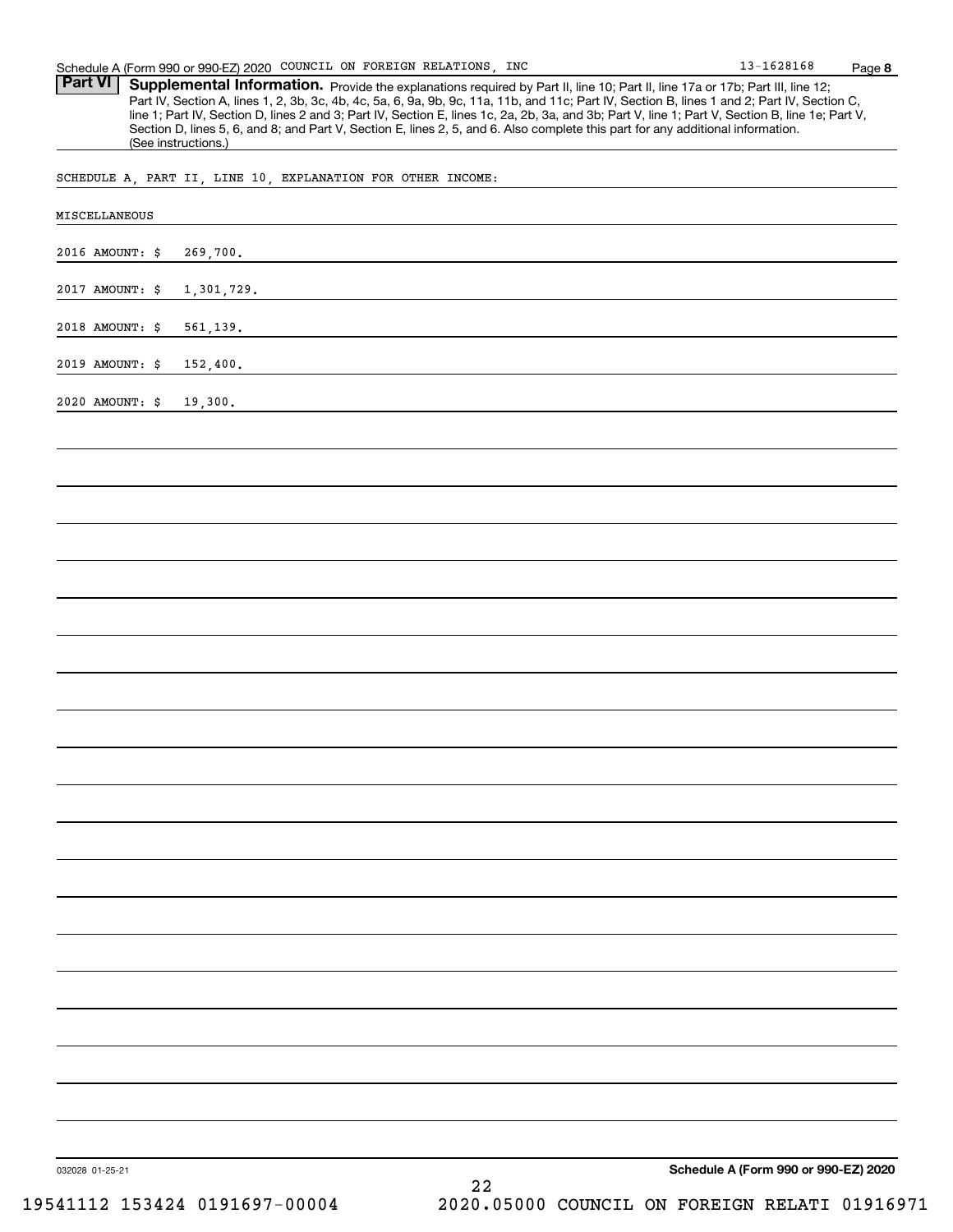Schedule A (Form 990 or 990-EZ) 2020 COUNCIL ON FOREIGN RELATIONS, INC 13-1628168

**Part VI** **Supplemental Information.** Provide the explanations required by Part II, line 10; Part II, line 17a or 17b; Part III, line 12; Part IV, Section A, lines 1, 2, 3b, 3c, 4b, 4c, 5a, 6, 9a, 9b, 9c, 11a, 11b, and 11c; Part IV, Section B, lines 1 and 2; Part IV, Section C, line 1; Part IV, Section D, lines 2 and 3; Part IV, Section E, lines 1c, 2a, 2b, 3a, and 3b; Part V, line 1; Part V, Section B, line 1e; Part V, Section D, lines 5, 6, and 8; and Part V, Section E, lines 2, 5, and 6. Also complete this part for any additional information. (See instructions.)

SCHEDULE A, PART II, LINE 10, EXPLANATION FOR OTHER INCOME:

MISCELLANEOUS

2016 AMOUNT: $ 269,700.

2017 AMOUNT: $ 1,301,729.

2018 AMOUNT: $ 561,139.

2019 AMOUNT: $ 152,400.

2020 AMOUNT: $ 19,300.

032028 01-25-21

**Schedule A (Form 990 or 990-EZ) 2020**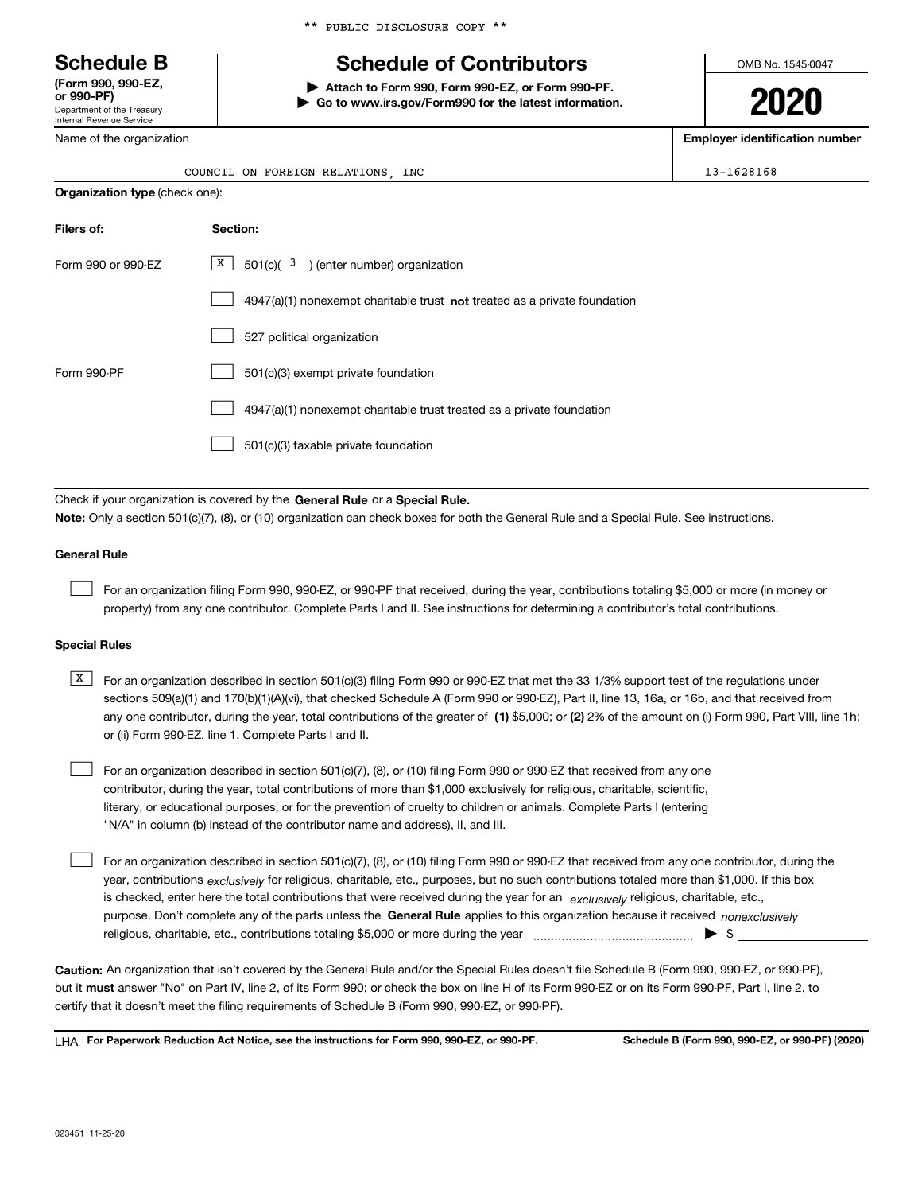\*\* PUBLIC DISCLOSURE COPY \*\*

# Schedule B

**(Form 990, 990-EZ, or 990-PF)**
Department of the Treasury
Internal Revenue Service

## Schedule of Contributors

**▶ Attach to Form 990, Form 990-EZ, or Form 990-PF.**
**▶ Go to www.irs.gov/Form990 for the latest information.**

OMB No. 1545-0047

**2020**

| Name of the organization | Employer identification number |
|---|---|
| COUNCIL ON FOREIGN RELATIONS, INC | 13-1628168 |

**Organization type** (check one):

| Filers of: | Section: |
|---|---|
| Form 990 or 990-EZ | [X] 501(c)( 3 ) (enter number) organization |
| | [ ] 4947(a)(1) nonexempt charitable trust **not** treated as a private foundation |
| | [ ] 527 political organization |
| Form 990-PF | [ ] 501(c)(3) exempt private foundation |
| | [ ] 4947(a)(1) nonexempt charitable trust treated as a private foundation |
| | [ ] 501(c)(3) taxable private foundation |

Check if your organization is covered by the **General Rule** or a **Special Rule.**

**Note:** Only a section 501(c)(7), (8), or (10) organization can check boxes for both the General Rule and a Special Rule. See instructions.

**General Rule**

[ ] For an organization filing Form 990, 990-EZ, or 990-PF that received, during the year, contributions totaling $5,000 or more (in money or property) from any one contributor. Complete Parts I and II. See instructions for determining a contributor's total contributions.

**Special Rules**

[X] For an organization described in section 501(c)(3) filing Form 990 or 990-EZ that met the 33 1/3% support test of the regulations under sections 509(a)(1) and 170(b)(1)(A)(vi), that checked Schedule A (Form 990 or 990-EZ), Part II, line 13, 16a, or 16b, and that received from any one contributor, during the year, total contributions of the greater of **(1)** $5,000; or **(2)** 2% of the amount on (i) Form 990, Part VIII, line 1h; or (ii) Form 990-EZ, line 1. Complete Parts I and II.

[ ] For an organization described in section 501(c)(7), (8), or (10) filing Form 990 or 990-EZ that received from any one contributor, during the year, total contributions of more than $1,000 exclusively for religious, charitable, scientific, literary, or educational purposes, or for the prevention of cruelty to children or animals. Complete Parts I (entering "N/A" in column (b) instead of the contributor name and address), II, and III.

[ ] For an organization described in section 501(c)(7), (8), or (10) filing Form 990 or 990-EZ that received from any one contributor, during the year, contributions *exclusively* for religious, charitable, etc., purposes, but no such contributions totaled more than $1,000. If this box is checked, enter here the total contributions that were received during the year for an *exclusively* religious, charitable, etc., purpose. Don't complete any of the parts unless the **General Rule** applies to this organization because it received *nonexclusively* religious, charitable, etc., contributions totaling $5,000 or more during the year ▶ $ ____________

**Caution:** An organization that isn't covered by the General Rule and/or the Special Rules doesn't file Schedule B (Form 990, 990-EZ, or 990-PF), but it **must** answer "No" on Part IV, line 2, of its Form 990; or check the box on line H of its Form 990-EZ or on its Form 990-PF, Part I, line 2, to certify that it doesn't meet the filing requirements of Schedule B (Form 990, 990-EZ, or 990-PF).

LHA **For Paperwork Reduction Act Notice, see the instructions for Form 990, 990-EZ, or 990-PF.** **Schedule B (Form 990, 990-EZ, or 990-PF) (2020)**

023451 11-25-20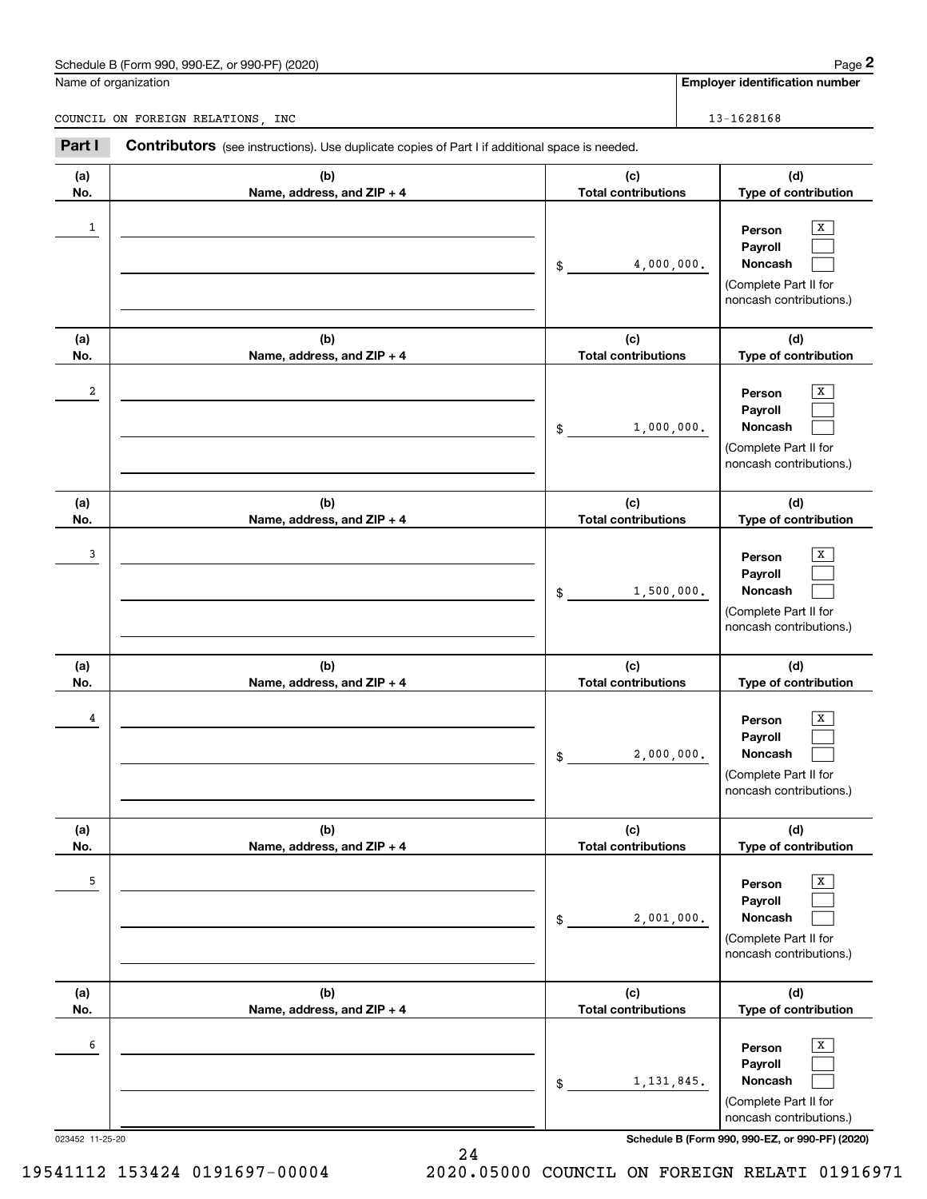Schedule B (Form 990, 990-EZ, or 990-PF) (2020)

Name of organization

COUNCIL ON FOREIGN RELATIONS, INC

**Employer identification number**

13-1628168

**Part I** **Contributors** (see instructions). Use duplicate copies of Part I if additional space is needed.

| (a) No. | (b) Name, address, and ZIP + 4 | (c) Total contributions | (d) Type of contribution |
|---|---|---|---|
| 1 | | $ 4,000,000. | Person [X] Payroll [ ] Noncash [ ] (Complete Part II for noncash contributions.) |
| 2 | | $ 1,000,000. | Person [X] Payroll [ ] Noncash [ ] (Complete Part II for noncash contributions.) |
| 3 | | $ 1,500,000. | Person [X] Payroll [ ] Noncash [ ] (Complete Part II for noncash contributions.) |
| 4 | | $ 2,000,000. | Person [X] Payroll [ ] Noncash [ ] (Complete Part II for noncash contributions.) |
| 5 | | $ 2,001,000. | Person [X] Payroll [ ] Noncash [ ] (Complete Part II for noncash contributions.) |
| 6 | | $ 1,131,845. | Person [X] Payroll [ ] Noncash [ ] (Complete Part II for noncash contributions.) |

023452 11-25-20

**Schedule B (Form 990, 990-EZ, or 990-PF) (2020)**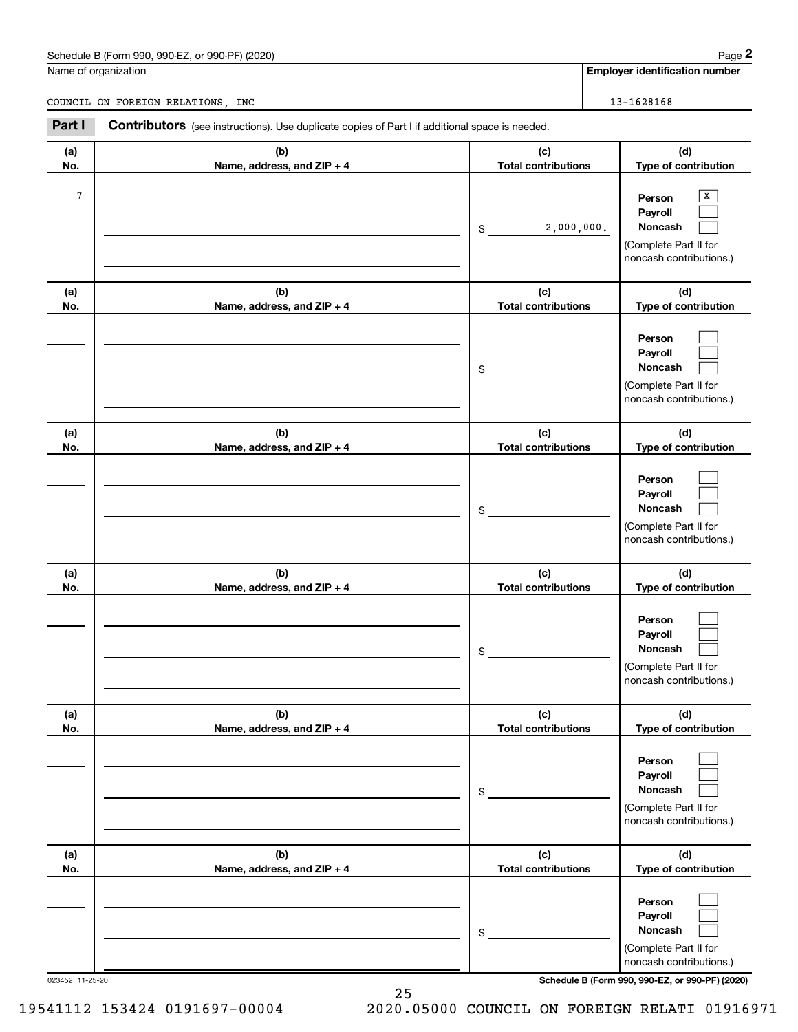Schedule B (Form 990, 990-EZ, or 990-PF) (2020) Page **2**

| Name of organization | Employer identification number |
|---|---|
| COUNCIL ON FOREIGN RELATIONS, INC | 13-1628168 |

**Part I** **Contributors** (see instructions). Use duplicate copies of Part I if additional space is needed.

| (a) No. | (b) Name, address, and ZIP + 4 | (c) Total contributions | (d) Type of contribution |
|---|---|---|---|
| 7 | | $ 2,000,000. | Person [X] Payroll [ ] Noncash [ ] (Complete Part II for noncash contributions.) |
| | | $ | Person [ ] Payroll [ ] Noncash [ ] (Complete Part II for noncash contributions.) |
| | | $ | Person [ ] Payroll [ ] Noncash [ ] (Complete Part II for noncash contributions.) |
| | | $ | Person [ ] Payroll [ ] Noncash [ ] (Complete Part II for noncash contributions.) |
| | | $ | Person [ ] Payroll [ ] Noncash [ ] (Complete Part II for noncash contributions.) |
| | | $ | Person [ ] Payroll [ ] Noncash [ ] (Complete Part II for noncash contributions.) |

023452 11-25-20 **Schedule B (Form 990, 990-EZ, or 990-PF) (2020)**

19541112 153424 0191697-00004 2020.05000 COUNCIL ON FOREIGN RELATI 01916971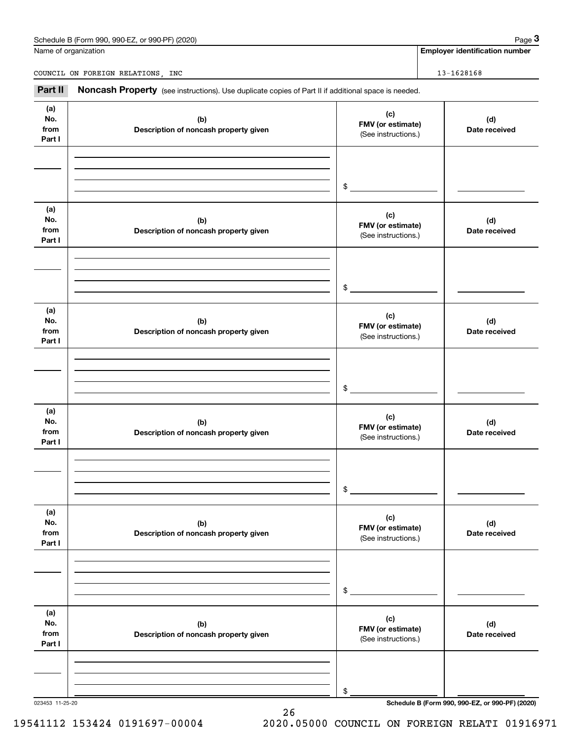Name of organization

COUNCIL ON FOREIGN RELATIONS, INC

**Employer identification number**

13-1628168

**Part II** **Noncash Property** (see instructions). Use duplicate copies of Part II if additional space is needed.

| (a) No. from Part I | (b) Description of noncash property given | (c) FMV (or estimate) (See instructions.) | (d) Date received |
|---|---|---|---|
| | | $ | |

| (a) No. from Part I | (b) Description of noncash property given | (c) FMV (or estimate) (See instructions.) | (d) Date received |
|---|---|---|---|
| | | $ | |

| (a) No. from Part I | (b) Description of noncash property given | (c) FMV (or estimate) (See instructions.) | (d) Date received |
|---|---|---|---|
| | | $ | |

| (a) No. from Part I | (b) Description of noncash property given | (c) FMV (or estimate) (See instructions.) | (d) Date received |
|---|---|---|---|
| | | $ | |

| (a) No. from Part I | (b) Description of noncash property given | (c) FMV (or estimate) (See instructions.) | (d) Date received |
|---|---|---|---|
| | | $ | |

| (a) No. from Part I | (b) Description of noncash property given | (c) FMV (or estimate) (See instructions.) | (d) Date received |
|---|---|---|---|
| | | $ | |

023453 11-25-20

19541112 153424 0191697-00004 2020.05000 COUNCIL ON FOREIGN RELATI 01916971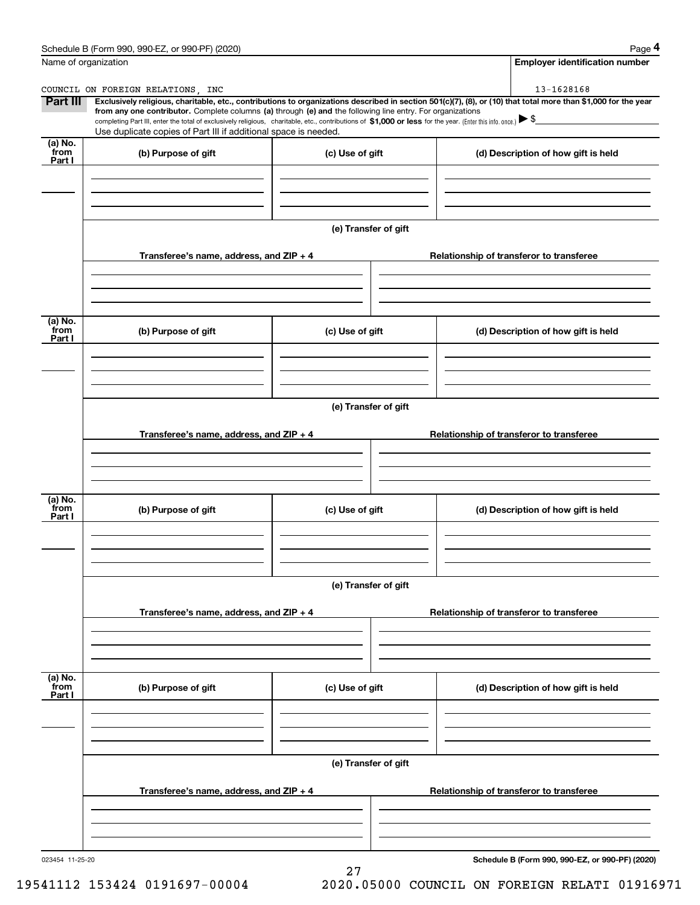Schedule B (Form 990, 990-EZ, or 990-PF) (2020) Page **4**

Name of organization

COUNCIL ON FOREIGN RELATIONS, INC

**Employer identification number**

13-1628168

**Part III** **Exclusively religious, charitable, etc., contributions to organizations described in section 501(c)(7), (8), or (10) that total more than $1,000 for the year from any one contributor.** Complete columns **(a)** through **(e) and** the following line entry. For organizations completing Part III, enter the total of exclusively religious, charitable, etc., contributions of **$1,000 or less** for the year. (Enter this info. once.) ▶ $

Use duplicate copies of Part III if additional space is needed.

| (a) No. from Part I | (b) Purpose of gift | (c) Use of gift | (d) Description of how gift is held |
|---|---|---|---|
| | | | |

(e) Transfer of gift

| Transferee's name, address, and ZIP + 4 | Relationship of transferor to transferee |
|---|---|
| | |

| (a) No. from Part I | (b) Purpose of gift | (c) Use of gift | (d) Description of how gift is held |
|---|---|---|---|
| | | | |

(e) Transfer of gift

| Transferee's name, address, and ZIP + 4 | Relationship of transferor to transferee |
|---|---|
| | |

| (a) No. from Part I | (b) Purpose of gift | (c) Use of gift | (d) Description of how gift is held |
|---|---|---|---|
| | | | |

(e) Transfer of gift

| Transferee's name, address, and ZIP + 4 | Relationship of transferor to transferee |
|---|---|
| | |

| (a) No. from Part I | (b) Purpose of gift | (c) Use of gift | (d) Description of how gift is held |
|---|---|---|---|
| | | | |

(e) Transfer of gift

| Transferee's name, address, and ZIP + 4 | Relationship of transferor to transferee |
|---|---|
| | |

023454 11-25-20 **Schedule B (Form 990, 990-EZ, or 990-PF) (2020)**

19541112 153424 0191697-00004 2020.05000 COUNCIL ON FOREIGN RELATI 01916971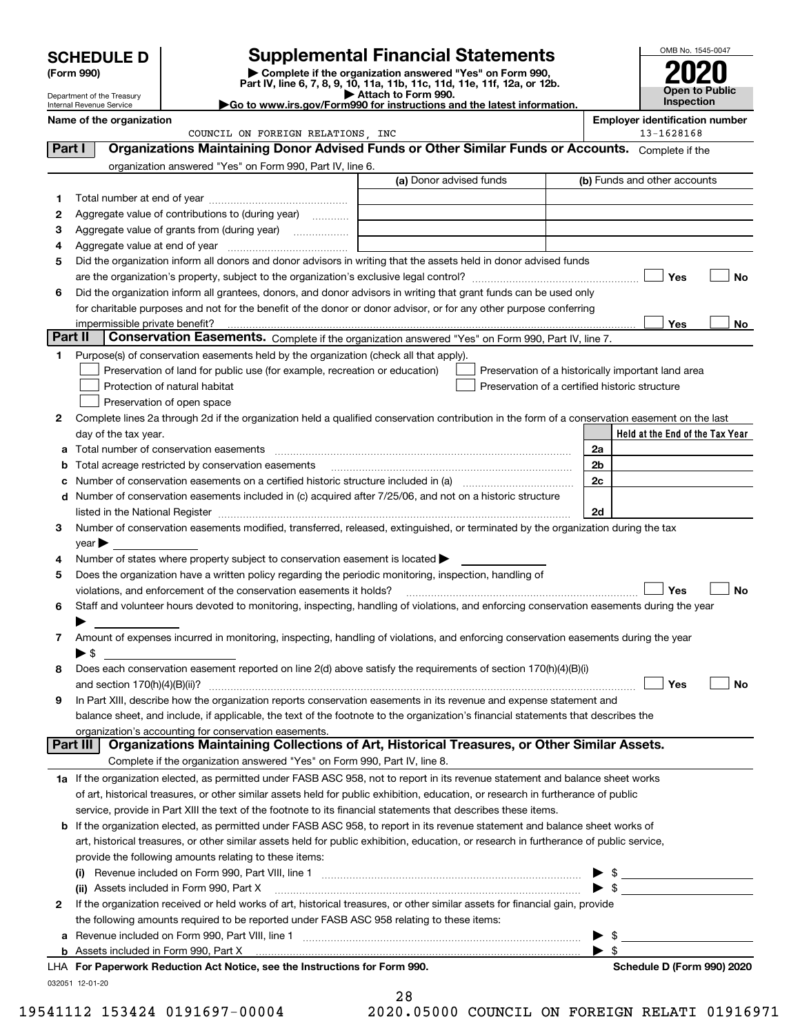# SCHEDULE D (Form 990)

Department of the Treasury
Internal Revenue Service

## Supplemental Financial Statements

▶ Complete if the organization answered "Yes" on Form 990, Part IV, line 6, 7, 8, 9, 10, 11a, 11b, 11c, 11d, 11e, 11f, 12a, or 12b.
▶ Attach to Form 990.
▶Go to www.irs.gov/Form990 for instructions and the latest information.

OMB No. 1545-0047

**2020**

**Open to Public Inspection**

**Name of the organization:** COUNCIL ON FOREIGN RELATIONS, INC

**Employer identification number:** 13-1628168

### Part I — Organizations Maintaining Donor Advised Funds or Other Similar Funds or Accounts. Complete if the organization answered "Yes" on Form 990, Part IV, line 6.

| | | (a) Donor advised funds | (b) Funds and other accounts |
|---|---|---|---|
| 1 | Total number at end of year | | |
| 2 | Aggregate value of contributions to (during year) | | |
| 3 | Aggregate value of grants from (during year) | | |
| 4 | Aggregate value at end of year | | |

5 Did the organization inform all donors and donor advisors in writing that the assets held in donor advised funds are the organization's property, subject to the organization's exclusive legal control? ☐ Yes ☐ No

6 Did the organization inform all grantees, donors, and donor advisors in writing that grant funds can be used only for charitable purposes and not for the benefit of the donor or donor advisor, or for any other purpose conferring impermissible private benefit? ☐ Yes ☐ No

### Part II — Conservation Easements. Complete if the organization answered "Yes" on Form 990, Part IV, line 7.

1 Purpose(s) of conservation easements held by the organization (check all that apply).

- ☐ Preservation of land for public use (for example, recreation or education)
- ☐ Protection of natural habitat
- ☐ Preservation of open space
- ☐ Preservation of a historically important land area
- ☐ Preservation of a certified historic structure

2 Complete lines 2a through 2d if the organization held a qualified conservation contribution in the form of a conservation easement on the last day of the tax year.

| | | | Held at the End of the Tax Year |
|---|---|---|---|
| a | Total number of conservation easements | 2a | |
| b | Total acreage restricted by conservation easements | 2b | |
| c | Number of conservation easements on a certified historic structure included in (a) | 2c | |
| d | Number of conservation easements included in (c) acquired after 7/25/06, and not on a historic structure listed in the National Register | 2d | |

3 Number of conservation easements modified, transferred, released, extinguished, or terminated by the organization during the tax year ▶

4 Number of states where property subject to conservation easement is located ▶

5 Does the organization have a written policy regarding the periodic monitoring, inspection, handling of violations, and enforcement of the conservation easements it holds? ☐ Yes ☐ No

6 Staff and volunteer hours devoted to monitoring, inspecting, handling of violations, and enforcing conservation easements during the year ▶

7 Amount of expenses incurred in monitoring, inspecting, handling of violations, and enforcing conservation easements during the year ▶ $

8 Does each conservation easement reported on line 2(d) above satisfy the requirements of section 170(h)(4)(B)(i) and section 170(h)(4)(B)(ii)? ☐ Yes ☐ No

9 In Part XIII, describe how the organization reports conservation easements in its revenue and expense statement and balance sheet, and include, if applicable, the text of the footnote to the organization's financial statements that describes the organization's accounting for conservation easements.

### Part III — Organizations Maintaining Collections of Art, Historical Treasures, or Other Similar Assets.

Complete if the organization answered "Yes" on Form 990, Part IV, line 8.

1a If the organization elected, as permitted under FASB ASC 958, not to report in its revenue statement and balance sheet works of art, historical treasures, or other similar assets held for public exhibition, education, or research in furtherance of public service, provide in Part XIII the text of the footnote to its financial statements that describes these items.

b If the organization elected, as permitted under FASB ASC 958, to report in its revenue statement and balance sheet works of art, historical treasures, or other similar assets held for public exhibition, education, or research in furtherance of public service, provide the following amounts relating to these items:

(i) Revenue included on Form 990, Part VIII, line 1 ▶ $

(ii) Assets included in Form 990, Part X ▶ $

2 If the organization received or held works of art, historical treasures, or other similar assets for financial gain, provide the following amounts required to be reported under FASB ASC 958 relating to these items:

a Revenue included on Form 990, Part VIII, line 1 ▶ $

b Assets included in Form 990, Part X ▶ $

LHA For Paperwork Reduction Act Notice, see the Instructions for Form 990. Schedule D (Form 990) 2020

032051 12-01-20

19541112 153424 0191697-00004 2020.05000 COUNCIL ON FOREIGN RELATI 01916971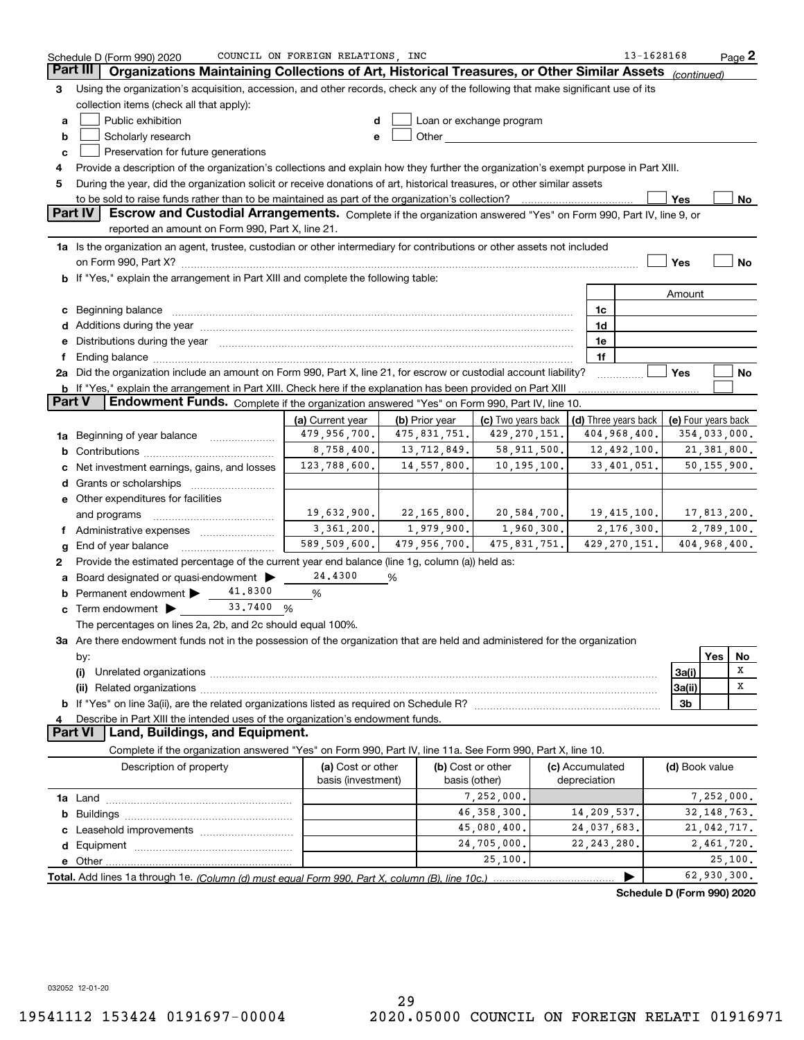Schedule D (Form 990) 2020 COUNCIL ON FOREIGN RELATIONS, INC 13-1628168

## Part III Organizations Maintaining Collections of Art, Historical Treasures, or Other Similar Assets *(continued)*

3 Using the organization's acquisition, accession, and other records, check any of the following that make significant use of its collection items (check all that apply):

- a ☐ Public exhibition
- b ☐ Scholarly research
- c ☐ Preservation for future generations
- d ☐ Loan or exchange program
- e ☐ Other

4 Provide a description of the organization's collections and explain how they further the organization's exempt purpose in Part XIII.

5 During the year, did the organization solicit or receive donations of art, historical treasures, or other similar assets to be sold to raise funds rather than to be maintained as part of the organization's collection? ☐ Yes ☐ No

## Part IV Escrow and Custodial Arrangements.

Complete if the organization answered "Yes" on Form 990, Part IV, line 9, or reported an amount on Form 990, Part X, line 21.

1a Is the organization an agent, trustee, custodian or other intermediary for contributions or other assets not included on Form 990, Part X? ☐ Yes ☐ No

b If "Yes," explain the arrangement in Part XIII and complete the following table:

| | | Amount |
|---|---|---|
| c Beginning balance | 1c | |
| d Additions during the year | 1d | |
| e Distributions during the year | 1e | |
| f Ending balance | 1f | |

2a Did the organization include an amount on Form 990, Part X, line 21, for escrow or custodial account liability? ☐ Yes ☐ No

b If "Yes," explain the arrangement in Part XIII. Check here if the explanation has been provided on Part XIII ☐

## Part V Endowment Funds.

Complete if the organization answered "Yes" on Form 990, Part IV, line 10.

| | (a) Current year | (b) Prior year | (c) Two years back | (d) Three years back | (e) Four years back |
|---|---|---|---|---|---|
| 1a Beginning of year balance | 479,956,700. | 475,831,751. | 429,270,151. | 404,968,400. | 354,033,000. |
| b Contributions | 8,758,400. | 13,712,849. | 58,911,500. | 12,492,100. | 21,381,800. |
| c Net investment earnings, gains, and losses | 123,788,600. | 14,557,800. | 10,195,100. | 33,401,051. | 50,155,900. |
| d Grants or scholarships | | | | | |
| e Other expenditures for facilities and programs | 19,632,900. | 22,165,800. | 20,584,700. | 19,415,100. | 17,813,200. |
| f Administrative expenses | 3,361,200. | 1,979,900. | 1,960,300. | 2,176,300. | 2,789,100. |
| g End of year balance | 589,509,600. | 479,956,700. | 475,831,751. | 429,270,151. | 404,968,400. |

2 Provide the estimated percentage of the current year end balance (line 1g, column (a)) held as:

- a Board designated or quasi-endowment ▶ 24.4300 %
- b Permanent endowment ▶ 41.8300 %
- c Term endowment ▶ 33.7400 %

The percentages on lines 2a, 2b, and 2c should equal 100%.

3a Are there endowment funds not in the possession of the organization that are held and administered for the organization by:

| | | Yes | No |
|---|---|---|---|
| (i) Unrelated organizations | 3a(i) | | X |
| (ii) Related organizations | 3a(ii) | | X |
| b If "Yes" on line 3a(ii), are the related organizations listed as required on Schedule R? | 3b | | |

4 Describe in Part XIII the intended uses of the organization's endowment funds.

## Part VI Land, Buildings, and Equipment.

Complete if the organization answered "Yes" on Form 990, Part IV, line 11a. See Form 990, Part X, line 10.

| Description of property | (a) Cost or other basis (investment) | (b) Cost or other basis (other) | (c) Accumulated depreciation | (d) Book value |
|---|---|---|---|---|
| 1a Land | | 7,252,000. | | 7,252,000. |
| b Buildings | | 46,358,300. | 14,209,537. | 32,148,763. |
| c Leasehold improvements | | 45,080,400. | 24,037,683. | 21,042,717. |
| d Equipment | | 24,705,000. | 22,243,280. | 2,461,720. |
| e Other | | 25,100. | | 25,100. |
| **Total.** Add lines 1a through 1e. *(Column (d) must equal Form 990, Part X, column (B), line 10c.)* | | | ▶ | 62,930,300. |

**Schedule D (Form 990) 2020**

032052 12-01-20

19541112 153424 0191697-00004 2020.05000 COUNCIL ON FOREIGN RELATI 01916971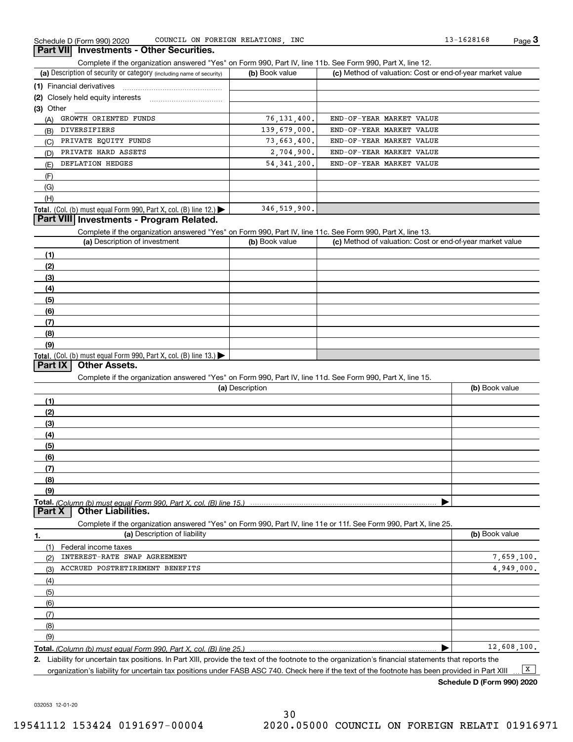Schedule D (Form 990) 2020 COUNCIL ON FOREIGN RELATIONS, INC 13-1628168 Page 3

## Part VII Investments - Other Securities.

Complete if the organization answered "Yes" on Form 990, Part IV, line 11b. See Form 990, Part X, line 12.

| (a) Description of security or category (including name of security) | (b) Book value | (c) Method of valuation: Cost or end-of-year market value |
|---|---|---|
| (1) Financial derivatives | | |
| (2) Closely held equity interests | | |
| (3) Other | | |
| (A) GROWTH ORIENTED FUNDS | 76,131,400. | END-OF-YEAR MARKET VALUE |
| (B) DIVERSIFIERS | 139,679,000. | END-OF-YEAR MARKET VALUE |
| (C) PRIVATE EQUITY FUNDS | 73,663,400. | END-OF-YEAR MARKET VALUE |
| (D) PRIVATE HARD ASSETS | 2,704,900. | END-OF-YEAR MARKET VALUE |
| (E) DEFLATION HEDGES | 54,341,200. | END-OF-YEAR MARKET VALUE |
| (F) | | |
| (G) | | |
| (H) | | |
| **Total.** (Col. (b) must equal Form 990, Part X, col. (B) line 12.) | 346,519,900. | |

## Part VIII Investments - Program Related.

Complete if the organization answered "Yes" on Form 990, Part IV, line 11c. See Form 990, Part X, line 13.

| (a) Description of investment | (b) Book value | (c) Method of valuation: Cost or end-of-year market value |
|---|---|---|
| (1) | | |
| (2) | | |
| (3) | | |
| (4) | | |
| (5) | | |
| (6) | | |
| (7) | | |
| (8) | | |
| (9) | | |
| **Total.** (Col. (b) must equal Form 990, Part X, col. (B) line 13.) | | |

## Part IX Other Assets.

Complete if the organization answered "Yes" on Form 990, Part IV, line 11d. See Form 990, Part X, line 15.

| (a) Description | (b) Book value |
|---|---|
| (1) | |
| (2) | |
| (3) | |
| (4) | |
| (5) | |
| (6) | |
| (7) | |
| (8) | |
| (9) | |
| **Total.** *(Column (b) must equal Form 990, Part X, col. (B) line 15.)* | |

## Part X Other Liabilities.

Complete if the organization answered "Yes" on Form 990, Part IV, line 11e or 11f. See Form 990, Part X, line 25.

| 1. (a) Description of liability | (b) Book value |
|---|---|
| (1) Federal income taxes | |
| (2) INTEREST-RATE SWAP AGREEMENT | 7,659,100. |
| (3) ACCRUED POSTRETIREMENT BENEFITS | 4,949,000. |
| (4) | |
| (5) | |
| (6) | |
| (7) | |
| (8) | |
| (9) | |
| **Total.** *(Column (b) must equal Form 990, Part X, col. (B) line 25.)* | 12,608,100. |

**2.** Liability for uncertain tax positions. In Part XIII, provide the text of the footnote to the organization's financial statements that reports the organization's liability for uncertain tax positions under FASB ASC 740. Check here if the text of the footnote has been provided in Part XIII [X]

**Schedule D (Form 990) 2020**

032053 12-01-20

19541112 153424 0191697-00004 2020.05000 COUNCIL ON FOREIGN RELATI 01916971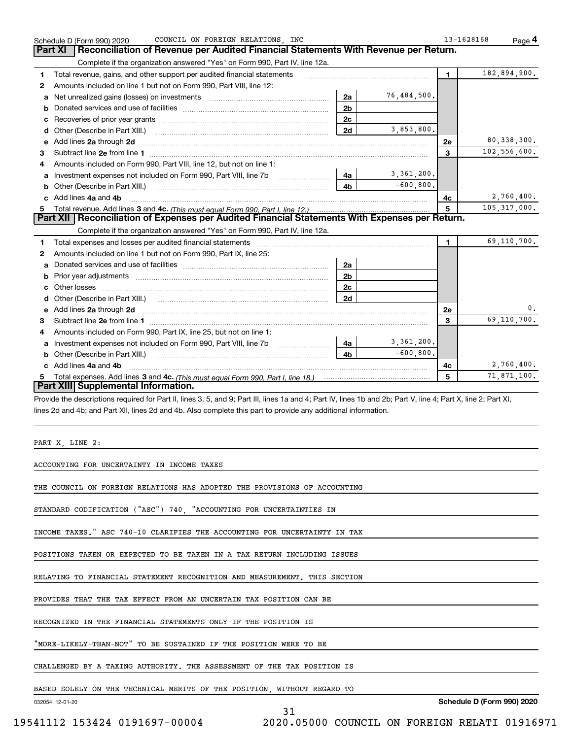Schedule D (Form 990) 2020 COUNCIL ON FOREIGN RELATIONS, INC 13-1628168 Page 4

## Part XI Reconciliation of Revenue per Audited Financial Statements With Revenue per Return.

Complete if the organization answered "Yes" on Form 990, Part IV, line 12a.

| | | | | | |
|---|---|---|---|---|---|
| 1 | Total revenue, gains, and other support per audited financial statements | | | 1 | 182,894,900. |
| 2 | Amounts included on line 1 but not on Form 990, Part VIII, line 12: | | | | |
| a | Net unrealized gains (losses) on investments | 2a | 76,484,500. | | |
| b | Donated services and use of facilities | 2b | | | |
| c | Recoveries of prior year grants | 2c | | | |
| d | Other (Describe in Part XIII.) | 2d | 3,853,800. | | |
| e | Add lines 2a through 2d | | | 2e | 80,338,300. |
| 3 | Subtract line 2e from line 1 | | | 3 | 102,556,600. |
| 4 | Amounts included on Form 990, Part VIII, line 12, but not on line 1: | | | | |
| a | Investment expenses not included on Form 990, Part VIII, line 7b | 4a | 3,361,200. | | |
| b | Other (Describe in Part XIII.) | 4b | -600,800. | | |
| c | Add lines 4a and 4b | | | 4c | 2,760,400. |
| 5 | Total revenue. Add lines 3 and 4c. *(This must equal Form 990, Part I, line 12.)* | | | 5 | 105,317,000. |

## Part XII Reconciliation of Expenses per Audited Financial Statements With Expenses per Return.

Complete if the organization answered "Yes" on Form 990, Part IV, line 12a.

| | | | | | |
|---|---|---|---|---|---|
| 1 | Total expenses and losses per audited financial statements | | | 1 | 69,110,700. |
| 2 | Amounts included on line 1 but not on Form 990, Part IX, line 25: | | | | |
| a | Donated services and use of facilities | 2a | | | |
| b | Prior year adjustments | 2b | | | |
| c | Other losses | 2c | | | |
| d | Other (Describe in Part XIII.) | 2d | | | |
| e | Add lines 2a through 2d | | | 2e | 0. |
| 3 | Subtract line 2e from line 1 | | | 3 | 69,110,700. |
| 4 | Amounts included on Form 990, Part IX, line 25, but not on line 1: | | | | |
| a | Investment expenses not included on Form 990, Part VIII, line 7b | 4a | 3,361,200. | | |
| b | Other (Describe in Part XIII.) | 4b | -600,800. | | |
| c | Add lines 4a and 4b | | | 4c | 2,760,400. |
| 5 | Total expenses. Add lines 3 and 4c. *(This must equal Form 990, Part I, line 18.)* | | | 5 | 71,871,100. |

## Part XIII Supplemental Information.

Provide the descriptions required for Part II, lines 3, 5, and 9; Part III, lines 1a and 4; Part IV, lines 1b and 2b; Part V, line 4; Part X, line 2; Part XI, lines 2d and 4b; and Part XII, lines 2d and 4b. Also complete this part to provide any additional information.

PART X, LINE 2:

ACCOUNTING FOR UNCERTAINTY IN INCOME TAXES

THE COUNCIL ON FOREIGN RELATIONS HAS ADOPTED THE PROVISIONS OF ACCOUNTING STANDARD CODIFICATION ("ASC") 740, "ACCOUNTING FOR UNCERTAINTIES IN INCOME TAXES." ASC 740-10 CLARIFIES THE ACCOUNTING FOR UNCERTAINTY IN TAX POSITIONS TAKEN OR EXPECTED TO BE TAKEN IN A TAX RETURN INCLUDING ISSUES RELATING TO FINANCIAL STATEMENT RECOGNITION AND MEASUREMENT. THIS SECTION PROVIDES THAT THE TAX EFFECT FROM AN UNCERTAIN TAX POSITION CAN BE RECOGNIZED IN THE FINANCIAL STATEMENTS ONLY IF THE POSITION IS "MORE-LIKELY-THAN-NOT" TO BE SUSTAINED IF THE POSITION WERE TO BE CHALLENGED BY A TAXING AUTHORITY. THE ASSESSMENT OF THE TAX POSITION IS BASED SOLELY ON THE TECHNICAL MERITS OF THE POSITION, WITHOUT REGARD TO

032054 12-01-20 Schedule D (Form 990) 2020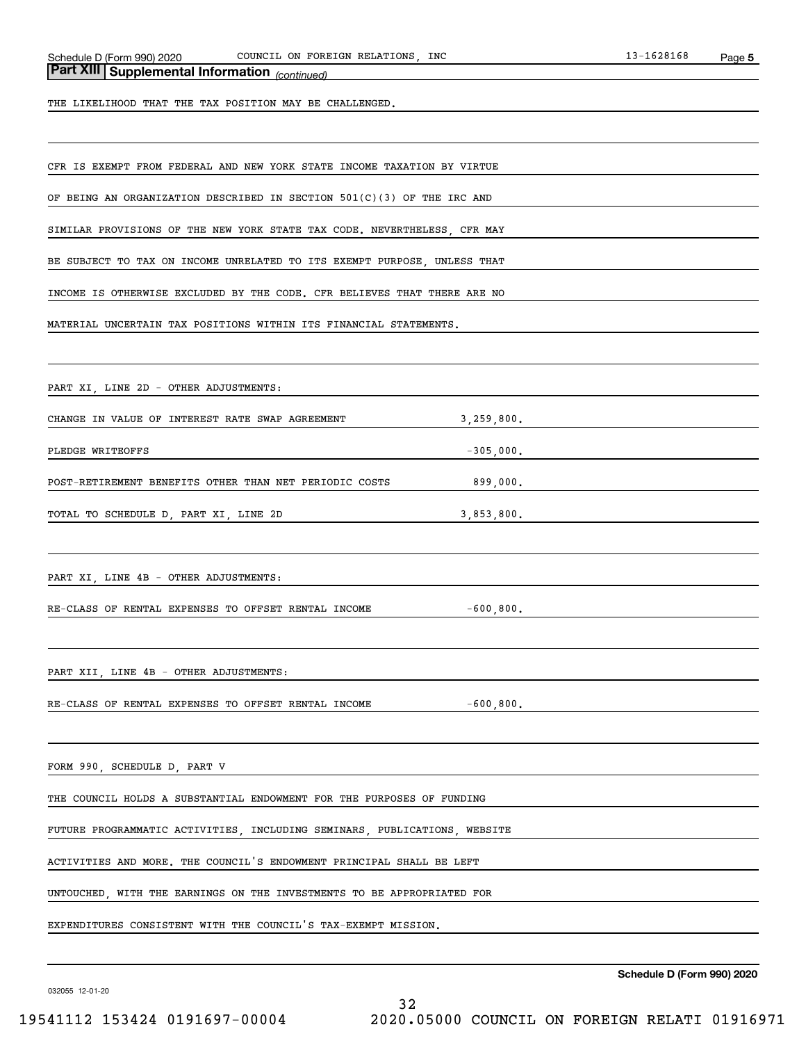## Part XIII Supplemental Information *(continued)*

THE LIKELIHOOD THAT THE TAX POSITION MAY BE CHALLENGED.

CFR IS EXEMPT FROM FEDERAL AND NEW YORK STATE INCOME TAXATION BY VIRTUE OF BEING AN ORGANIZATION DESCRIBED IN SECTION 501(C)(3) OF THE IRC AND SIMILAR PROVISIONS OF THE NEW YORK STATE TAX CODE. NEVERTHELESS, CFR MAY BE SUBJECT TO TAX ON INCOME UNRELATED TO ITS EXEMPT PURPOSE, UNLESS THAT INCOME IS OTHERWISE EXCLUDED BY THE CODE. CFR BELIEVES THAT THERE ARE NO MATERIAL UNCERTAIN TAX POSITIONS WITHIN ITS FINANCIAL STATEMENTS.

PART XI, LINE 2D - OTHER ADJUSTMENTS:

| | |
|---|---|
| CHANGE IN VALUE OF INTEREST RATE SWAP AGREEMENT | 3,259,800. |
| PLEDGE WRITEOFFS | -305,000. |
| POST-RETIREMENT BENEFITS OTHER THAN NET PERIODIC COSTS | 899,000. |
| TOTAL TO SCHEDULE D, PART XI, LINE 2D | 3,853,800. |

PART XI, LINE 4B - OTHER ADJUSTMENTS:

| | |
|---|---|
| RE-CLASS OF RENTAL EXPENSES TO OFFSET RENTAL INCOME | -600,800. |

PART XII, LINE 4B - OTHER ADJUSTMENTS:

| | |
|---|---|
| RE-CLASS OF RENTAL EXPENSES TO OFFSET RENTAL INCOME | -600,800. |

FORM 990, SCHEDULE D, PART V

THE COUNCIL HOLDS A SUBSTANTIAL ENDOWMENT FOR THE PURPOSES OF FUNDING FUTURE PROGRAMMATIC ACTIVITIES, INCLUDING SEMINARS, PUBLICATIONS, WEBSITE ACTIVITIES AND MORE. THE COUNCIL'S ENDOWMENT PRINCIPAL SHALL BE LEFT UNTOUCHED, WITH THE EARNINGS ON THE INVESTMENTS TO BE APPROPRIATED FOR EXPENDITURES CONSISTENT WITH THE COUNCIL'S TAX-EXEMPT MISSION.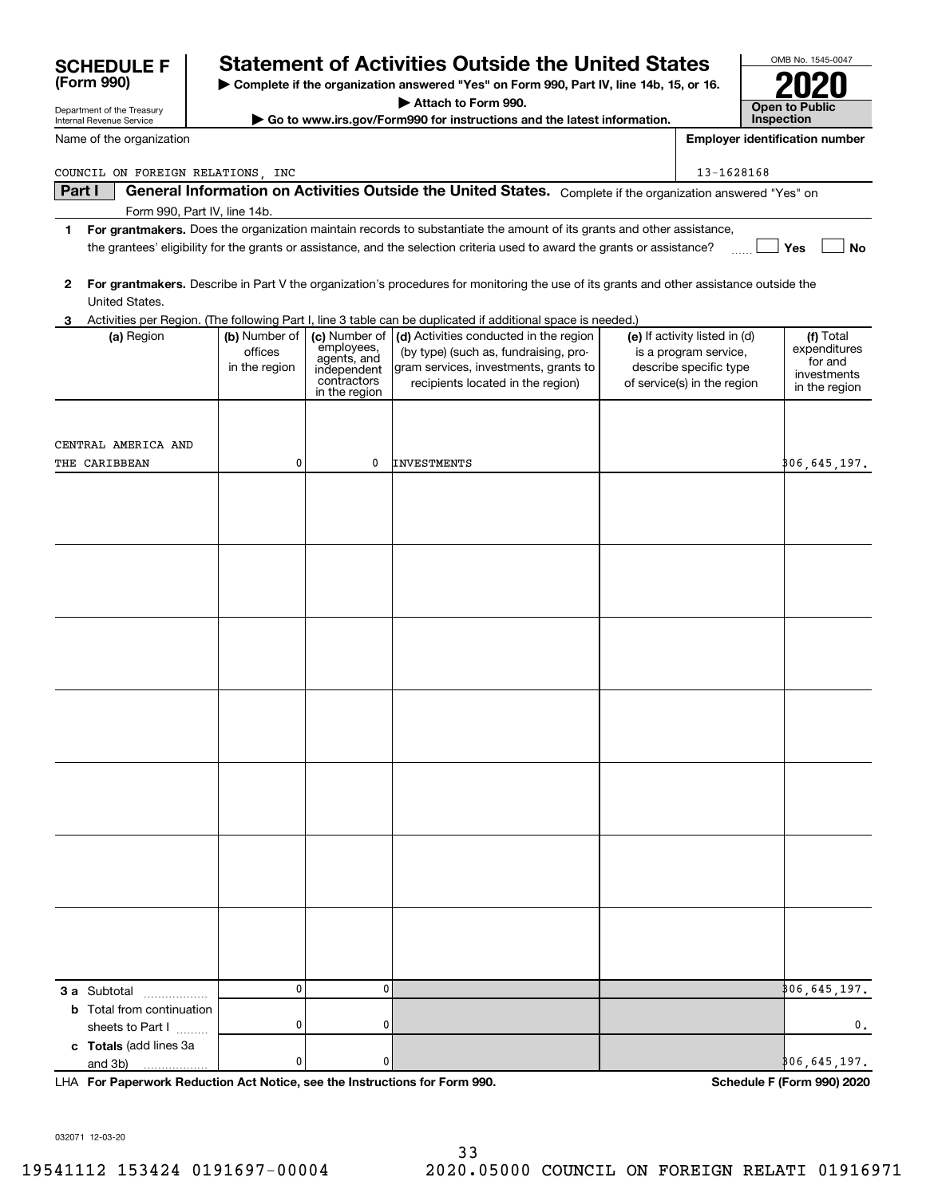**SCHEDULE F (Form 990)**

Department of the Treasury
Internal Revenue Service

# Statement of Activities Outside the United States

▶ Complete if the organization answered "Yes" on Form 990, Part IV, line 14b, 15, or 16.
▶ Attach to Form 990.
▶ Go to www.irs.gov/Form990 for instructions and the latest information.

OMB No. 1545-0047

**2020**

**Open to Public Inspection**

Name of the organization: COUNCIL ON FOREIGN RELATIONS, INC

Employer identification number: 13-1628168

**Part I — General Information on Activities Outside the United States.** Complete if the organization answered "Yes" on Form 990, Part IV, line 14b.

**1** **For grantmakers.** Does the organization maintain records to substantiate the amount of its grants and other assistance, the grantees' eligibility for the grants or assistance, and the selection criteria used to award the grants or assistance? ☐ Yes ☐ No

**2** **For grantmakers.** Describe in Part V the organization's procedures for monitoring the use of its grants and other assistance outside the United States.

**3** Activities per Region. (The following Part I, line 3 table can be duplicated if additional space is needed.)

| (a) Region | (b) Number of offices in the region | (c) Number of employees, agents, and independent contractors in the region | (d) Activities conducted in the region (by type) (such as, fundraising, program services, investments, grants to recipients located in the region) | (e) If activity listed in (d) is a program service, describe specific type of service(s) in the region | (f) Total expenditures for and investments in the region |
|---|---|---|---|---|---|
| CENTRAL AMERICA AND THE CARIBBEAN | 0 | 0 | INVESTMENTS | | 306,645,197. |
| | | | | | |
| | | | | | |
| | | | | | |
| | | | | | |
| | | | | | |
| | | | | | |
| | | | | | |
| **3 a** Subtotal | 0 | 0 | | | 306,645,197. |
| **b** Total from continuation sheets to Part I | 0 | 0 | | | 0. |
| **c Totals** (add lines 3a and 3b) | 0 | 0 | | | 306,645,197. |

LHA **For Paperwork Reduction Act Notice, see the Instructions for Form 990.**

**Schedule F (Form 990) 2020**

032071 12-03-20

19541112 153424 0191697-00004 2020.05000 COUNCIL ON FOREIGN RELATI 01916971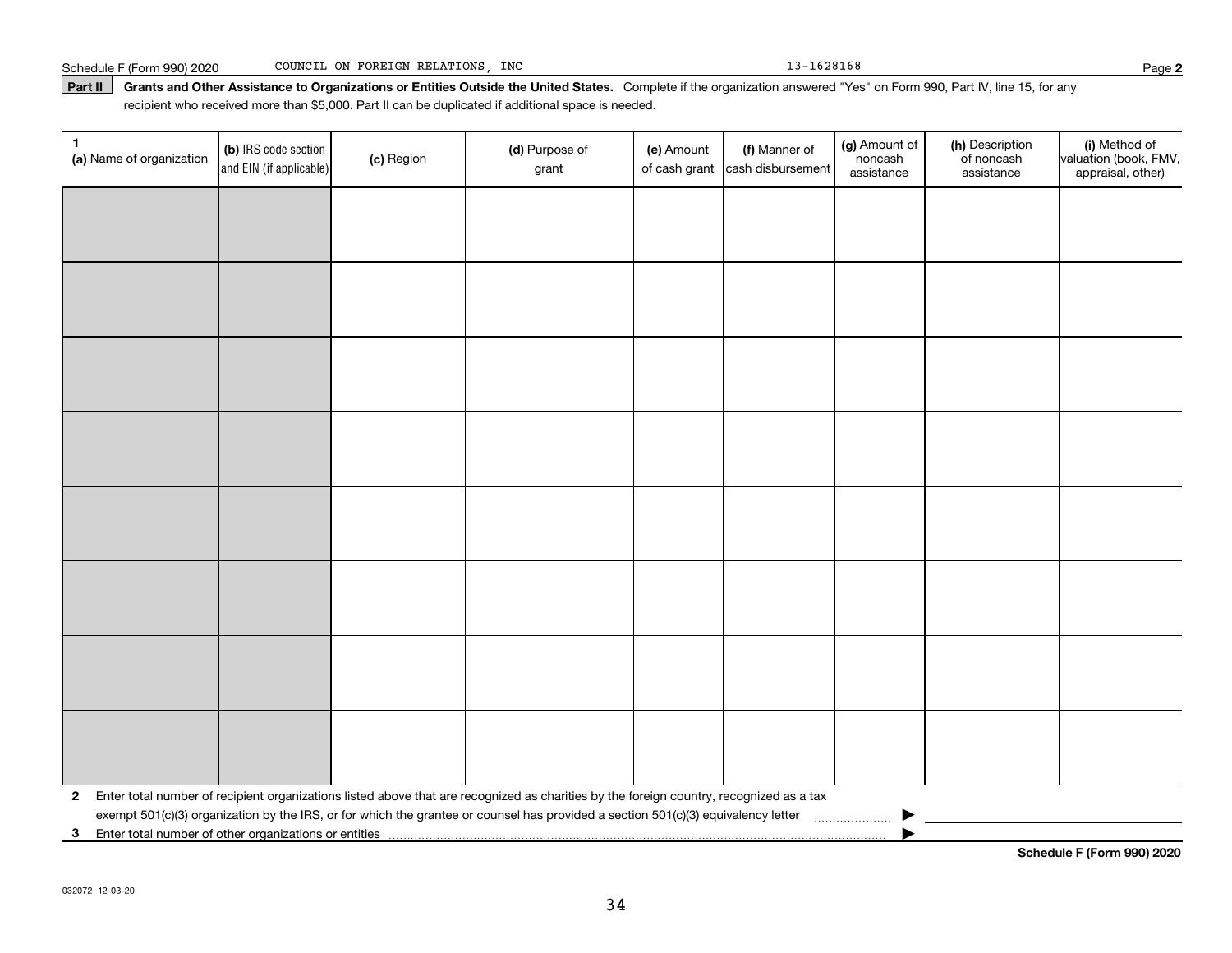Schedule F (Form 990) 2020 COUNCIL ON FOREIGN RELATIONS, INC 13-1628168 Page **2**

**Part II** **Grants and Other Assistance to Organizations or Entities Outside the United States.** Complete if the organization answered "Yes" on Form 990, Part IV, line 15, for any recipient who received more than $5,000. Part II can be duplicated if additional space is needed.

| 1 (a) Name of organization | (b) IRS code section and EIN (if applicable) | (c) Region | (d) Purpose of grant | (e) Amount of cash grant | (f) Manner of cash disbursement | (g) Amount of noncash assistance | (h) Description of noncash assistance | (i) Method of valuation (book, FMV, appraisal, other) |
|---|---|---|---|---|---|---|---|---|
| | | | | | | | | |
| | | | | | | | | |
| | | | | | | | | |
| | | | | | | | | |
| | | | | | | | | |
| | | | | | | | | |
| | | | | | | | | |
| | | | | | | | | |

**2** Enter total number of recipient organizations listed above that are recognized as charities by the foreign country, recognized as a tax exempt 501(c)(3) organization by the IRS, or for which the grantee or counsel has provided a section 501(c)(3) equivalency letter ▶

**3** Enter total number of other organizations or entities ▶

**Schedule F (Form 990) 2020**

032072 12-03-20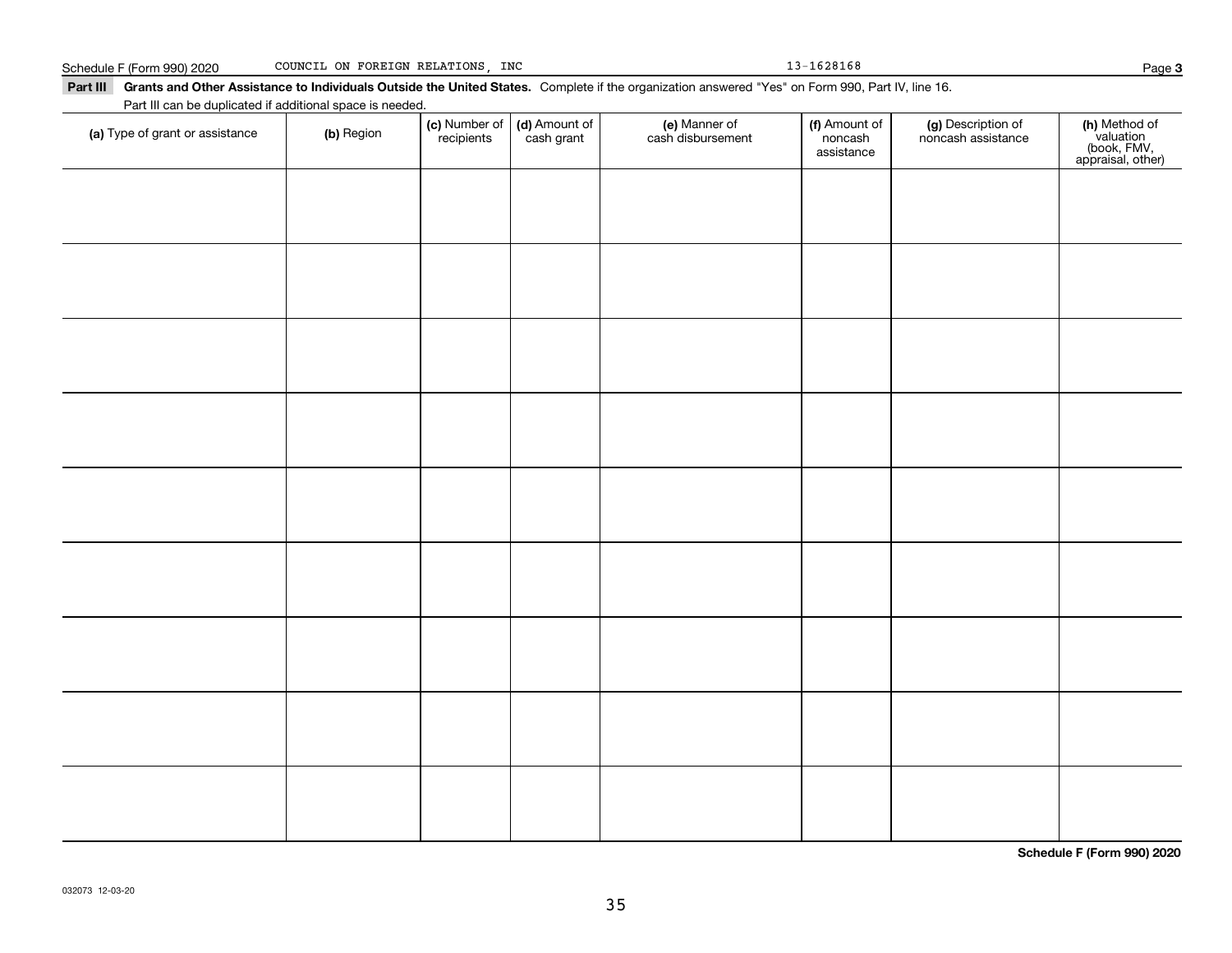Schedule F (Form 990) 2020 COUNCIL ON FOREIGN RELATIONS, INC 13-1628168

**Part III** **Grants and Other Assistance to Individuals Outside the United States.** Complete if the organization answered "Yes" on Form 990, Part IV, line 16.

Part III can be duplicated if additional space is needed.

| (a) Type of grant or assistance | (b) Region | (c) Number of recipients | (d) Amount of cash grant | (e) Manner of cash disbursement | (f) Amount of noncash assistance | (g) Description of noncash assistance | (h) Method of valuation (book, FMV, appraisal, other) |
|---|---|---|---|---|---|---|---|
| | | | | | | | |
| | | | | | | | |
| | | | | | | | |
| | | | | | | | |
| | | | | | | | |
| | | | | | | | |
| | | | | | | | |
| | | | | | | | |
| | | | | | | | |

**Schedule F (Form 990) 2020**

032073 12-03-20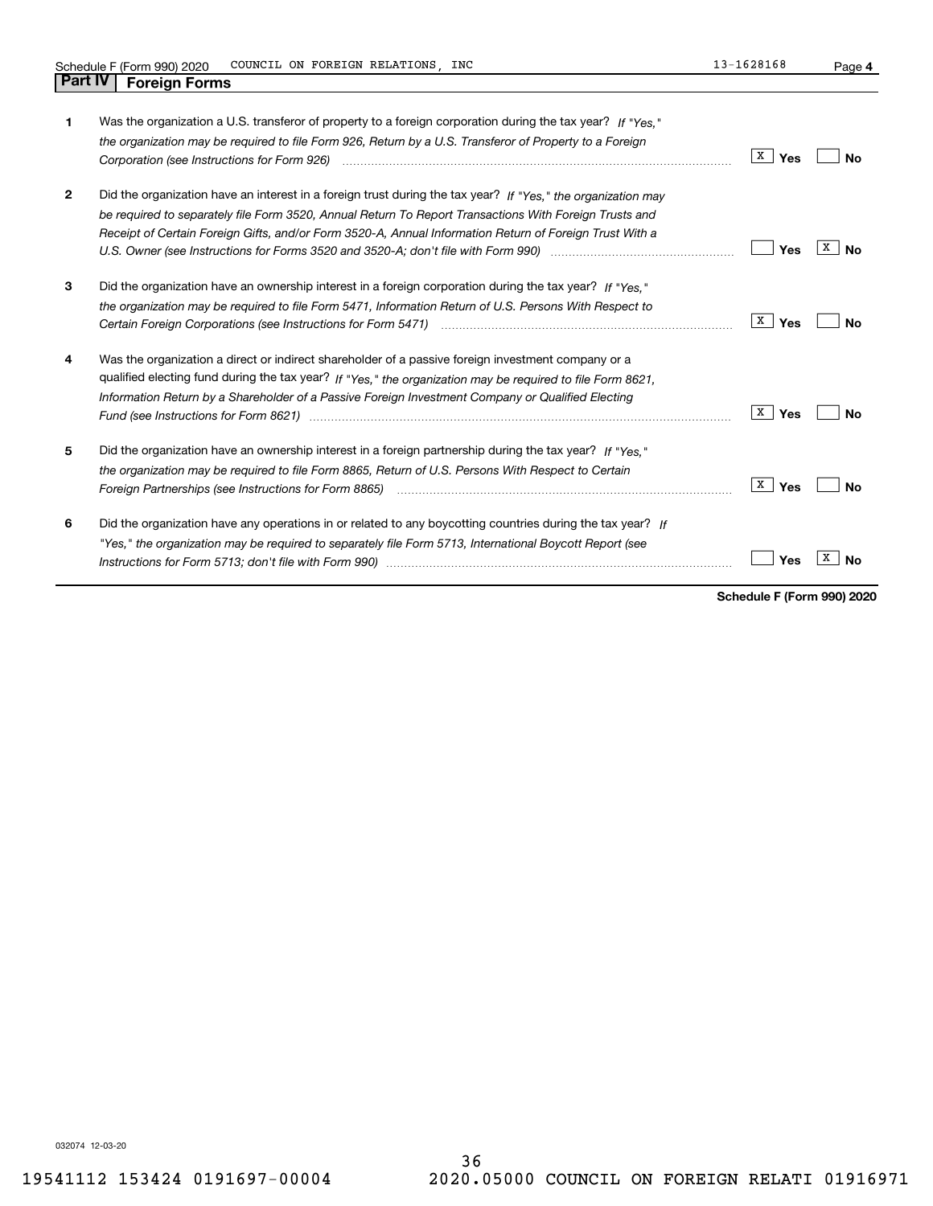Schedule F (Form 990) 2020 COUNCIL ON FOREIGN RELATIONS, INC 13-1628168 Page 4

## Part IV Foreign Forms

| | | Yes | No |
|---|---|---|---|
| 1 | Was the organization a U.S. transferor of property to a foreign corporation during the tax year? *If "Yes," the organization may be required to file Form 926, Return by a U.S. Transferor of Property to a Foreign Corporation (see Instructions for Form 926)* | X | |
| 2 | Did the organization have an interest in a foreign trust during the tax year? *If "Yes," the organization may be required to separately file Form 3520, Annual Return To Report Transactions With Foreign Trusts and Receipt of Certain Foreign Gifts, and/or Form 3520-A, Annual Information Return of Foreign Trust With a U.S. Owner (see Instructions for Forms 3520 and 3520-A; don't file with Form 990)* | | X |
| 3 | Did the organization have an ownership interest in a foreign corporation during the tax year? *If "Yes," the organization may be required to file Form 5471, Information Return of U.S. Persons With Respect to Certain Foreign Corporations (see Instructions for Form 5471)* | X | |
| 4 | Was the organization a direct or indirect shareholder of a passive foreign investment company or a qualified electing fund during the tax year? *If "Yes," the organization may be required to file Form 8621, Information Return by a Shareholder of a Passive Foreign Investment Company or Qualified Electing Fund (see Instructions for Form 8621)* | X | |
| 5 | Did the organization have an ownership interest in a foreign partnership during the tax year? *If "Yes," the organization may be required to file Form 8865, Return of U.S. Persons With Respect to Certain Foreign Partnerships (see Instructions for Form 8865)* | X | |
| 6 | Did the organization have any operations in or related to any boycotting countries during the tax year? *If "Yes," the organization may be required to separately file Form 5713, International Boycott Report (see Instructions for Form 5713; don't file with Form 990)* | | X |

**Schedule F (Form 990) 2020**

032074 12-03-20

19541112 153424 0191697-00004 2020.05000 COUNCIL ON FOREIGN RELATI 01916971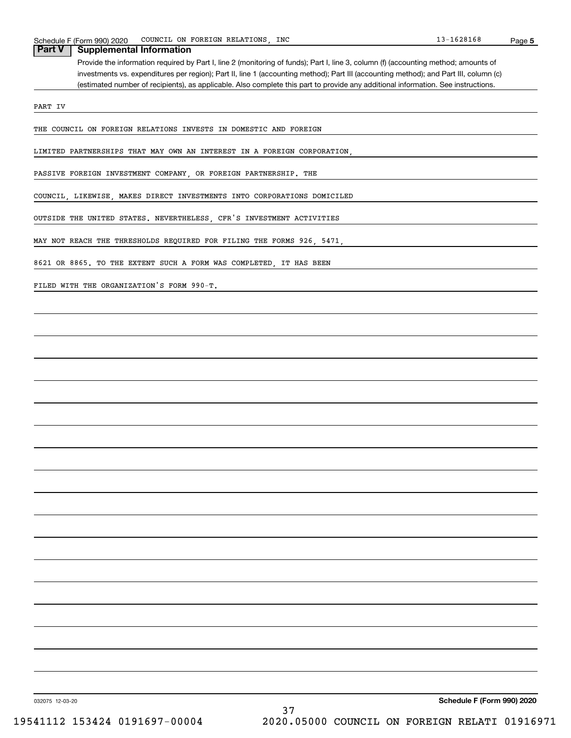Schedule F (Form 990) 2020 COUNCIL ON FOREIGN RELATIONS, INC 13-1628168 Page 5

## Part V Supplemental Information

Provide the information required by Part I, line 2 (monitoring of funds); Part I, line 3, column (f) (accounting method; amounts of investments vs. expenditures per region); Part II, line 1 (accounting method); Part III (accounting method); and Part III, column (c) (estimated number of recipients), as applicable. Also complete this part to provide any additional information. See instructions.

PART IV

THE COUNCIL ON FOREIGN RELATIONS INVESTS IN DOMESTIC AND FOREIGN LIMITED PARTNERSHIPS THAT MAY OWN AN INTEREST IN A FOREIGN CORPORATION, PASSIVE FOREIGN INVESTMENT COMPANY, OR FOREIGN PARTNERSHIP. THE COUNCIL, LIKEWISE, MAKES DIRECT INVESTMENTS INTO CORPORATIONS DOMICILED OUTSIDE THE UNITED STATES. NEVERTHELESS, CFR'S INVESTMENT ACTIVITIES MAY NOT REACH THE THRESHOLDS REQUIRED FOR FILING THE FORMS 926, 5471, 8621 OR 8865. TO THE EXTENT SUCH A FORM WAS COMPLETED, IT HAS BEEN FILED WITH THE ORGANIZATION'S FORM 990-T.

032075 12-03-20 **Schedule F (Form 990) 2020**

19541112 153424 0191697-00004 2020.05000 COUNCIL ON FOREIGN RELATI 01916971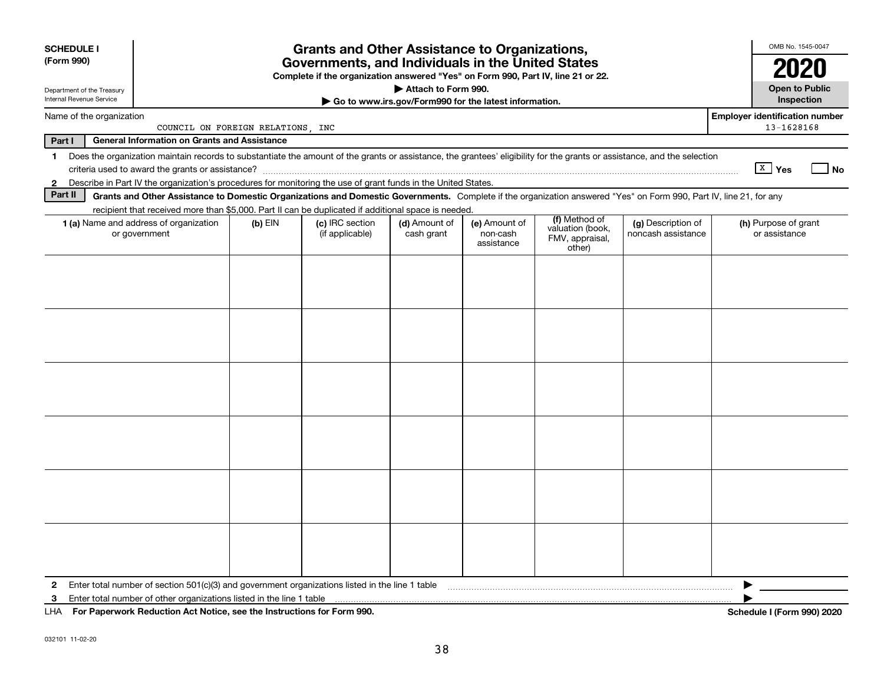**SCHEDULE I (Form 990)**

Department of the Treasury
Internal Revenue Service

# Grants and Other Assistance to Organizations, Governments, and Individuals in the United States

**Complete if the organization answered "Yes" on Form 990, Part IV, line 21 or 22.**

**▶ Attach to Form 990.**

**▶ Go to www.irs.gov/Form990 for the latest information.**

OMB No. 1545-0047

**2020**

**Open to Public Inspection**

Name of the organization: COUNCIL ON FOREIGN RELATIONS, INC

**Employer identification number** 13-1628168

## Part I General Information on Grants and Assistance

1 Does the organization maintain records to substantiate the amount of the grants or assistance, the grantees' eligibility for the grants or assistance, and the selection criteria used to award the grants or assistance? [X] Yes [ ] No

2 Describe in Part IV the organization's procedures for monitoring the use of grant funds in the United States.

## Part II Grants and Other Assistance to Domestic Organizations and Domestic Governments.

Complete if the organization answered "Yes" on Form 990, Part IV, line 21, for any recipient that received more than $5,000. Part II can be duplicated if additional space is needed.

| 1 (a) Name and address of organization or government | (b) EIN | (c) IRC section (if applicable) | (d) Amount of cash grant | (e) Amount of non-cash assistance | (f) Method of valuation (book, FMV, appraisal, other) | (g) Description of noncash assistance | (h) Purpose of grant or assistance |
|---|---|---|---|---|---|---|---|
| | | | | | | | |
| | | | | | | | |
| | | | | | | | |
| | | | | | | | |
| | | | | | | | |
| | | | | | | | |

2 Enter total number of section 501(c)(3) and government organizations listed in the line 1 table ▶

3 Enter total number of other organizations listed in the line 1 table ▶

LHA **For Paperwork Reduction Act Notice, see the Instructions for Form 990.** **Schedule I (Form 990) 2020**

032101 11-02-20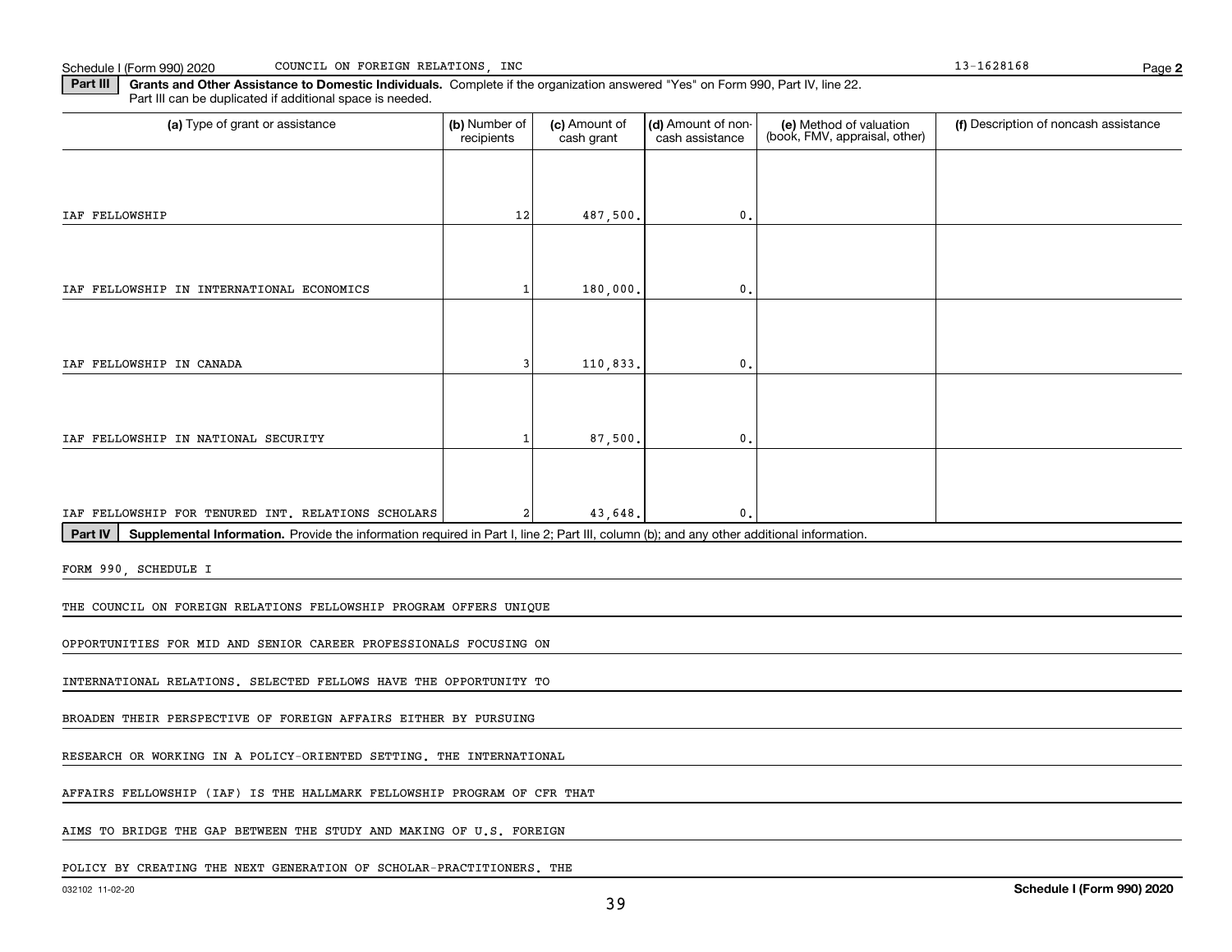Schedule I (Form 990) 2020 COUNCIL ON FOREIGN RELATIONS, INC 13-1628168 Page **2**

**Part III** **Grants and Other Assistance to Domestic Individuals.** Complete if the organization answered "Yes" on Form 990, Part IV, line 22. Part III can be duplicated if additional space is needed.

| (a) Type of grant or assistance | (b) Number of recipients | (c) Amount of cash grant | (d) Amount of non-cash assistance | (e) Method of valuation (book, FMV, appraisal, other) | (f) Description of noncash assistance |
|---|---|---|---|---|---|
| IAF FELLOWSHIP | 12 | 487,500. | 0. | | |
| IAF FELLOWSHIP IN INTERNATIONAL ECONOMICS | 1 | 180,000. | 0. | | |
| IAF FELLOWSHIP IN CANADA | 3 | 110,833. | 0. | | |
| IAF FELLOWSHIP IN NATIONAL SECURITY | 1 | 87,500. | 0. | | |
| IAF FELLOWSHIP FOR TENURED INT. RELATIONS SCHOLARS | 2 | 43,648. | 0. | | |

**Part IV** **Supplemental Information.** Provide the information required in Part I, line 2; Part III, column (b); and any other additional information.

FORM 990, SCHEDULE I

THE COUNCIL ON FOREIGN RELATIONS FELLOWSHIP PROGRAM OFFERS UNIQUE OPPORTUNITIES FOR MID AND SENIOR CAREER PROFESSIONALS FOCUSING ON INTERNATIONAL RELATIONS. SELECTED FELLOWS HAVE THE OPPORTUNITY TO BROADEN THEIR PERSPECTIVE OF FOREIGN AFFAIRS EITHER BY PURSUING RESEARCH OR WORKING IN A POLICY-ORIENTED SETTING. THE INTERNATIONAL AFFAIRS FELLOWSHIP (IAF) IS THE HALLMARK FELLOWSHIP PROGRAM OF CFR THAT AIMS TO BRIDGE THE GAP BETWEEN THE STUDY AND MAKING OF U.S. FOREIGN POLICY BY CREATING THE NEXT GENERATION OF SCHOLAR-PRACTITIONERS. THE

032102 11-02-20 **Schedule I (Form 990) 2020**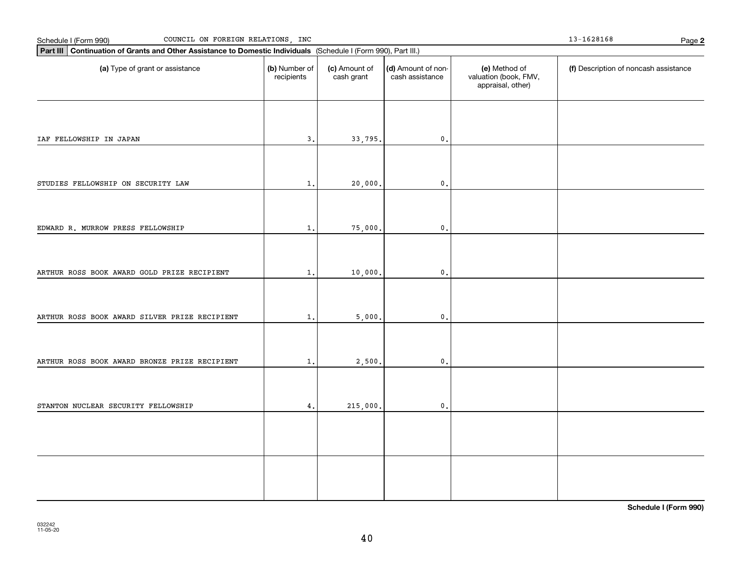Schedule I (Form 990) COUNCIL ON FOREIGN RELATIONS, INC 13-1628168

**Part III** **Continuation of Grants and Other Assistance to Domestic Individuals** (Schedule I (Form 990), Part III.)

| (a) Type of grant or assistance | (b) Number of recipients | (c) Amount of cash grant | (d) Amount of non-cash assistance | (e) Method of valuation (book, FMV, appraisal, other) | (f) Description of noncash assistance |
|---|---|---|---|---|---|
| IAF FELLOWSHIP IN JAPAN | 3. | 33,795. | 0. | | |
| STUDIES FELLOWSHIP ON SECURITY LAW | 1. | 20,000. | 0. | | |
| EDWARD R. MURROW PRESS FELLOWSHIP | 1. | 75,000. | 0. | | |
| ARTHUR ROSS BOOK AWARD GOLD PRIZE RECIPIENT | 1. | 10,000. | 0. | | |
| ARTHUR ROSS BOOK AWARD SILVER PRIZE RECIPIENT | 1. | 5,000. | 0. | | |
| ARTHUR ROSS BOOK AWARD BRONZE PRIZE RECIPIENT | 1. | 2,500. | 0. | | |
| STANTON NUCLEAR SECURITY FELLOWSHIP | 4. | 215,000. | 0. | | |
| | | | | | |
| | | | | | |

**Schedule I (Form 990)**

032242
11-05-20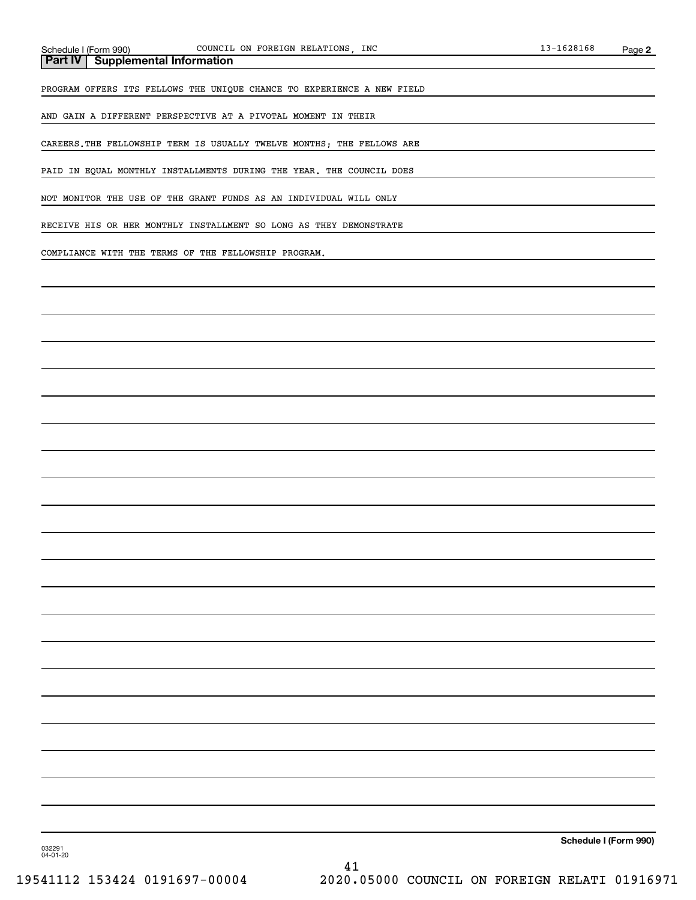## Part IV Supplemental Information

PROGRAM OFFERS ITS FELLOWS THE UNIQUE CHANCE TO EXPERIENCE A NEW FIELD AND GAIN A DIFFERENT PERSPECTIVE AT A PIVOTAL MOMENT IN THEIR CAREERS.THE FELLOWSHIP TERM IS USUALLY TWELVE MONTHS; THE FELLOWS ARE PAID IN EQUAL MONTHLY INSTALLMENTS DURING THE YEAR. THE COUNCIL DOES NOT MONITOR THE USE OF THE GRANT FUNDS AS AN INDIVIDUAL WILL ONLY RECEIVE HIS OR HER MONTHLY INSTALLMENT SO LONG AS THEY DEMONSTRATE COMPLIANCE WITH THE TERMS OF THE FELLOWSHIP PROGRAM.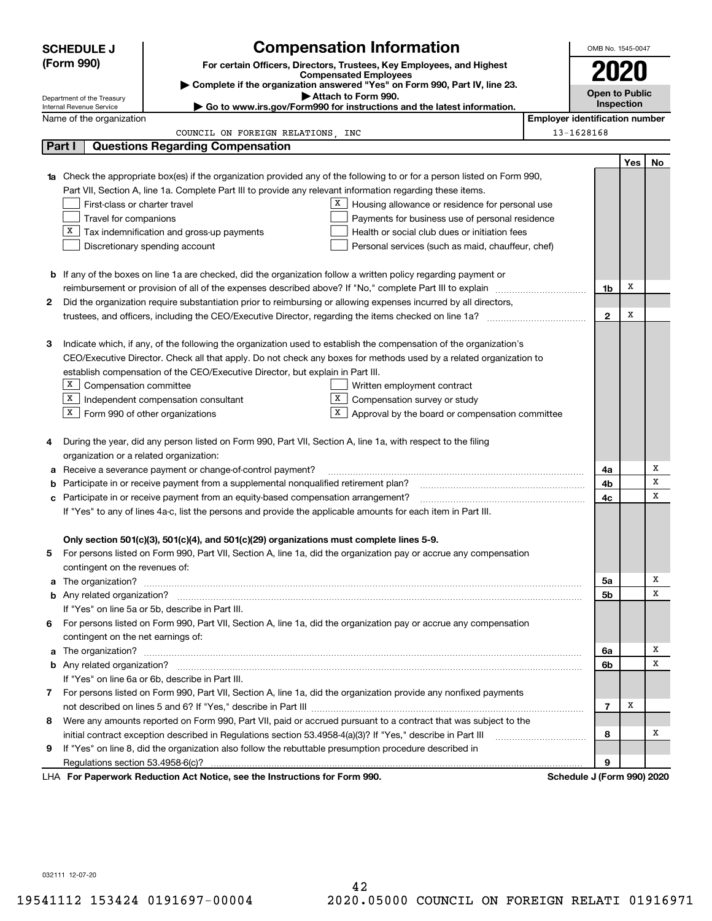**SCHEDULE J (Form 990)**

Department of the Treasury
Internal Revenue Service

# Compensation Information

**For certain Officers, Directors, Trustees, Key Employees, and Highest Compensated Employees**

▶ Complete if the organization answered "Yes" on Form 990, Part IV, line 23.
▶ Attach to Form 990.
▶ Go to www.irs.gov/Form990 for instructions and the latest information.

OMB No. 1545-0047

**2020**

**Open to Public Inspection**

Name of the organization: COUNCIL ON FOREIGN RELATIONS, INC

Employer identification number: 13-1628168

## Part I Questions Regarding Compensation

**1a** Check the appropriate box(es) if the organization provided any of the following to or for a person listed on Form 990, Part VII, Section A, line 1a. Complete Part III to provide any relevant information regarding these items.

- [ ] First-class or charter travel
- [ ] Travel for companions
- [X] Tax indemnification and gross-up payments
- [ ] Discretionary spending account
- [X] Housing allowance or residence for personal use
- [ ] Payments for business use of personal residence
- [ ] Health or social club dues or initiation fees
- [ ] Personal services (such as maid, chauffeur, chef)

| | | Line | Yes | No |
|---|---|---|---|---|
| **b** | If any of the boxes on line 1a are checked, did the organization follow a written policy regarding payment or reimbursement or provision of all of the expenses described above? If "No," complete Part III to explain | 1b | X | |
| **2** | Did the organization require substantiation prior to reimbursing or allowing expenses incurred by all directors, trustees, and officers, including the CEO/Executive Director, regarding the items checked on line 1a? | 2 | X | |

**3** Indicate which, if any, of the following the organization used to establish the compensation of the organization's CEO/Executive Director. Check all that apply. Do not check any boxes for methods used by a related organization to establish compensation of the CEO/Executive Director, but explain in Part III.

- [X] Compensation committee
- [X] Independent compensation consultant
- [X] Form 990 of other organizations
- [ ] Written employment contract
- [X] Compensation survey or study
- [X] Approval by the board or compensation committee

| | | Line | Yes | No |
|---|---|---|---|---|
| **4** | During the year, did any person listed on Form 990, Part VII, Section A, line 1a, with respect to the filing organization or a related organization: | | | |
| **a** | Receive a severance payment or change-of-control payment? | 4a | | X |
| **b** | Participate in or receive payment from a supplemental nonqualified retirement plan? | 4b | | X |
| **c** | Participate in or receive payment from an equity-based compensation arrangement? | 4c | | X |
| | If "Yes" to any of lines 4a-c, list the persons and provide the applicable amounts for each item in Part III. | | | |
| | **Only section 501(c)(3), 501(c)(4), and 501(c)(29) organizations must complete lines 5-9.** | | | |
| **5** | For persons listed on Form 990, Part VII, Section A, line 1a, did the organization pay or accrue any compensation contingent on the revenues of: | | | |
| **a** | The organization? | 5a | | X |
| **b** | Any related organization? | 5b | | X |
| | If "Yes" on line 5a or 5b, describe in Part III. | | | |
| **6** | For persons listed on Form 990, Part VII, Section A, line 1a, did the organization pay or accrue any compensation contingent on the net earnings of: | | | |
| **a** | The organization? | 6a | | X |
| **b** | Any related organization? | 6b | | X |
| | If "Yes" on line 6a or 6b, describe in Part III. | | | |
| **7** | For persons listed on Form 990, Part VII, Section A, line 1a, did the organization provide any nonfixed payments not described on lines 5 and 6? If "Yes," describe in Part III | 7 | X | |
| **8** | Were any amounts reported on Form 990, Part VII, paid or accrued pursuant to a contract that was subject to the initial contract exception described in Regulations section 53.4958-4(a)(3)? If "Yes," describe in Part III | 8 | | X |
| **9** | If "Yes" on line 8, did the organization also follow the rebuttable presumption procedure described in Regulations section 53.4958-6(c)? | 9 | | |

LHA **For Paperwork Reduction Act Notice, see the Instructions for Form 990.** **Schedule J (Form 990) 2020**

032111 12-07-20

19541112 153424 0191697-00004 2020.05000 COUNCIL ON FOREIGN RELATI 01916971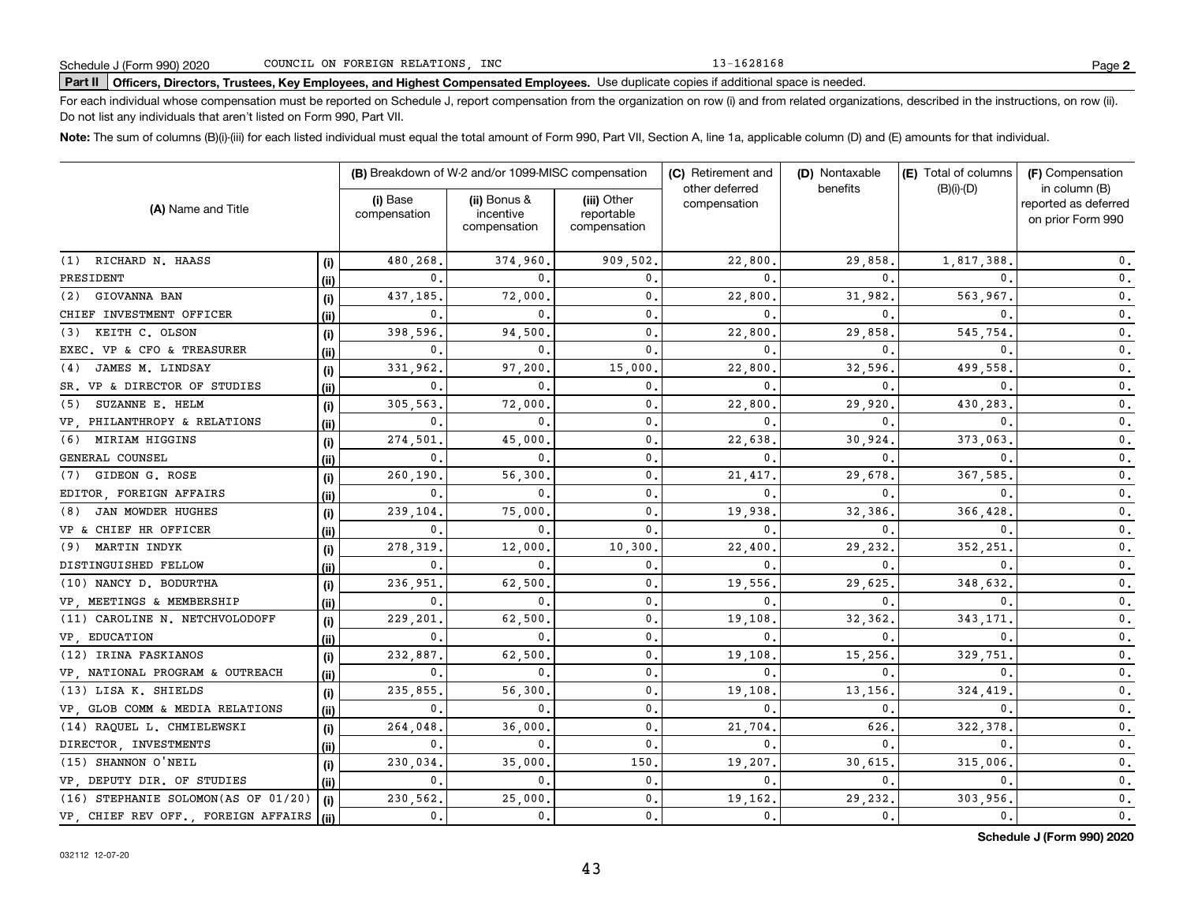Schedule J (Form 990) 2020 COUNCIL ON FOREIGN RELATIONS, INC 13-1628168 Page **2**

**Part II** **Officers, Directors, Trustees, Key Employees, and Highest Compensated Employees.** Use duplicate copies if additional space is needed.

For each individual whose compensation must be reported on Schedule J, report compensation from the organization on row (i) and from related organizations, described in the instructions, on row (ii). Do not list any individuals that aren't listed on Form 990, Part VII.

**Note:** The sum of columns (B)(i)-(iii) for each listed individual must equal the total amount of Form 990, Part VII, Section A, line 1a, applicable column (D) and (E) amounts for that individual.

| (A) Name and Title | | (B) Breakdown of W-2 and/or 1099-MISC compensation | | | (C) Retirement and other deferred compensation | (D) Nontaxable benefits | (E) Total of columns (B)(i)-(D) | (F) Compensation in column (B) reported as deferred on prior Form 990 |
|---|---|---|---|---|---|---|---|---|
| | | (i) Base compensation | (ii) Bonus & incentive compensation | (iii) Other reportable compensation | | | | |
| (1) RICHARD N. HAASS | (i) | 480,268. | 374,960. | 909,502. | 22,800. | 29,858. | 1,817,388. | 0. |
| PRESIDENT | (ii) | 0. | 0. | 0. | 0. | 0. | 0. | 0. |
| (2) GIOVANNA BAN | (i) | 437,185. | 72,000. | 0. | 22,800. | 31,982. | 563,967. | 0. |
| CHIEF INVESTMENT OFFICER | (ii) | 0. | 0. | 0. | 0. | 0. | 0. | 0. |
| (3) KEITH C. OLSON | (i) | 398,596. | 94,500. | 0. | 22,800. | 29,858. | 545,754. | 0. |
| EXEC. VP & CFO & TREASURER | (ii) | 0. | 0. | 0. | 0. | 0. | 0. | 0. |
| (4) JAMES M. LINDSAY | (i) | 331,962. | 97,200. | 15,000. | 22,800. | 32,596. | 499,558. | 0. |
| SR. VP & DIRECTOR OF STUDIES | (ii) | 0. | 0. | 0. | 0. | 0. | 0. | 0. |
| (5) SUZANNE E. HELM | (i) | 305,563. | 72,000. | 0. | 22,800. | 29,920. | 430,283. | 0. |
| VP, PHILANTHROPY & RELATIONS | (ii) | 0. | 0. | 0. | 0. | 0. | 0. | 0. |
| (6) MIRIAM HIGGINS | (i) | 274,501. | 45,000. | 0. | 22,638. | 30,924. | 373,063. | 0. |
| GENERAL COUNSEL | (ii) | 0. | 0. | 0. | 0. | 0. | 0. | 0. |
| (7) GIDEON G. ROSE | (i) | 260,190. | 56,300. | 0. | 21,417. | 29,678. | 367,585. | 0. |
| EDITOR, FOREIGN AFFAIRS | (ii) | 0. | 0. | 0. | 0. | 0. | 0. | 0. |
| (8) JAN MOWDER HUGHES | (i) | 239,104. | 75,000. | 0. | 19,938. | 32,386. | 366,428. | 0. |
| VP & CHIEF HR OFFICER | (ii) | 0. | 0. | 0. | 0. | 0. | 0. | 0. |
| (9) MARTIN INDYK | (i) | 278,319. | 12,000. | 10,300. | 22,400. | 29,232. | 352,251. | 0. |
| DISTINGUISHED FELLOW | (ii) | 0. | 0. | 0. | 0. | 0. | 0. | 0. |
| (10) NANCY D. BODURTHA | (i) | 236,951. | 62,500. | 0. | 19,556. | 29,625. | 348,632. | 0. |
| VP, MEETINGS & MEMBERSHIP | (ii) | 0. | 0. | 0. | 0. | 0. | 0. | 0. |
| (11) CAROLINE N. NETCHVOLODOFF | (i) | 229,201. | 62,500. | 0. | 19,108. | 32,362. | 343,171. | 0. |
| VP, EDUCATION | (ii) | 0. | 0. | 0. | 0. | 0. | 0. | 0. |
| (12) IRINA FASKIANOS | (i) | 232,887. | 62,500. | 0. | 19,108. | 15,256. | 329,751. | 0. |
| VP, NATIONAL PROGRAM & OUTREACH | (ii) | 0. | 0. | 0. | 0. | 0. | 0. | 0. |
| (13) LISA K. SHIELDS | (i) | 235,855. | 56,300. | 0. | 19,108. | 13,156. | 324,419. | 0. |
| VP, GLOB COMM & MEDIA RELATIONS | (ii) | 0. | 0. | 0. | 0. | 0. | 0. | 0. |
| (14) RAQUEL L. CHMIELEWSKI | (i) | 264,048. | 36,000. | 0. | 21,704. | 626. | 322,378. | 0. |
| DIRECTOR, INVESTMENTS | (ii) | 0. | 0. | 0. | 0. | 0. | 0. | 0. |
| (15) SHANNON O'NEIL | (i) | 230,034. | 35,000. | 150. | 19,207. | 30,615. | 315,006. | 0. |
| VP, DEPUTY DIR. OF STUDIES | (ii) | 0. | 0. | 0. | 0. | 0. | 0. | 0. |
| (16) STEPHANIE SOLOMON(AS OF 01/20) | (i) | 230,562. | 25,000. | 0. | 19,162. | 29,232. | 303,956. | 0. |
| VP, CHIEF REV OFF., FOREIGN AFFAIRS | (ii) | 0. | 0. | 0. | 0. | 0. | 0. | 0. |

**Schedule J (Form 990) 2020**

032112 12-07-20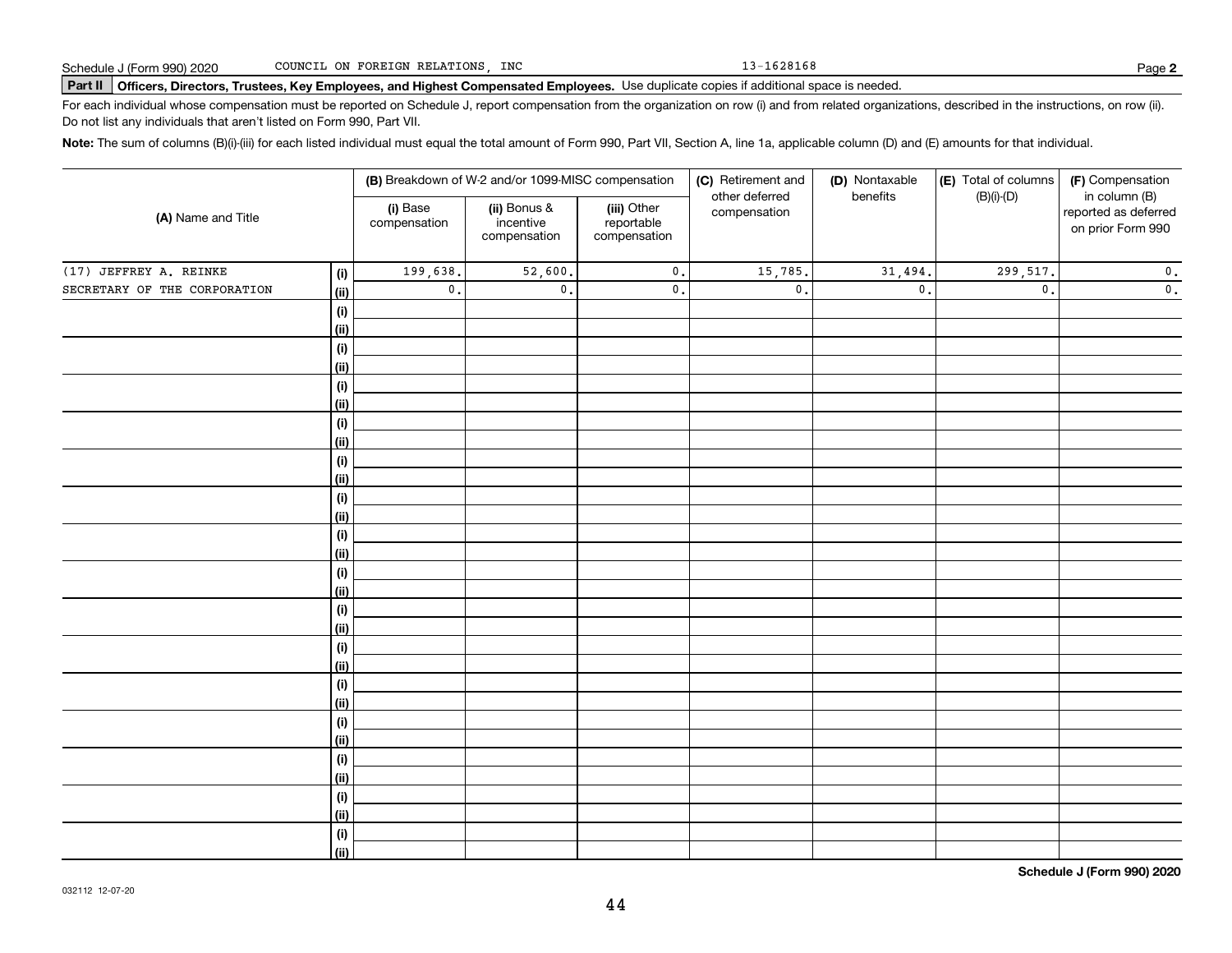Schedule J (Form 990) 2020 COUNCIL ON FOREIGN RELATIONS, INC 13-1628168

**Part II** **Officers, Directors, Trustees, Key Employees, and Highest Compensated Employees.** Use duplicate copies if additional space is needed.

For each individual whose compensation must be reported on Schedule J, report compensation from the organization on row (i) and from related organizations, described in the instructions, on row (ii). Do not list any individuals that aren't listed on Form 990, Part VII.

**Note:** The sum of columns (B)(i)-(iii) for each listed individual must equal the total amount of Form 990, Part VII, Section A, line 1a, applicable column (D) and (E) amounts for that individual.

| (A) Name and Title | | (B) Breakdown of W-2 and/or 1099-MISC compensation | | | (C) Retirement and other deferred compensation | (D) Nontaxable benefits | (E) Total of columns (B)(i)-(D) | (F) Compensation in column (B) reported as deferred on prior Form 990 |
|---|---|---|---|---|---|---|---|---|
| | | (i) Base compensation | (ii) Bonus & incentive compensation | (iii) Other reportable compensation | | | | |
| (17) JEFFREY A. REINKE | (i) | 199,638. | 52,600. | 0. | 15,785. | 31,494. | 299,517. | 0. |
| SECRETARY OF THE CORPORATION | (ii) | 0. | 0. | 0. | 0. | 0. | 0. | 0. |
| | (i) | | | | | | | |
| | (ii) | | | | | | | |
| | (i) | | | | | | | |
| | (ii) | | | | | | | |
| | (i) | | | | | | | |
| | (ii) | | | | | | | |
| | (i) | | | | | | | |
| | (ii) | | | | | | | |
| | (i) | | | | | | | |
| | (ii) | | | | | | | |
| | (i) | | | | | | | |
| | (ii) | | | | | | | |
| | (i) | | | | | | | |
| | (ii) | | | | | | | |
| | (i) | | | | | | | |
| | (ii) | | | | | | | |
| | (i) | | | | | | | |
| | (ii) | | | | | | | |
| | (i) | | | | | | | |
| | (ii) | | | | | | | |
| | (i) | | | | | | | |
| | (ii) | | | | | | | |
| | (i) | | | | | | | |
| | (ii) | | | | | | | |
| | (i) | | | | | | | |
| | (ii) | | | | | | | |
| | (i) | | | | | | | |
| | (ii) | | | | | | | |
| | (i) | | | | | | | |
| | (ii) | | | | | | | |

**Schedule J (Form 990) 2020**

032112 12-07-20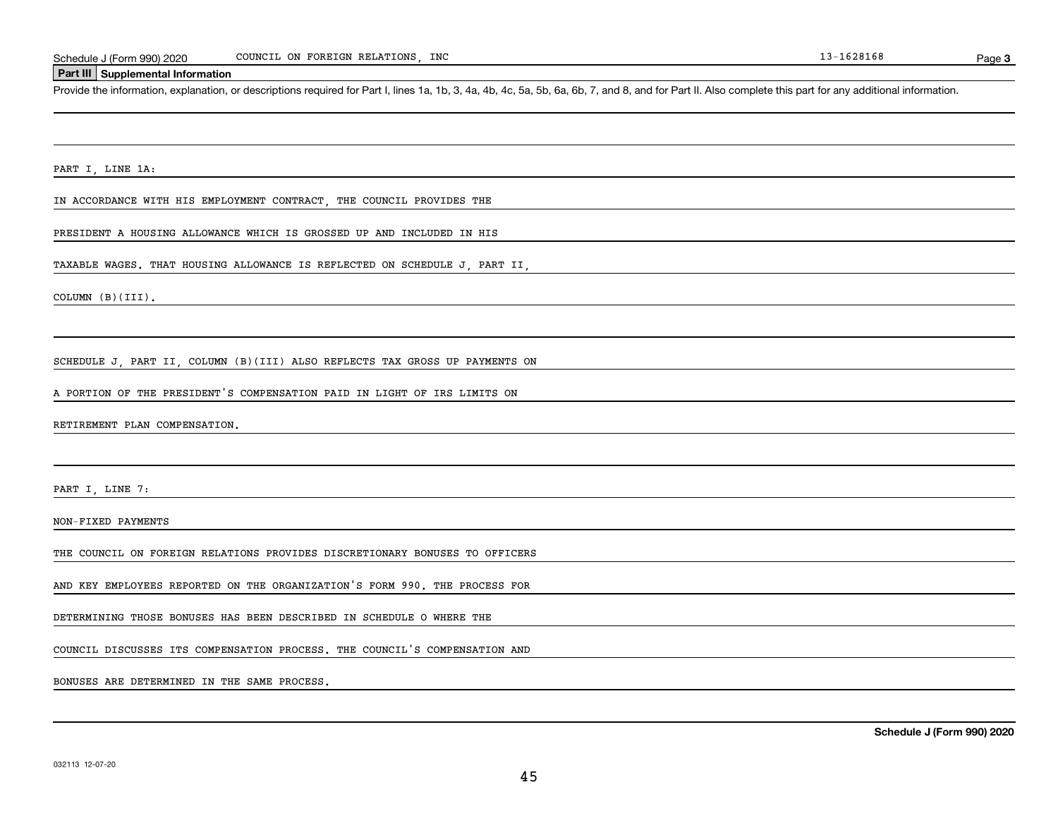## Part III Supplemental Information

Provide the information, explanation, or descriptions required for Part I, lines 1a, 1b, 3, 4a, 4b, 4c, 5a, 5b, 6a, 6b, 7, and 8, and for Part II. Also complete this part for any additional information.

PART I, LINE 1A:

IN ACCORDANCE WITH HIS EMPLOYMENT CONTRACT, THE COUNCIL PROVIDES THE PRESIDENT A HOUSING ALLOWANCE WHICH IS GROSSED UP AND INCLUDED IN HIS TAXABLE WAGES. THAT HOUSING ALLOWANCE IS REFLECTED ON SCHEDULE J, PART II, COLUMN (B)(III).

SCHEDULE J, PART II, COLUMN (B)(III) ALSO REFLECTS TAX GROSS UP PAYMENTS ON A PORTION OF THE PRESIDENT'S COMPENSATION PAID IN LIGHT OF IRS LIMITS ON RETIREMENT PLAN COMPENSATION.

PART I, LINE 7:

NON-FIXED PAYMENTS

THE COUNCIL ON FOREIGN RELATIONS PROVIDES DISCRETIONARY BONUSES TO OFFICERS AND KEY EMPLOYEES REPORTED ON THE ORGANIZATION'S FORM 990. THE PROCESS FOR DETERMINING THOSE BONUSES HAS BEEN DESCRIBED IN SCHEDULE O WHERE THE COUNCIL DISCUSSES ITS COMPENSATION PROCESS. THE COUNCIL'S COMPENSATION AND BONUSES ARE DETERMINED IN THE SAME PROCESS.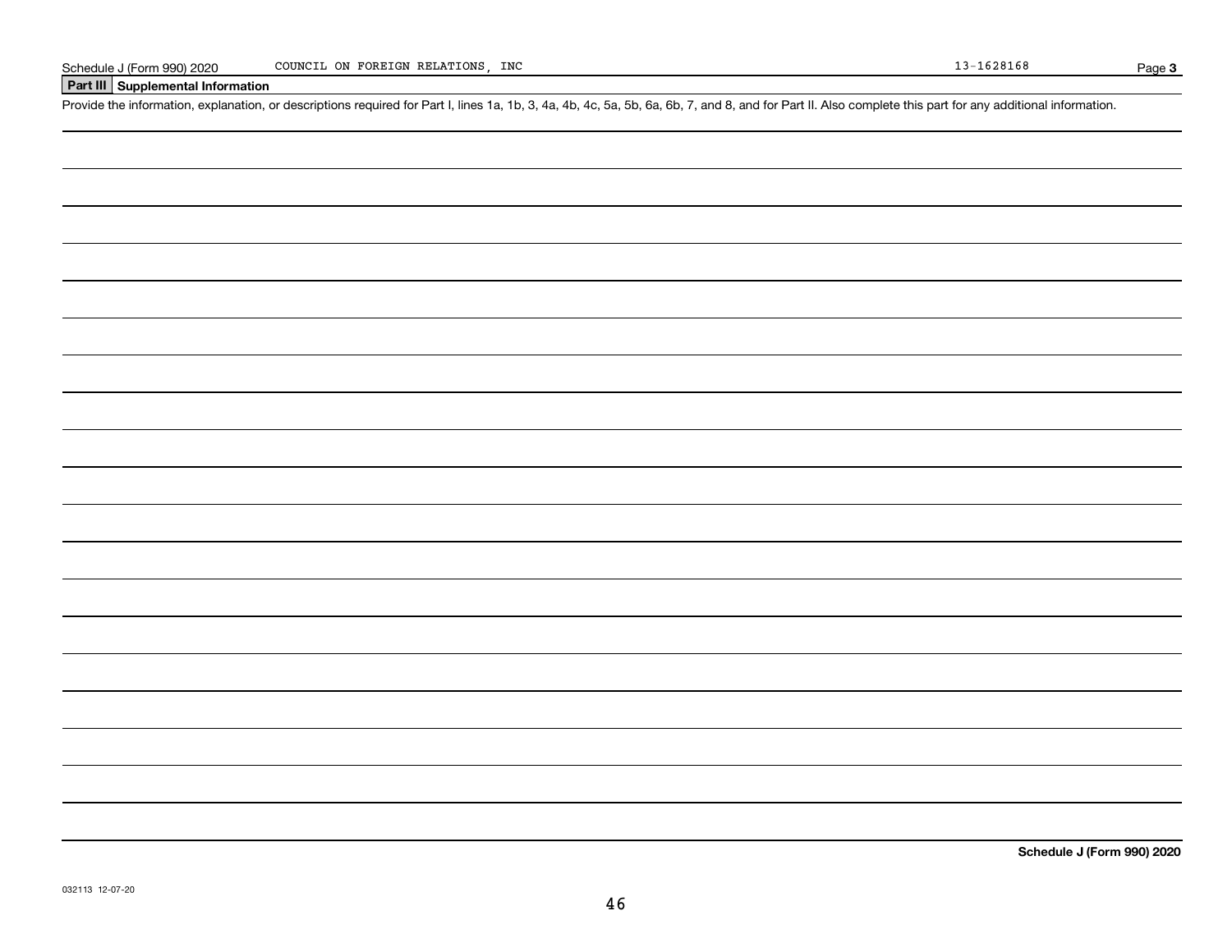Schedule J (Form 990) 2020 COUNCIL ON FOREIGN RELATIONS, INC 13-1628168 Page **3**

## Part III Supplemental Information

Provide the information, explanation, or descriptions required for Part I, lines 1a, 1b, 3, 4a, 4b, 4c, 5a, 5b, 6a, 6b, 7, and 8, and for Part II. Also complete this part for any additional information.

**Schedule J (Form 990) 2020**

032113 12-07-20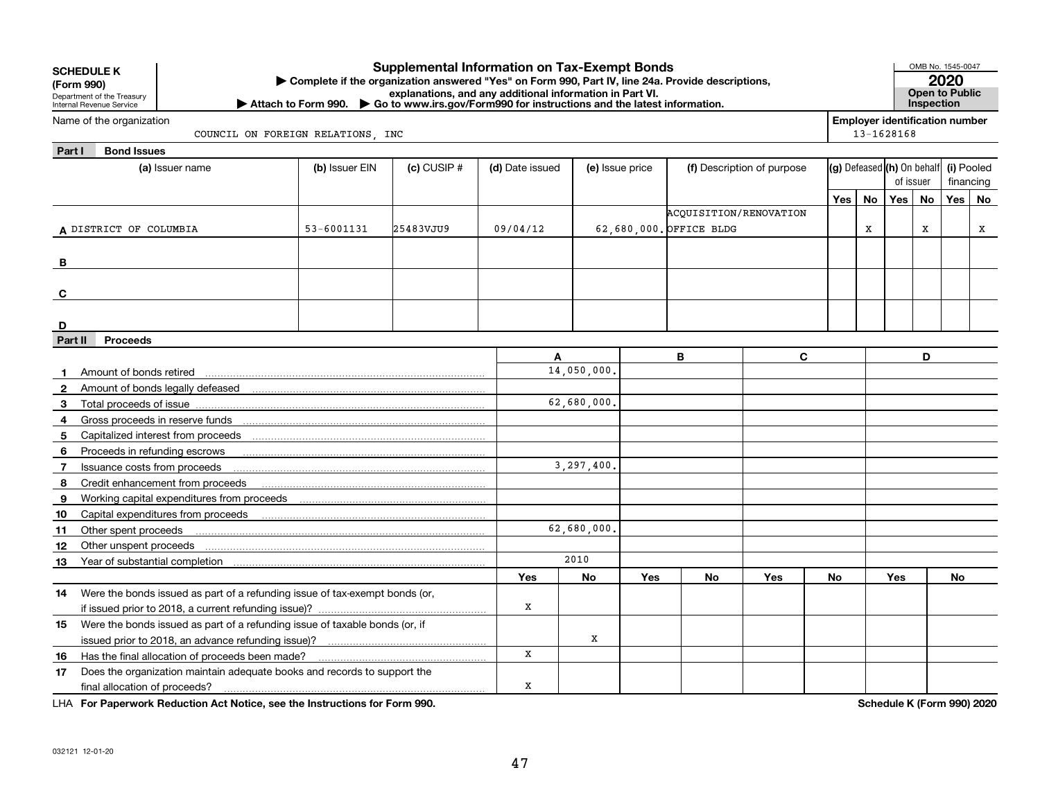**SCHEDULE K (Form 990)**
Department of the Treasury
Internal Revenue Service

# Supplemental Information on Tax-Exempt Bonds

▶ Complete if the organization answered "Yes" on Form 990, Part IV, line 24a. Provide descriptions, explanations, and any additional information in Part VI.
▶ Attach to Form 990. ▶ Go to www.irs.gov/Form990 for instructions and the latest information.

OMB No. 1545-0047
**2020**
**Open to Public Inspection**

Name of the organization: COUNCIL ON FOREIGN RELATIONS, INC
Employer identification number: 13-1628168

## Part I Bond Issues

| | (a) Issuer name | (b) Issuer EIN | (c) CUSIP # | (d) Date issued | (e) Issue price | (f) Description of purpose | (g) Defeased Yes | (g) Defeased No | (h) On behalf of issuer Yes | (h) On behalf of issuer No | (i) Pooled financing Yes | (i) Pooled financing No |
|---|---|---|---|---|---|---|---|---|---|---|---|---|
| A | DISTRICT OF COLUMBIA | 53-6001131 | 25483VJU9 | 09/04/12 | 62,680,000. | ACQUISITION/RENOVATION OFFICE BLDG | | X | | X | | X |
| B | | | | | | | | | | | | |
| C | | | | | | | | | | | | |
| D | | | | | | | | | | | | |

## Part II Proceeds

| | | A | B | C | D |
|---|---|---|---|---|---|
| 1 | Amount of bonds retired | 14,050,000. | | | |
| 2 | Amount of bonds legally defeased | | | | |
| 3 | Total proceeds of issue | 62,680,000. | | | |
| 4 | Gross proceeds in reserve funds | | | | |
| 5 | Capitalized interest from proceeds | | | | |
| 6 | Proceeds in refunding escrows | | | | |
| 7 | Issuance costs from proceeds | 3,297,400. | | | |
| 8 | Credit enhancement from proceeds | | | | |
| 9 | Working capital expenditures from proceeds | | | | |
| 10 | Capital expenditures from proceeds | | | | |
| 11 | Other spent proceeds | 62,680,000. | | | |
| 12 | Other unspent proceeds | | | | |
| 13 | Year of substantial completion | 2010 | | | |

| | | A Yes | A No | B Yes | B No | C Yes | C No | D Yes | D No |
|---|---|---|---|---|---|---|---|---|---|
| 14 | Were the bonds issued as part of a refunding issue of tax-exempt bonds (or, if issued prior to 2018, a current refunding issue)? | X | | | | | | | |
| 15 | Were the bonds issued as part of a refunding issue of taxable bonds (or, if issued prior to 2018, an advance refunding issue)? | | X | | | | | | |
| 16 | Has the final allocation of proceeds been made? | X | | | | | | | |
| 17 | Does the organization maintain adequate books and records to support the final allocation of proceeds? | X | | | | | | | |

LHA **For Paperwork Reduction Act Notice, see the Instructions for Form 990.** **Schedule K (Form 990) 2020**

032121 12-01-20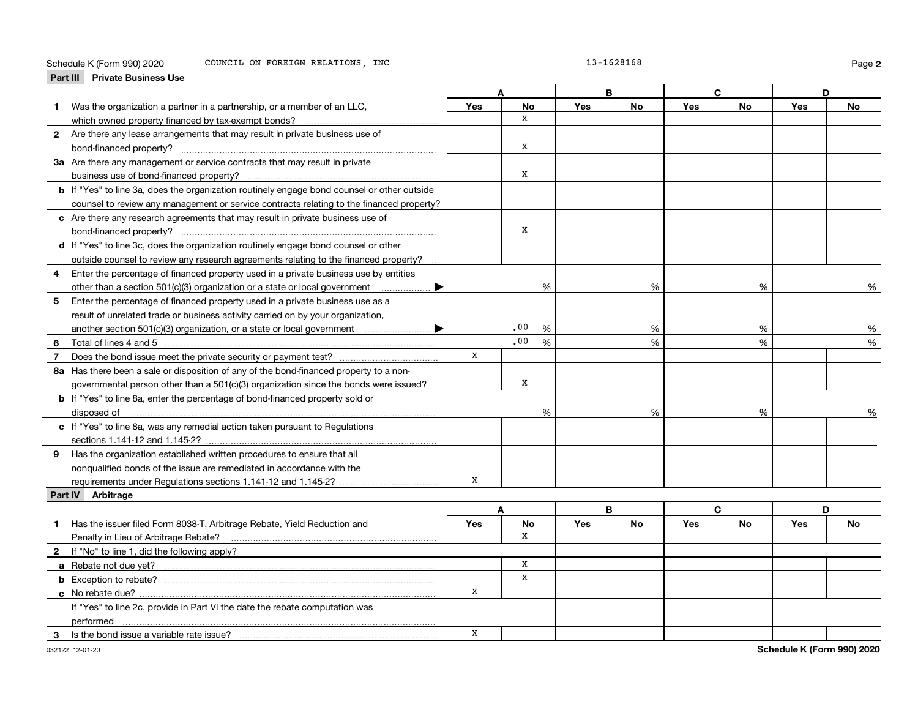Schedule K (Form 990) 2020 COUNCIL ON FOREIGN RELATIONS, INC 13-1628168

## Part III Private Business Use

| | A | | B | | C | | D | |
|---|---|---|---|---|---|---|---|---|
| | Yes | No | Yes | No | Yes | No | Yes | No |
| **1** Was the organization a partner in a partnership, or a member of an LLC, which owned property financed by tax-exempt bonds? | | X | | | | | | |
| **2** Are there any lease arrangements that may result in private business use of bond-financed property? | | X | | | | | | |
| **3a** Are there any management or service contracts that may result in private business use of bond-financed property? | | X | | | | | | |
| **b** If "Yes" to line 3a, does the organization routinely engage bond counsel or other outside counsel to review any management or service contracts relating to the financed property? | | | | | | | | |
| **c** Are there any research agreements that may result in private business use of bond-financed property? | | X | | | | | | |
| **d** If "Yes" to line 3c, does the organization routinely engage bond counsel or other outside counsel to review any research agreements relating to the financed property? | | | | | | | | |
| **4** Enter the percentage of financed property used in a private business use by entities other than a section 501(c)(3) organization or a state or local government | | % | | % | | % | | % |
| **5** Enter the percentage of financed property used in a private business use as a result of unrelated trade or business activity carried on by your organization, another section 501(c)(3) organization, or a state or local government | | .00 % | | % | | % | | % |
| **6** Total of lines 4 and 5 | | .00 % | | % | | % | | % |
| **7** Does the bond issue meet the private security or payment test? | X | | | | | | | |
| **8a** Has there been a sale or disposition of any of the bond-financed property to a nongovernmental person other than a 501(c)(3) organization since the bonds were issued? | | X | | | | | | |
| **b** If "Yes" to line 8a, enter the percentage of bond-financed property sold or disposed of | | % | | % | | % | | % |
| **c** If "Yes" to line 8a, was any remedial action taken pursuant to Regulations sections 1.141-12 and 1.145-2? | | | | | | | | |
| **9** Has the organization established written procedures to ensure that all nonqualified bonds of the issue are remediated in accordance with the requirements under Regulations sections 1.141-12 and 1.145-2? | X | | | | | | | |

## Part IV Arbitrage

| | A | | B | | C | | D | |
|---|---|---|---|---|---|---|---|---|
| | Yes | No | Yes | No | Yes | No | Yes | No |
| **1** Has the issuer filed Form 8038-T, Arbitrage Rebate, Yield Reduction and Penalty in Lieu of Arbitrage Rebate? | | X | | | | | | |
| **2** If "No" to line 1, did the following apply? | | | | | | | | |
| **a** Rebate not due yet? | | X | | | | | | |
| **b** Exception to rebate? | | X | | | | | | |
| **c** No rebate due? | X | | | | | | | |
| If "Yes" to line 2c, provide in Part VI the date the rebate computation was performed | | | | | | | | |
| **3** Is the bond issue a variable rate issue? | X | | | | | | | |

032122 12-01-20 **Schedule K (Form 990) 2020**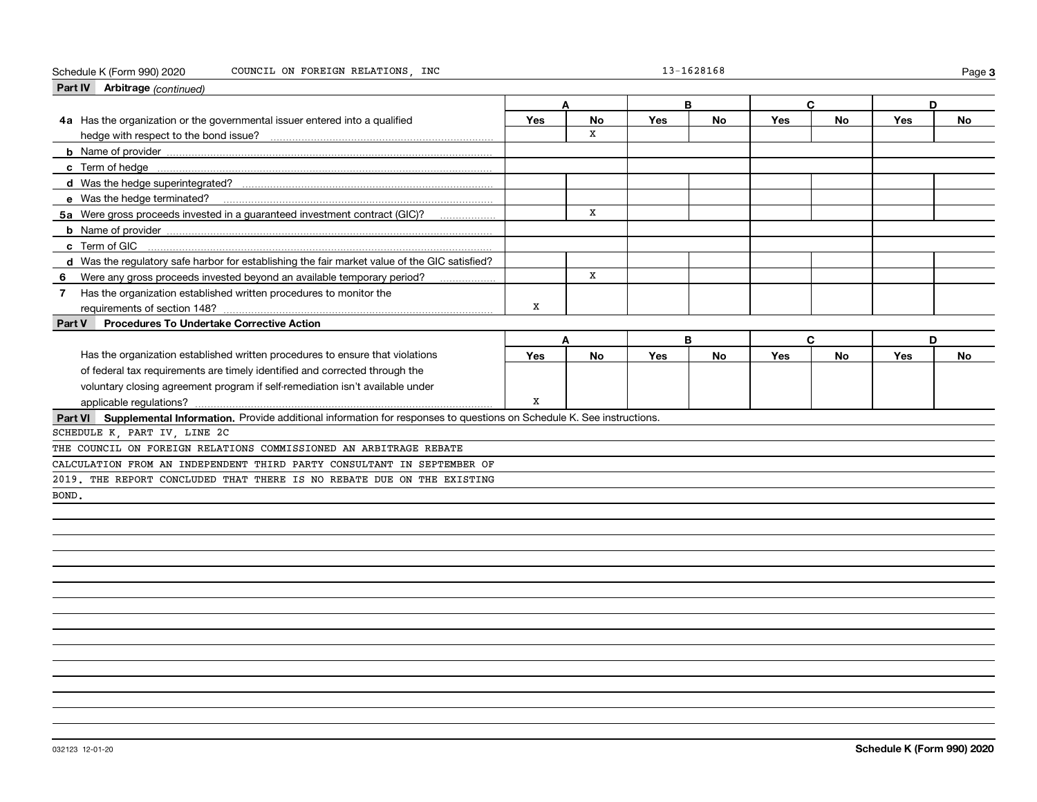Schedule K (Form 990) 2020 COUNCIL ON FOREIGN RELATIONS, INC 13-1628168

## Part IV Arbitrage *(continued)*

| | A | | B | | C | | D | |
|---|---|---|---|---|---|---|---|---|
| | Yes | No | Yes | No | Yes | No | Yes | No |
| **4a** Has the organization or the governmental issuer entered into a qualified hedge with respect to the bond issue? | | X | | | | | | |
| **b** Name of provider | | | | | | | | |
| **c** Term of hedge | | | | | | | | |
| **d** Was the hedge superintegrated? | | | | | | | | |
| **e** Was the hedge terminated? | | | | | | | | |
| **5a** Were gross proceeds invested in a guaranteed investment contract (GIC)? | | X | | | | | | |
| **b** Name of provider | | | | | | | | |
| **c** Term of GIC | | | | | | | | |
| **d** Was the regulatory safe harbor for establishing the fair market value of the GIC satisfied? | | | | | | | | |
| **6** Were any gross proceeds invested beyond an available temporary period? | | X | | | | | | |
| **7** Has the organization established written procedures to monitor the requirements of section 148? | X | | | | | | | |

## Part V Procedures To Undertake Corrective Action

| | A | | B | | C | | D | |
|---|---|---|---|---|---|---|---|---|
| | Yes | No | Yes | No | Yes | No | Yes | No |
| Has the organization established written procedures to ensure that violations of federal tax requirements are timely identified and corrected through the voluntary closing agreement program if self-remediation isn't available under applicable regulations? | X | | | | | | | |

## Part VI Supplemental Information.
Provide additional information for responses to questions on Schedule K. See instructions.

SCHEDULE K, PART IV, LINE 2C

THE COUNCIL ON FOREIGN RELATIONS COMMISSIONED AN ARBITRAGE REBATE CALCULATION FROM AN INDEPENDENT THIRD PARTY CONSULTANT IN SEPTEMBER OF 2019. THE REPORT CONCLUDED THAT THERE IS NO REBATE DUE ON THE EXISTING BOND.

032123 12-01-20 Schedule K (Form 990) 2020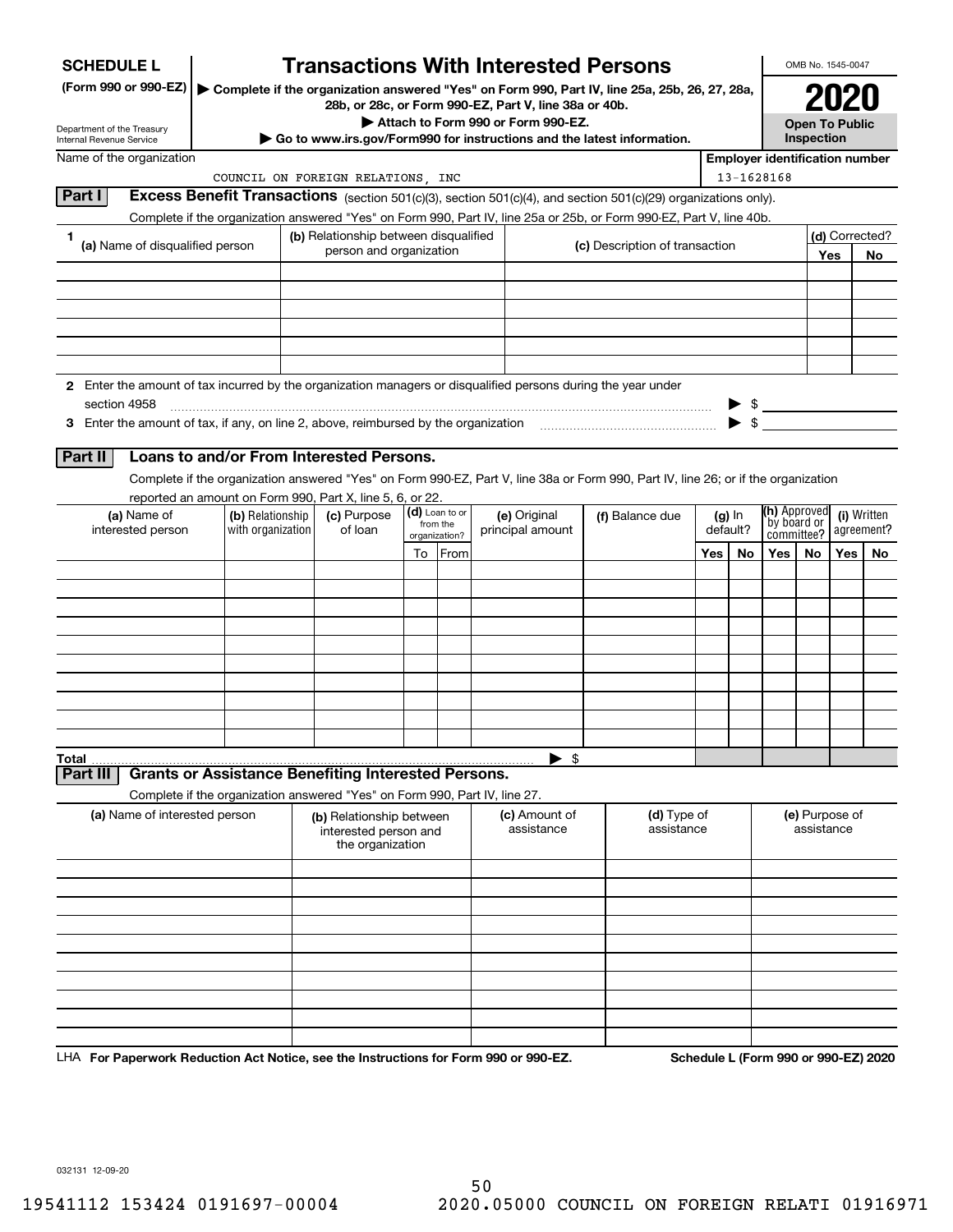**SCHEDULE L (Form 990 or 990-EZ)**

Department of the Treasury
Internal Revenue Service

# Transactions With Interested Persons

▶ Complete if the organization answered "Yes" on Form 990, Part IV, line 25a, 25b, 26, 27, 28a, 28b, or 28c, or Form 990-EZ, Part V, line 38a or 40b.

▶ Attach to Form 990 or Form 990-EZ.

▶ Go to www.irs.gov/Form990 for instructions and the latest information.

OMB No. 1545-0047

**2020**

**Open To Public Inspection**

Name of the organization: COUNCIL ON FOREIGN RELATIONS, INC

Employer identification number: 13-1628168

**Part I** **Excess Benefit Transactions** (section 501(c)(3), section 501(c)(4), and section 501(c)(29) organizations only).

Complete if the organization answered "Yes" on Form 990, Part IV, line 25a or 25b, or Form 990-EZ, Part V, line 40b.

| 1 (a) Name of disqualified person | (b) Relationship between disqualified person and organization | (c) Description of transaction | (d) Corrected? Yes | No |
|---|---|---|---|---|
| | | | | |
| | | | | |
| | | | | |
| | | | | |
| | | | | |
| | | | | |

2 Enter the amount of tax incurred by the organization managers or disqualified persons during the year under section 4958 ▶ $

3 Enter the amount of tax, if any, on line 2, above, reimbursed by the organization ▶ $

**Part II** **Loans to and/or From Interested Persons.**

Complete if the organization answered "Yes" on Form 990-EZ, Part V, line 38a or Form 990, Part IV, line 26; or if the organization reported an amount on Form 990, Part X, line 5, 6, or 22.

| (a) Name of interested person | (b) Relationship with organization | (c) Purpose of loan | (d) Loan to or from the organization? To | From | (e) Original principal amount | (f) Balance due | (g) In default? Yes | No | (h) Approved by board or committee? Yes | No | (i) Written agreement? Yes | No |
|---|---|---|---|---|---|---|---|---|---|---|---|---|
| | | | | | | | | | | | | |
| | | | | | | | | | | | | |
| | | | | | | | | | | | | |
| | | | | | | | | | | | | |
| | | | | | | | | | | | | |
| | | | | | | | | | | | | |
| | | | | | | | | | | | | |
| | | | | | | | | | | | | |
| | | | | | | | | | | | | |
| | | | | | | | | | | | | |
| **Total** | | | | | ▶ $ | | | | | | | |

**Part III** **Grants or Assistance Benefiting Interested Persons.**

Complete if the organization answered "Yes" on Form 990, Part IV, line 27.

| (a) Name of interested person | (b) Relationship between interested person and the organization | (c) Amount of assistance | (d) Type of assistance | (e) Purpose of assistance |
|---|---|---|---|---|
| | | | | |
| | | | | |
| | | | | |
| | | | | |
| | | | | |
| | | | | |
| | | | | |
| | | | | |
| | | | | |
| | | | | |

LHA **For Paperwork Reduction Act Notice, see the Instructions for Form 990 or 990-EZ.** **Schedule L (Form 990 or 990-EZ) 2020**

032131 12-09-20

19541112 153424 0191697-00004 2020.05000 COUNCIL ON FOREIGN RELATI 01916971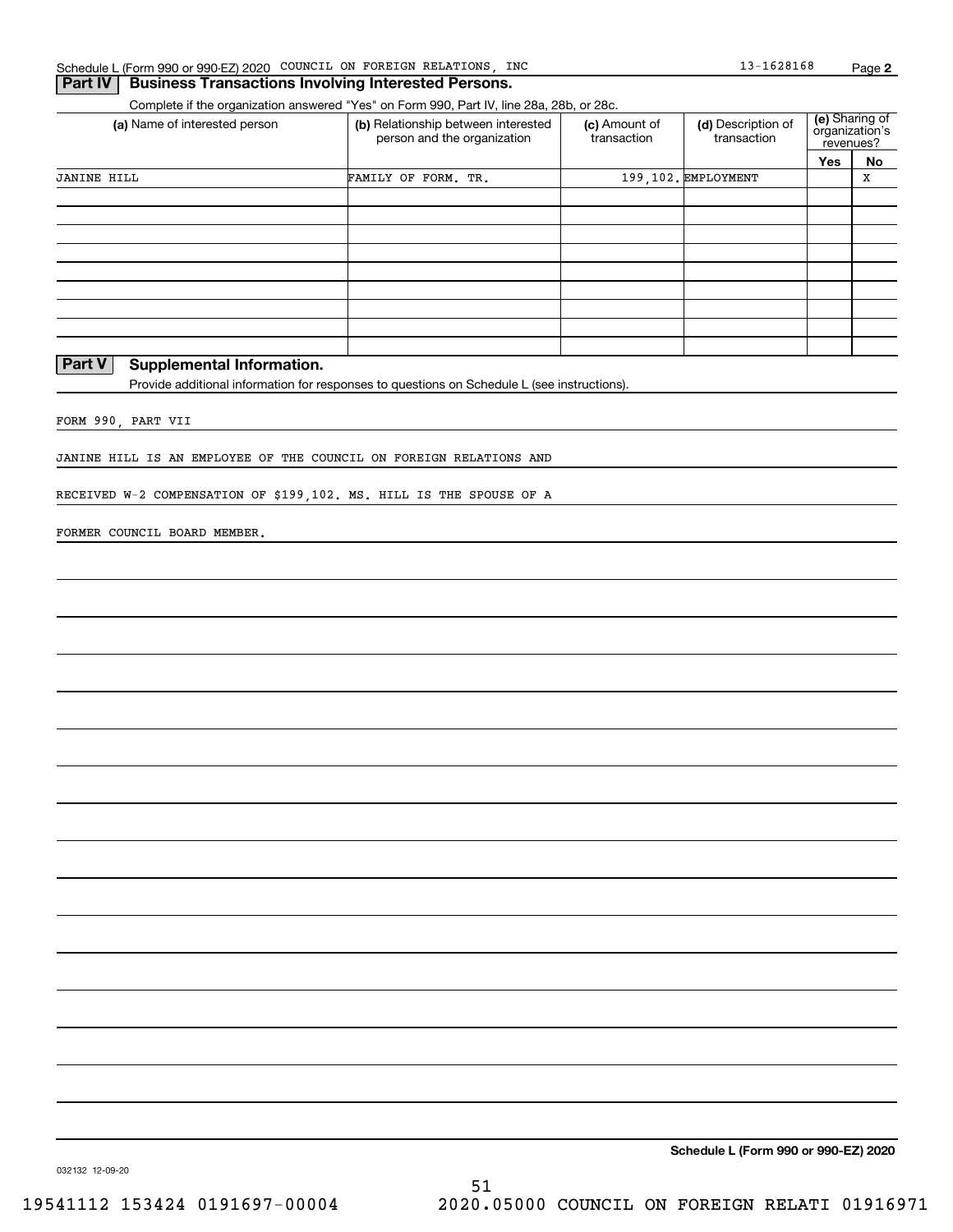Schedule L (Form 990 or 990-EZ) 2020 COUNCIL ON FOREIGN RELATIONS, INC 13-1628168 Page **2**

## Part IV Business Transactions Involving Interested Persons.

Complete if the organization answered "Yes" on Form 990, Part IV, line 28a, 28b, or 28c.

| (a) Name of interested person | (b) Relationship between interested person and the organization | (c) Amount of transaction | (d) Description of transaction | (e) Sharing of organization's revenues? | |
|---|---|---|---|---|---|
| | | | | Yes | No |
| JANINE HILL | FAMILY OF FORM. TR. | 199,102. | EMPLOYMENT | | X |
| | | | | | |
| | | | | | |
| | | | | | |
| | | | | | |
| | | | | | |
| | | | | | |
| | | | | | |
| | | | | | |

## Part V Supplemental Information.

Provide additional information for responses to questions on Schedule L (see instructions).

FORM 990, PART VII

JANINE HILL IS AN EMPLOYEE OF THE COUNCIL ON FOREIGN RELATIONS AND

RECEIVED W-2 COMPENSATION OF $199,102. MS. HILL IS THE SPOUSE OF A

FORMER COUNCIL BOARD MEMBER.

**Schedule L (Form 990 or 990-EZ) 2020**

032132 12-09-20

19541112 153424 0191697-00004 2020.05000 COUNCIL ON FOREIGN RELATI 01916971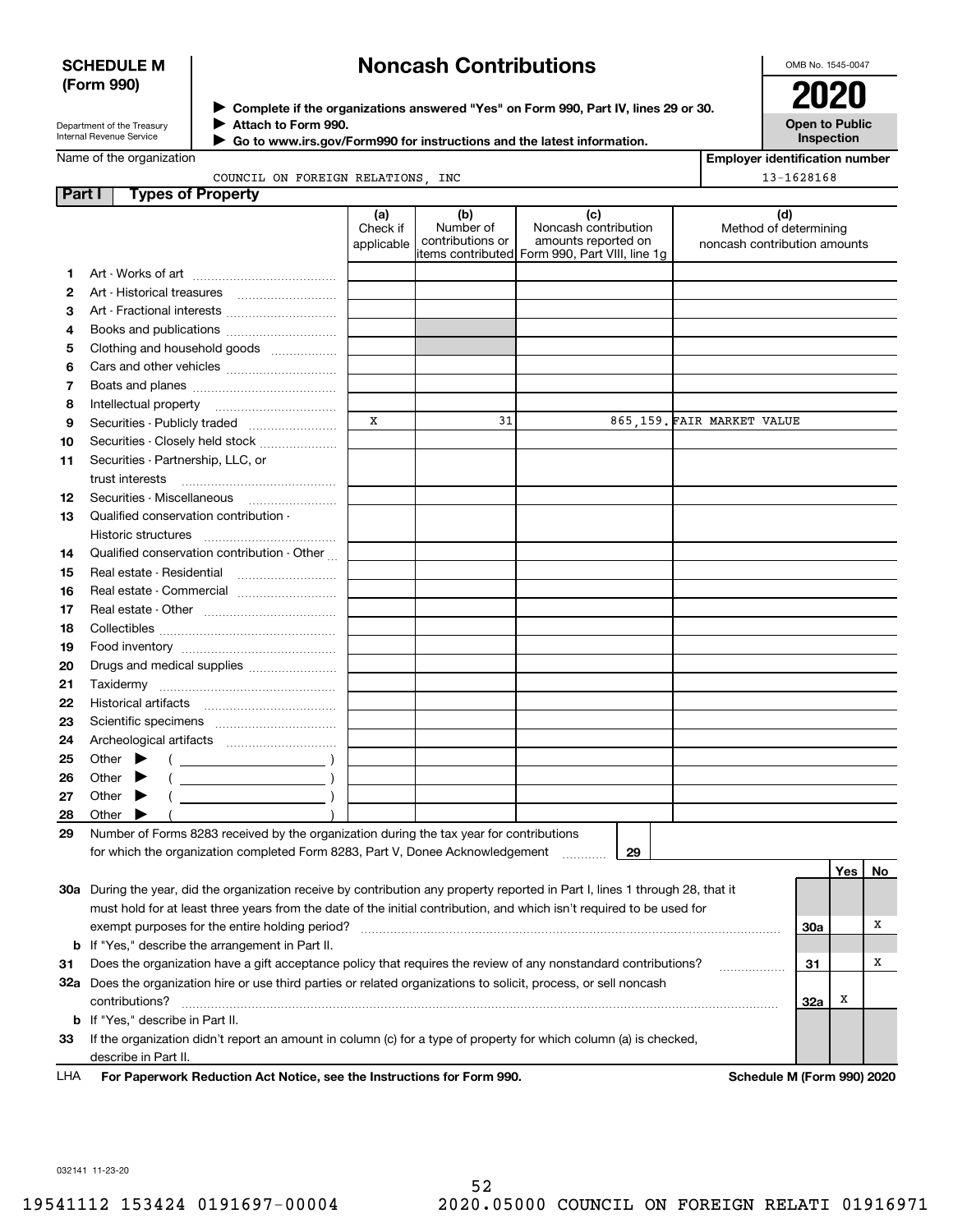**SCHEDULE M (Form 990)**

Department of the Treasury
Internal Revenue Service

# Noncash Contributions

▶ Complete if the organizations answered "Yes" on Form 990, Part IV, lines 29 or 30.
▶ Attach to Form 990.
▶ Go to www.irs.gov/Form990 for instructions and the latest information.

OMB No. 1545-0047

**2020**

**Open to Public Inspection**

Name of the organization: COUNCIL ON FOREIGN RELATIONS, INC

Employer identification number: 13-1628168

## Part I Types of Property

| | | (a) Check if applicable | (b) Number of contributions or items contributed | (c) Noncash contribution amounts reported on Form 990, Part VIII, line 1g | (d) Method of determining noncash contribution amounts |
|---|---|---|---|---|---|
| 1 | Art - Works of art | | | | |
| 2 | Art - Historical treasures | | | | |
| 3 | Art - Fractional interests | | | | |
| 4 | Books and publications | | | | |
| 5 | Clothing and household goods | | | | |
| 6 | Cars and other vehicles | | | | |
| 7 | Boats and planes | | | | |
| 8 | Intellectual property | | | | |
| 9 | Securities - Publicly traded | X | 31 | 865,159. | FAIR MARKET VALUE |
| 10 | Securities - Closely held stock | | | | |
| 11 | Securities - Partnership, LLC, or trust interests | | | | |
| 12 | Securities - Miscellaneous | | | | |
| 13 | Qualified conservation contribution - Historic structures | | | | |
| 14 | Qualified conservation contribution - Other | | | | |
| 15 | Real estate - Residential | | | | |
| 16 | Real estate - Commercial | | | | |
| 17 | Real estate - Other | | | | |
| 18 | Collectibles | | | | |
| 19 | Food inventory | | | | |
| 20 | Drugs and medical supplies | | | | |
| 21 | Taxidermy | | | | |
| 22 | Historical artifacts | | | | |
| 23 | Scientific specimens | | | | |
| 24 | Archeological artifacts | | | | |
| 25 | Other ▶ ( ) | | | | |
| 26 | Other ▶ ( ) | | | | |
| 27 | Other ▶ ( ) | | | | |
| 28 | Other ▶ ( ) | | | | |

29 Number of Forms 8283 received by the organization during the tax year for contributions for which the organization completed Form 8283, Part V, Donee Acknowledgement ..... **29**

| | | | Yes | No |
|---|---|---|---|---|
| 30a | During the year, did the organization receive by contribution any property reported in Part I, lines 1 through 28, that it must hold for at least three years from the date of the initial contribution, and which isn't required to be used for exempt purposes for the entire holding period? | 30a | | X |
| b | If "Yes," describe the arrangement in Part II. | | | |
| 31 | Does the organization have a gift acceptance policy that requires the review of any nonstandard contributions? | 31 | | X |
| 32a | Does the organization hire or use third parties or related organizations to solicit, process, or sell noncash contributions? | 32a | X | |
| b | If "Yes," describe in Part II. | | | |
| 33 | If the organization didn't report an amount in column (c) for a type of property for which column (a) is checked, describe in Part II. | | | |

LHA **For Paperwork Reduction Act Notice, see the Instructions for Form 990.** **Schedule M (Form 990) 2020**

032141 11-23-20

19541112 153424 0191697-00004 2020.05000 COUNCIL ON FOREIGN RELATI 01916971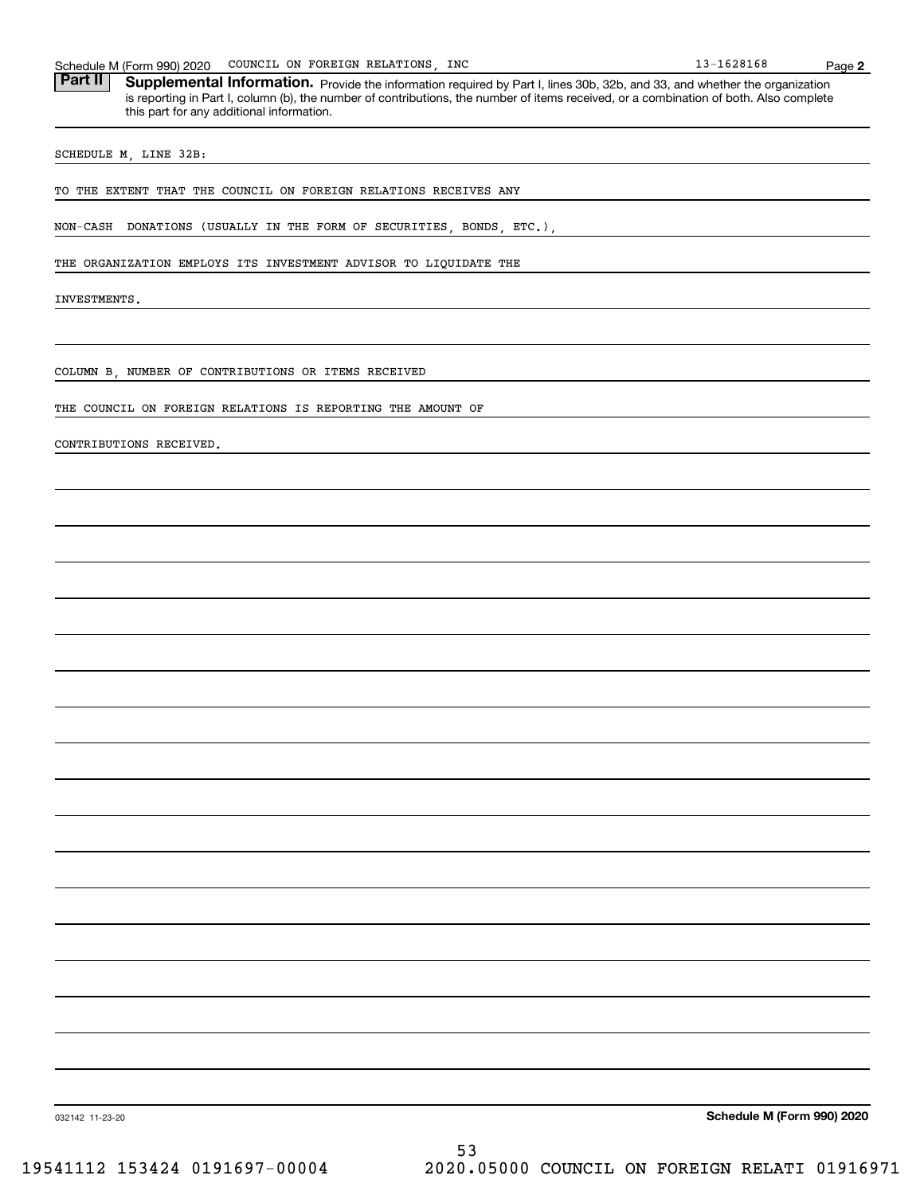**Part II** **Supplemental Information.** Provide the information required by Part I, lines 30b, 32b, and 33, and whether the organization is reporting in Part I, column (b), the number of contributions, the number of items received, or a combination of both. Also complete this part for any additional information.

SCHEDULE M, LINE 32B:

TO THE EXTENT THAT THE COUNCIL ON FOREIGN RELATIONS RECEIVES ANY NON-CASH DONATIONS (USUALLY IN THE FORM OF SECURITIES, BONDS, ETC.), THE ORGANIZATION EMPLOYS ITS INVESTMENT ADVISOR TO LIQUIDATE THE INVESTMENTS.

COLUMN B, NUMBER OF CONTRIBUTIONS OR ITEMS RECEIVED

THE COUNCIL ON FOREIGN RELATIONS IS REPORTING THE AMOUNT OF CONTRIBUTIONS RECEIVED.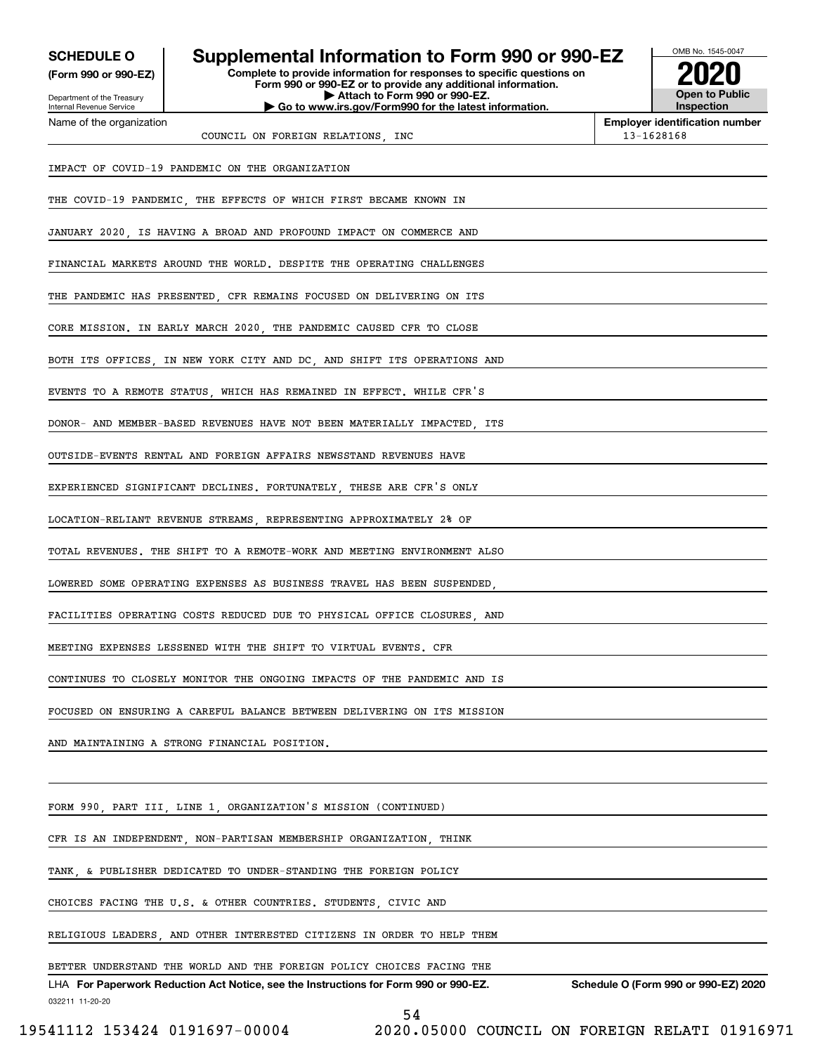**SCHEDULE O** **(Form 990 or 990-EZ)**

Department of the Treasury
Internal Revenue Service

# Supplemental Information to Form 990 or 990-EZ

**Complete to provide information for responses to specific questions on Form 990 or 990-EZ or to provide any additional information.**
**▶ Attach to Form 990 or 990-EZ.**
**▶ Go to www.irs.gov/Form990 for the latest information.**

OMB No. 1545-0047

**2020**

**Open to Public Inspection**

Name of the organization: COUNCIL ON FOREIGN RELATIONS, INC

**Employer identification number:** 13-1628168

IMPACT OF COVID-19 PANDEMIC ON THE ORGANIZATION

THE COVID-19 PANDEMIC, THE EFFECTS OF WHICH FIRST BECAME KNOWN IN JANUARY 2020, IS HAVING A BROAD AND PROFOUND IMPACT ON COMMERCE AND FINANCIAL MARKETS AROUND THE WORLD. DESPITE THE OPERATING CHALLENGES THE PANDEMIC HAS PRESENTED, CFR REMAINS FOCUSED ON DELIVERING ON ITS CORE MISSION. IN EARLY MARCH 2020, THE PANDEMIC CAUSED CFR TO CLOSE BOTH ITS OFFICES, IN NEW YORK CITY AND DC, AND SHIFT ITS OPERATIONS AND EVENTS TO A REMOTE STATUS, WHICH HAS REMAINED IN EFFECT. WHILE CFR'S DONOR- AND MEMBER-BASED REVENUES HAVE NOT BEEN MATERIALLY IMPACTED, ITS OUTSIDE-EVENTS RENTAL AND FOREIGN AFFAIRS NEWSSTAND REVENUES HAVE EXPERIENCED SIGNIFICANT DECLINES. FORTUNATELY, THESE ARE CFR'S ONLY LOCATION-RELIANT REVENUE STREAMS, REPRESENTING APPROXIMATELY 2% OF TOTAL REVENUES. THE SHIFT TO A REMOTE-WORK AND MEETING ENVIRONMENT ALSO LOWERED SOME OPERATING EXPENSES AS BUSINESS TRAVEL HAS BEEN SUSPENDED, FACILITIES OPERATING COSTS REDUCED DUE TO PHYSICAL OFFICE CLOSURES, AND MEETING EXPENSES LESSENED WITH THE SHIFT TO VIRTUAL EVENTS. CFR CONTINUES TO CLOSELY MONITOR THE ONGOING IMPACTS OF THE PANDEMIC AND IS FOCUSED ON ENSURING A CAREFUL BALANCE BETWEEN DELIVERING ON ITS MISSION AND MAINTAINING A STRONG FINANCIAL POSITION.

FORM 990, PART III, LINE 1, ORGANIZATION'S MISSION (CONTINUED)

CFR IS AN INDEPENDENT, NON-PARTISAN MEMBERSHIP ORGANIZATION, THINK TANK, & PUBLISHER DEDICATED TO UNDER-STANDING THE FOREIGN POLICY CHOICES FACING THE U.S. & OTHER COUNTRIES. STUDENTS, CIVIC AND RELIGIOUS LEADERS, AND OTHER INTERESTED CITIZENS IN ORDER TO HELP THEM BETTER UNDERSTAND THE WORLD AND THE FOREIGN POLICY CHOICES FACING THE

LHA **For Paperwork Reduction Act Notice, see the Instructions for Form 990 or 990-EZ.** **Schedule O (Form 990 or 990-EZ) 2020**

032211 11-20-20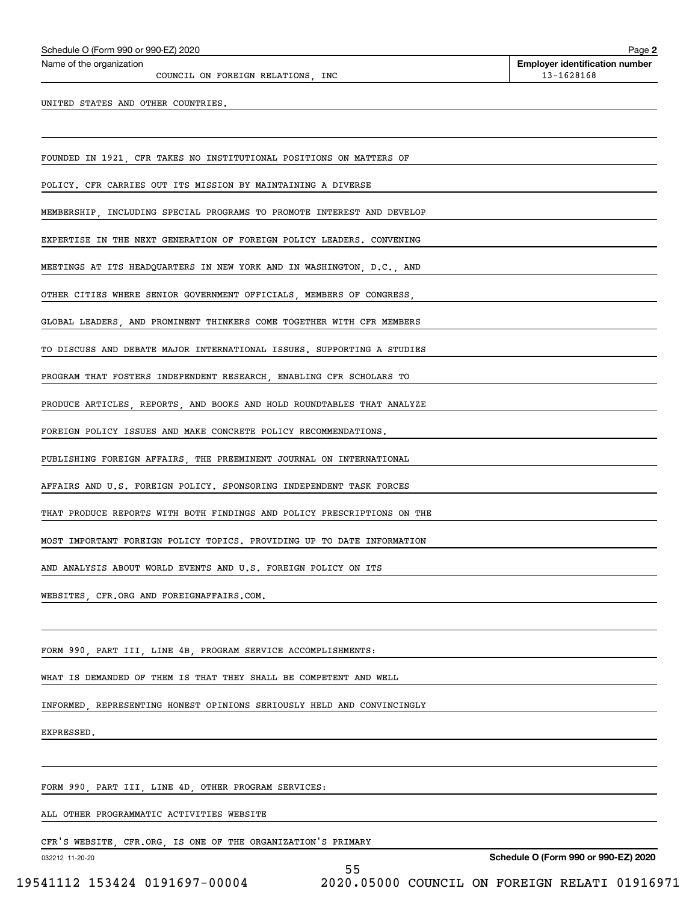Name of the organization: COUNCIL ON FOREIGN RELATIONS, INC

Employer identification number: 13-1628168

UNITED STATES AND OTHER COUNTRIES.

FOUNDED IN 1921, CFR TAKES NO INSTITUTIONAL POSITIONS ON MATTERS OF POLICY. CFR CARRIES OUT ITS MISSION BY MAINTAINING A DIVERSE MEMBERSHIP, INCLUDING SPECIAL PROGRAMS TO PROMOTE INTEREST AND DEVELOP EXPERTISE IN THE NEXT GENERATION OF FOREIGN POLICY LEADERS. CONVENING MEETINGS AT ITS HEADQUARTERS IN NEW YORK AND IN WASHINGTON, D.C., AND OTHER CITIES WHERE SENIOR GOVERNMENT OFFICIALS, MEMBERS OF CONGRESS, GLOBAL LEADERS, AND PROMINENT THINKERS COME TOGETHER WITH CFR MEMBERS TO DISCUSS AND DEBATE MAJOR INTERNATIONAL ISSUES. SUPPORTING A STUDIES PROGRAM THAT FOSTERS INDEPENDENT RESEARCH, ENABLING CFR SCHOLARS TO PRODUCE ARTICLES, REPORTS, AND BOOKS AND HOLD ROUNDTABLES THAT ANALYZE FOREIGN POLICY ISSUES AND MAKE CONCRETE POLICY RECOMMENDATIONS. PUBLISHING FOREIGN AFFAIRS, THE PREEMINENT JOURNAL ON INTERNATIONAL AFFAIRS AND U.S. FOREIGN POLICY. SPONSORING INDEPENDENT TASK FORCES THAT PRODUCE REPORTS WITH BOTH FINDINGS AND POLICY PRESCRIPTIONS ON THE MOST IMPORTANT FOREIGN POLICY TOPICS. PROVIDING UP TO DATE INFORMATION AND ANALYSIS ABOUT WORLD EVENTS AND U.S. FOREIGN POLICY ON ITS WEBSITES, CFR.ORG AND FOREIGNAFFAIRS.COM.

FORM 990, PART III, LINE 4B, PROGRAM SERVICE ACCOMPLISHMENTS:

WHAT IS DEMANDED OF THEM IS THAT THEY SHALL BE COMPETENT AND WELL INFORMED, REPRESENTING HONEST OPINIONS SERIOUSLY HELD AND CONVINCINGLY EXPRESSED.

FORM 990, PART III, LINE 4D, OTHER PROGRAM SERVICES:

ALL OTHER PROGRAMMATIC ACTIVITIES WEBSITE

CFR'S WEBSITE, CFR.ORG, IS ONE OF THE ORGANIZATION'S PRIMARY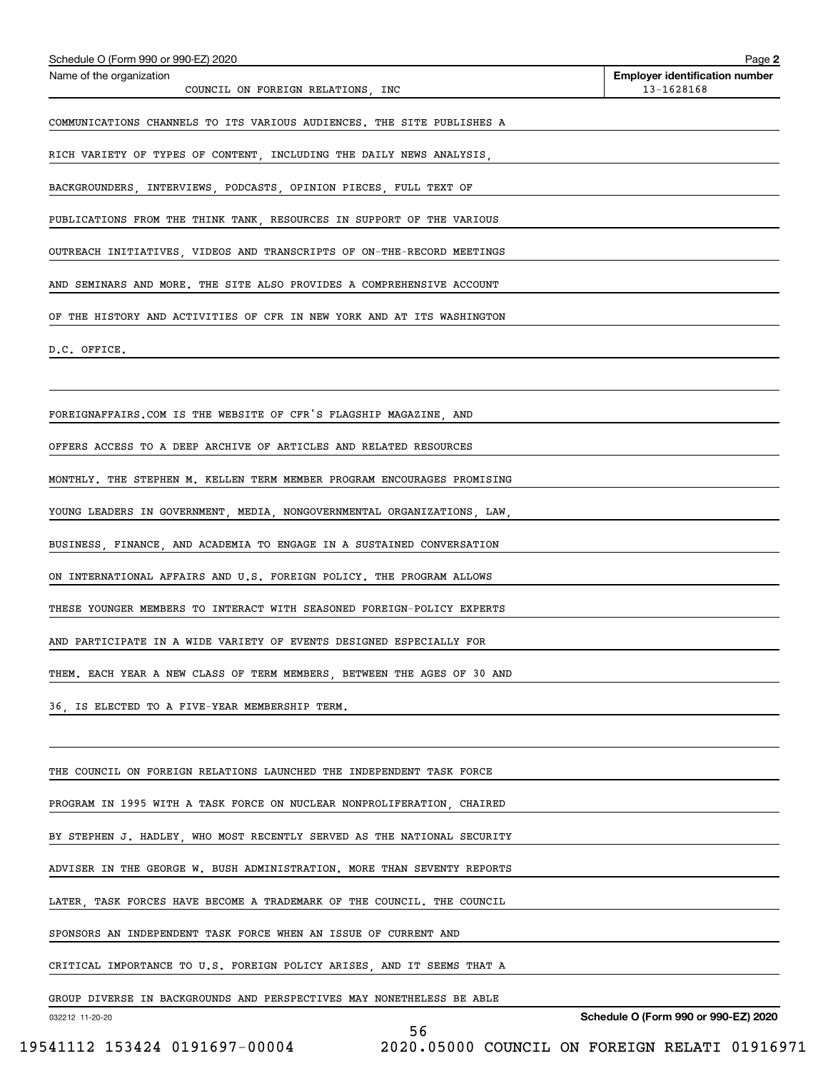COMMUNICATIONS CHANNELS TO ITS VARIOUS AUDIENCES. THE SITE PUBLISHES A RICH VARIETY OF TYPES OF CONTENT, INCLUDING THE DAILY NEWS ANALYSIS, BACKGROUNDERS, INTERVIEWS, PODCASTS, OPINION PIECES, FULL TEXT OF PUBLICATIONS FROM THE THINK TANK, RESOURCES IN SUPPORT OF THE VARIOUS OUTREACH INITIATIVES, VIDEOS AND TRANSCRIPTS OF ON-THE-RECORD MEETINGS AND SEMINARS AND MORE. THE SITE ALSO PROVIDES A COMPREHENSIVE ACCOUNT OF THE HISTORY AND ACTIVITIES OF CFR IN NEW YORK AND AT ITS WASHINGTON D.C. OFFICE.

FOREIGNAFFAIRS.COM IS THE WEBSITE OF CFR'S FLAGSHIP MAGAZINE, AND OFFERS ACCESS TO A DEEP ARCHIVE OF ARTICLES AND RELATED RESOURCES MONTHLY. THE STEPHEN M. KELLEN TERM MEMBER PROGRAM ENCOURAGES PROMISING YOUNG LEADERS IN GOVERNMENT, MEDIA, NONGOVERNMENTAL ORGANIZATIONS, LAW, BUSINESS, FINANCE, AND ACADEMIA TO ENGAGE IN A SUSTAINED CONVERSATION ON INTERNATIONAL AFFAIRS AND U.S. FOREIGN POLICY. THE PROGRAM ALLOWS THESE YOUNGER MEMBERS TO INTERACT WITH SEASONED FOREIGN-POLICY EXPERTS AND PARTICIPATE IN A WIDE VARIETY OF EVENTS DESIGNED ESPECIALLY FOR THEM. EACH YEAR A NEW CLASS OF TERM MEMBERS, BETWEEN THE AGES OF 30 AND 36, IS ELECTED TO A FIVE-YEAR MEMBERSHIP TERM.

THE COUNCIL ON FOREIGN RELATIONS LAUNCHED THE INDEPENDENT TASK FORCE PROGRAM IN 1995 WITH A TASK FORCE ON NUCLEAR NONPROLIFERATION, CHAIRED BY STEPHEN J. HADLEY, WHO MOST RECENTLY SERVED AS THE NATIONAL SECURITY ADVISER IN THE GEORGE W. BUSH ADMINISTRATION. MORE THAN SEVENTY REPORTS LATER, TASK FORCES HAVE BECOME A TRADEMARK OF THE COUNCIL. THE COUNCIL SPONSORS AN INDEPENDENT TASK FORCE WHEN AN ISSUE OF CURRENT AND CRITICAL IMPORTANCE TO U.S. FOREIGN POLICY ARISES, AND IT SEEMS THAT A GROUP DIVERSE IN BACKGROUNDS AND PERSPECTIVES MAY NONETHELESS BE ABLE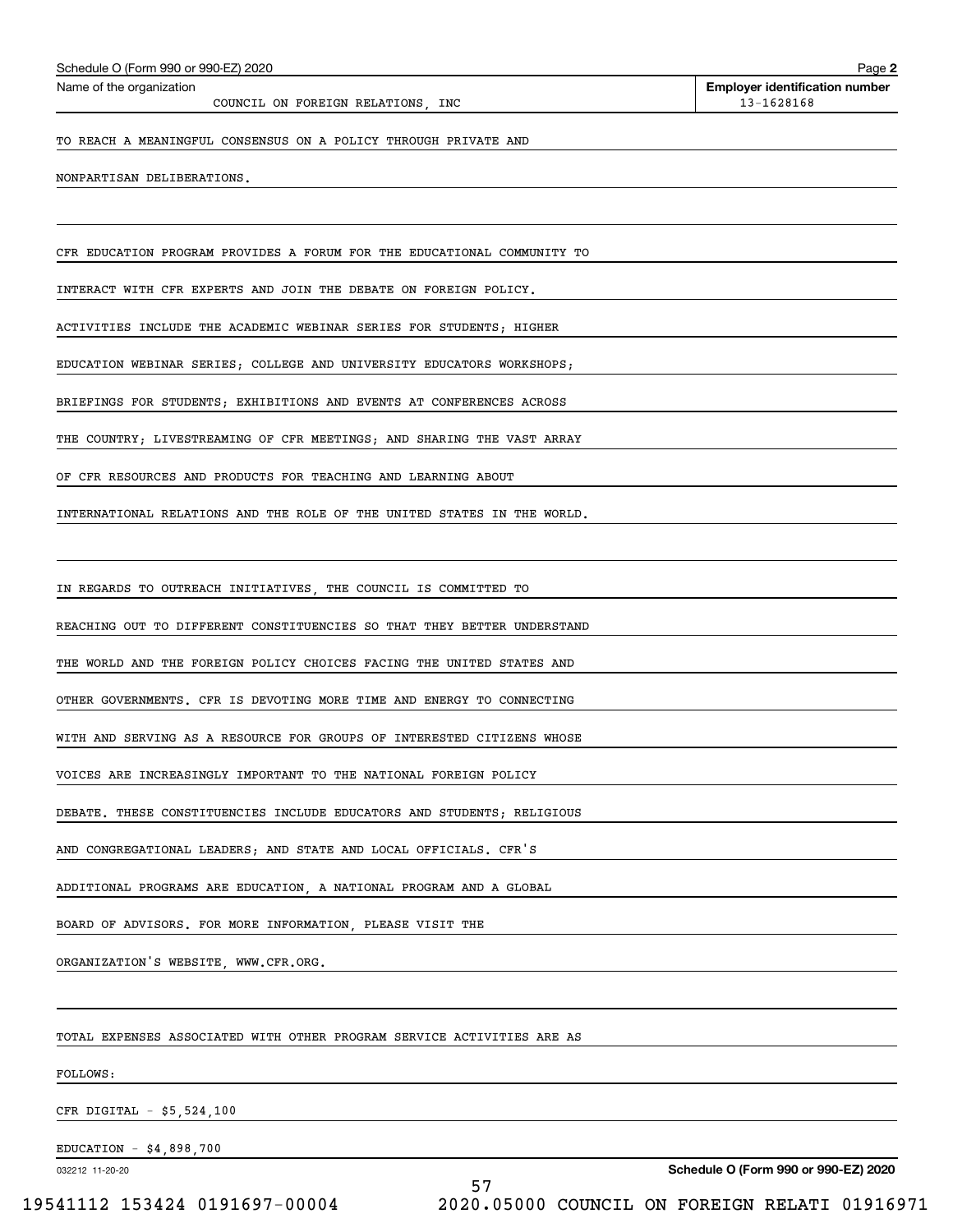Schedule O (Form 990 or 990-EZ) 2020

| Name of the organization | Employer identification number |
|---|---|
| COUNCIL ON FOREIGN RELATIONS, INC | 13-1628168 |

TO REACH A MEANINGFUL CONSENSUS ON A POLICY THROUGH PRIVATE AND NONPARTISAN DELIBERATIONS.

CFR EDUCATION PROGRAM PROVIDES A FORUM FOR THE EDUCATIONAL COMMUNITY TO INTERACT WITH CFR EXPERTS AND JOIN THE DEBATE ON FOREIGN POLICY. ACTIVITIES INCLUDE THE ACADEMIC WEBINAR SERIES FOR STUDENTS; HIGHER EDUCATION WEBINAR SERIES; COLLEGE AND UNIVERSITY EDUCATORS WORKSHOPS; BRIEFINGS FOR STUDENTS; EXHIBITIONS AND EVENTS AT CONFERENCES ACROSS THE COUNTRY; LIVESTREAMING OF CFR MEETINGS; AND SHARING THE VAST ARRAY OF CFR RESOURCES AND PRODUCTS FOR TEACHING AND LEARNING ABOUT INTERNATIONAL RELATIONS AND THE ROLE OF THE UNITED STATES IN THE WORLD.

IN REGARDS TO OUTREACH INITIATIVES, THE COUNCIL IS COMMITTED TO REACHING OUT TO DIFFERENT CONSTITUENCIES SO THAT THEY BETTER UNDERSTAND THE WORLD AND THE FOREIGN POLICY CHOICES FACING THE UNITED STATES AND OTHER GOVERNMENTS. CFR IS DEVOTING MORE TIME AND ENERGY TO CONNECTING WITH AND SERVING AS A RESOURCE FOR GROUPS OF INTERESTED CITIZENS WHOSE VOICES ARE INCREASINGLY IMPORTANT TO THE NATIONAL FOREIGN POLICY DEBATE. THESE CONSTITUENCIES INCLUDE EDUCATORS AND STUDENTS; RELIGIOUS AND CONGREGATIONAL LEADERS; AND STATE AND LOCAL OFFICIALS. CFR'S ADDITIONAL PROGRAMS ARE EDUCATION, A NATIONAL PROGRAM AND A GLOBAL BOARD OF ADVISORS. FOR MORE INFORMATION, PLEASE VISIT THE ORGANIZATION'S WEBSITE, WWW.CFR.ORG.

TOTAL EXPENSES ASSOCIATED WITH OTHER PROGRAM SERVICE ACTIVITIES ARE AS FOLLOWS:

CFR DIGITAL - $5,524,100

EDUCATION - $4,898,700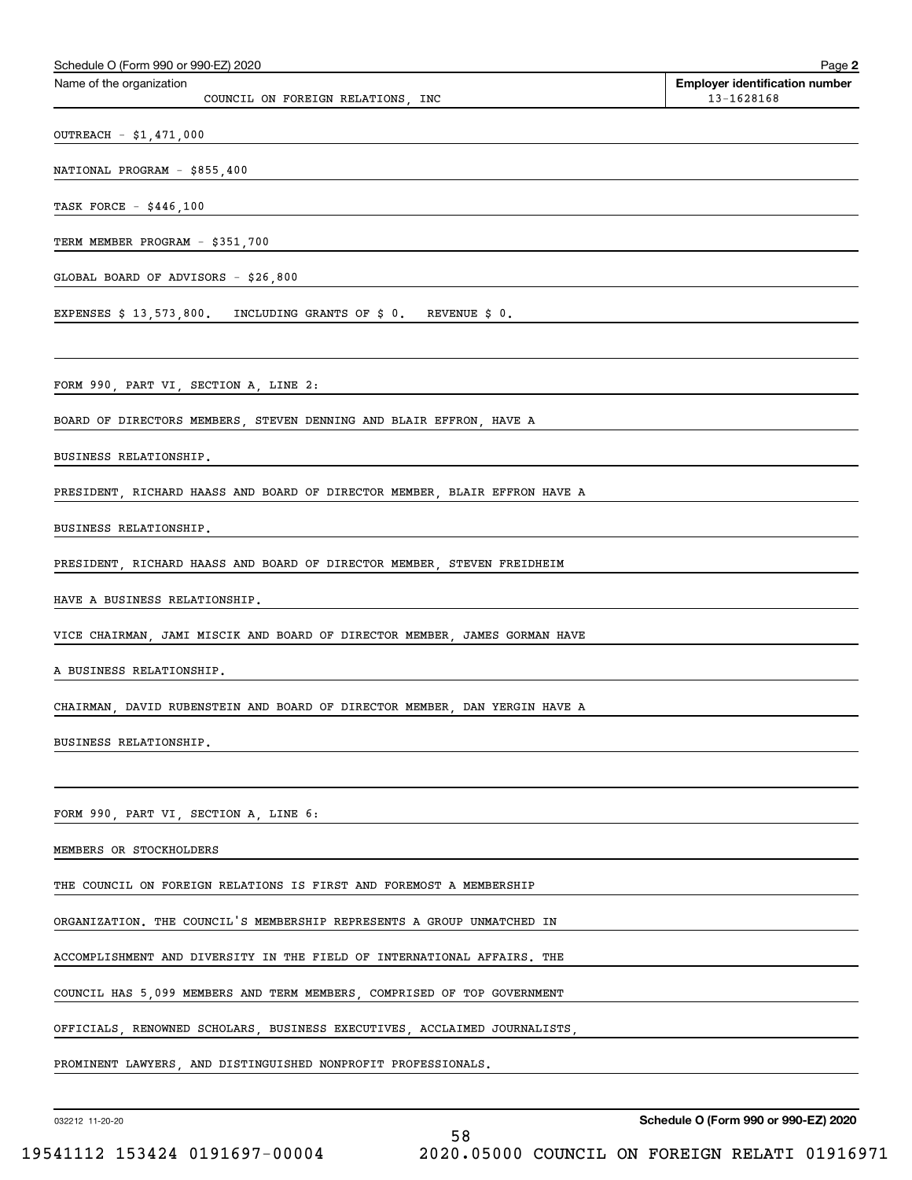Schedule O (Form 990 or 990-EZ) 2020

Name of the organization: COUNCIL ON FOREIGN RELATIONS, INC

Employer identification number: 13-1628168

OUTREACH - $1,471,000

NATIONAL PROGRAM - $855,400

TASK FORCE - $446,100

TERM MEMBER PROGRAM - $351,700

GLOBAL BOARD OF ADVISORS - $26,800

EXPENSES $ 13,573,800. INCLUDING GRANTS OF $ 0. REVENUE $ 0.

FORM 990, PART VI, SECTION A, LINE 2:

BOARD OF DIRECTORS MEMBERS, STEVEN DENNING AND BLAIR EFFRON, HAVE A BUSINESS RELATIONSHIP.

PRESIDENT, RICHARD HAASS AND BOARD OF DIRECTOR MEMBER, BLAIR EFFRON HAVE A BUSINESS RELATIONSHIP.

PRESIDENT, RICHARD HAASS AND BOARD OF DIRECTOR MEMBER, STEVEN FREIDHEIM HAVE A BUSINESS RELATIONSHIP.

VICE CHAIRMAN, JAMI MISCIK AND BOARD OF DIRECTOR MEMBER, JAMES GORMAN HAVE A BUSINESS RELATIONSHIP.

CHAIRMAN, DAVID RUBENSTEIN AND BOARD OF DIRECTOR MEMBER, DAN YERGIN HAVE A BUSINESS RELATIONSHIP.

FORM 990, PART VI, SECTION A, LINE 6:

MEMBERS OR STOCKHOLDERS

THE COUNCIL ON FOREIGN RELATIONS IS FIRST AND FOREMOST A MEMBERSHIP ORGANIZATION. THE COUNCIL'S MEMBERSHIP REPRESENTS A GROUP UNMATCHED IN ACCOMPLISHMENT AND DIVERSITY IN THE FIELD OF INTERNATIONAL AFFAIRS. THE COUNCIL HAS 5,099 MEMBERS AND TERM MEMBERS, COMPRISED OF TOP GOVERNMENT OFFICIALS, RENOWNED SCHOLARS, BUSINESS EXECUTIVES, ACCLAIMED JOURNALISTS, PROMINENT LAWYERS, AND DISTINGUISHED NONPROFIT PROFESSIONALS.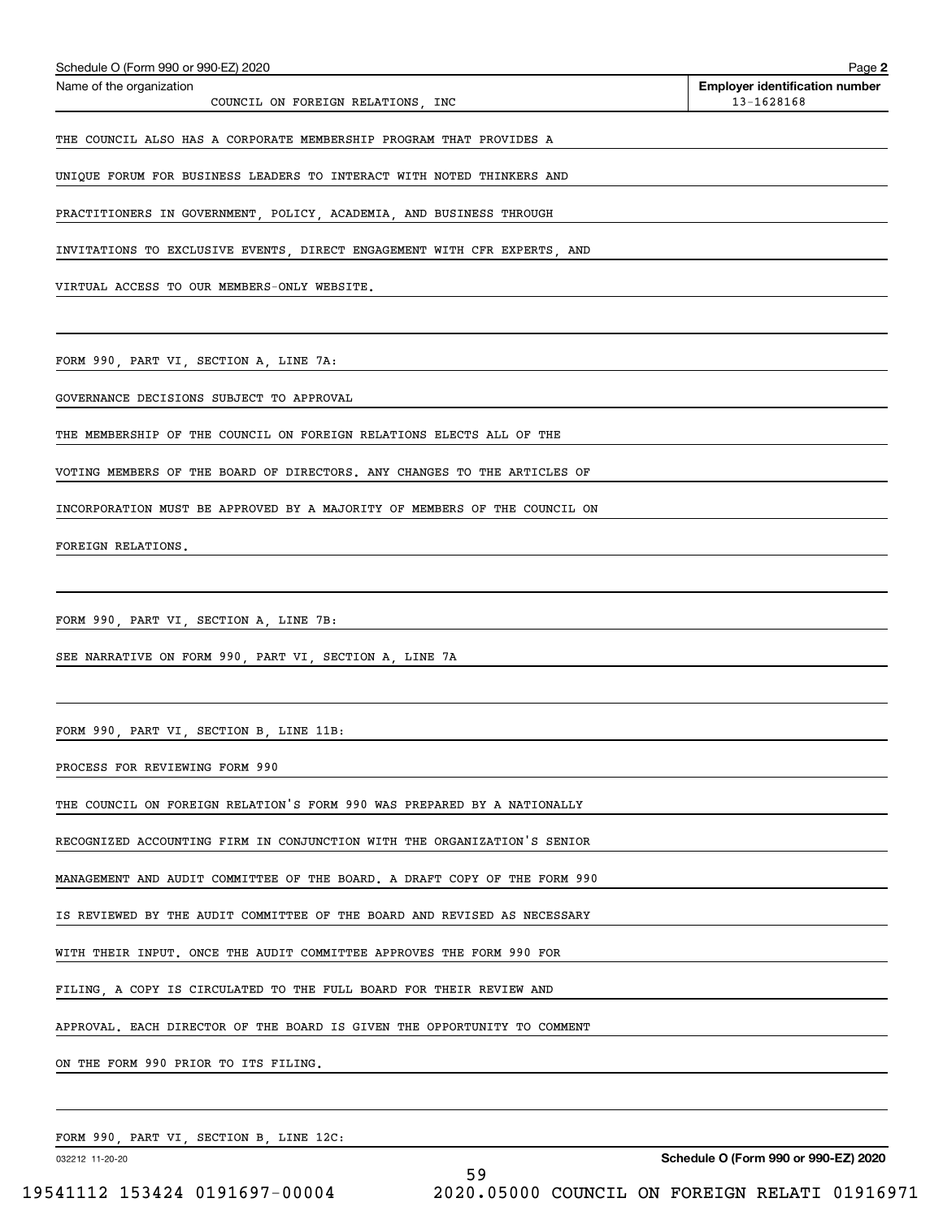Schedule O (Form 990 or 990-EZ) 2020

Name of the organization: COUNCIL ON FOREIGN RELATIONS, INC

Employer identification number: 13-1628168

THE COUNCIL ALSO HAS A CORPORATE MEMBERSHIP PROGRAM THAT PROVIDES A UNIQUE FORUM FOR BUSINESS LEADERS TO INTERACT WITH NOTED THINKERS AND PRACTITIONERS IN GOVERNMENT, POLICY, ACADEMIA, AND BUSINESS THROUGH INVITATIONS TO EXCLUSIVE EVENTS, DIRECT ENGAGEMENT WITH CFR EXPERTS, AND VIRTUAL ACCESS TO OUR MEMBERS-ONLY WEBSITE.

FORM 990, PART VI, SECTION A, LINE 7A:

GOVERNANCE DECISIONS SUBJECT TO APPROVAL

THE MEMBERSHIP OF THE COUNCIL ON FOREIGN RELATIONS ELECTS ALL OF THE VOTING MEMBERS OF THE BOARD OF DIRECTORS. ANY CHANGES TO THE ARTICLES OF INCORPORATION MUST BE APPROVED BY A MAJORITY OF MEMBERS OF THE COUNCIL ON FOREIGN RELATIONS.

FORM 990, PART VI, SECTION A, LINE 7B:

SEE NARRATIVE ON FORM 990, PART VI, SECTION A, LINE 7A

FORM 990, PART VI, SECTION B, LINE 11B:

PROCESS FOR REVIEWING FORM 990

THE COUNCIL ON FOREIGN RELATION'S FORM 990 WAS PREPARED BY A NATIONALLY RECOGNIZED ACCOUNTING FIRM IN CONJUNCTION WITH THE ORGANIZATION'S SENIOR MANAGEMENT AND AUDIT COMMITTEE OF THE BOARD. A DRAFT COPY OF THE FORM 990 IS REVIEWED BY THE AUDIT COMMITTEE OF THE BOARD AND REVISED AS NECESSARY WITH THEIR INPUT. ONCE THE AUDIT COMMITTEE APPROVES THE FORM 990 FOR FILING, A COPY IS CIRCULATED TO THE FULL BOARD FOR THEIR REVIEW AND APPROVAL. EACH DIRECTOR OF THE BOARD IS GIVEN THE OPPORTUNITY TO COMMENT ON THE FORM 990 PRIOR TO ITS FILING.

FORM 990, PART VI, SECTION B, LINE 12C: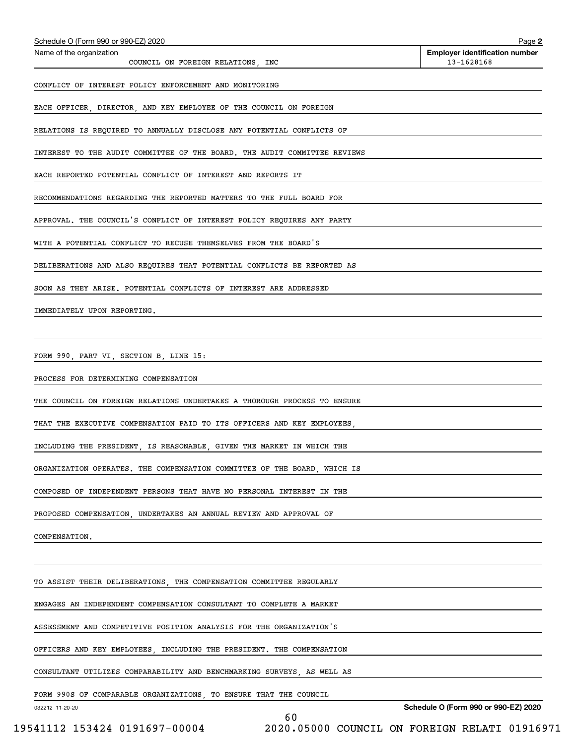Schedule O (Form 990 or 990-EZ) 2020

Name of the organization: COUNCIL ON FOREIGN RELATIONS, INC

Employer identification number: 13-1628168

CONFLICT OF INTEREST POLICY ENFORCEMENT AND MONITORING

EACH OFFICER, DIRECTOR, AND KEY EMPLOYEE OF THE COUNCIL ON FOREIGN RELATIONS IS REQUIRED TO ANNUALLY DISCLOSE ANY POTENTIAL CONFLICTS OF INTEREST TO THE AUDIT COMMITTEE OF THE BOARD. THE AUDIT COMMITTEE REVIEWS EACH REPORTED POTENTIAL CONFLICT OF INTEREST AND REPORTS IT RECOMMENDATIONS REGARDING THE REPORTED MATTERS TO THE FULL BOARD FOR APPROVAL. THE COUNCIL'S CONFLICT OF INTEREST POLICY REQUIRES ANY PARTY WITH A POTENTIAL CONFLICT TO RECUSE THEMSELVES FROM THE BOARD'S DELIBERATIONS AND ALSO REQUIRES THAT POTENTIAL CONFLICTS BE REPORTED AS SOON AS THEY ARISE. POTENTIAL CONFLICTS OF INTEREST ARE ADDRESSED IMMEDIATELY UPON REPORTING.

FORM 990, PART VI, SECTION B, LINE 15:

PROCESS FOR DETERMINING COMPENSATION

THE COUNCIL ON FOREIGN RELATIONS UNDERTAKES A THOROUGH PROCESS TO ENSURE THAT THE EXECUTIVE COMPENSATION PAID TO ITS OFFICERS AND KEY EMPLOYEES, INCLUDING THE PRESIDENT, IS REASONABLE, GIVEN THE MARKET IN WHICH THE ORGANIZATION OPERATES. THE COMPENSATION COMMITTEE OF THE BOARD, WHICH IS COMPOSED OF INDEPENDENT PERSONS THAT HAVE NO PERSONAL INTEREST IN THE PROPOSED COMPENSATION, UNDERTAKES AN ANNUAL REVIEW AND APPROVAL OF COMPENSATION.

TO ASSIST THEIR DELIBERATIONS, THE COMPENSATION COMMITTEE REGULARLY ENGAGES AN INDEPENDENT COMPENSATION CONSULTANT TO COMPLETE A MARKET ASSESSMENT AND COMPETITIVE POSITION ANALYSIS FOR THE ORGANIZATION'S OFFICERS AND KEY EMPLOYEES, INCLUDING THE PRESIDENT. THE COMPENSATION CONSULTANT UTILIZES COMPARABILITY AND BENCHMARKING SURVEYS, AS WELL AS FORM 990S OF COMPARABLE ORGANIZATIONS, TO ENSURE THAT THE COUNCIL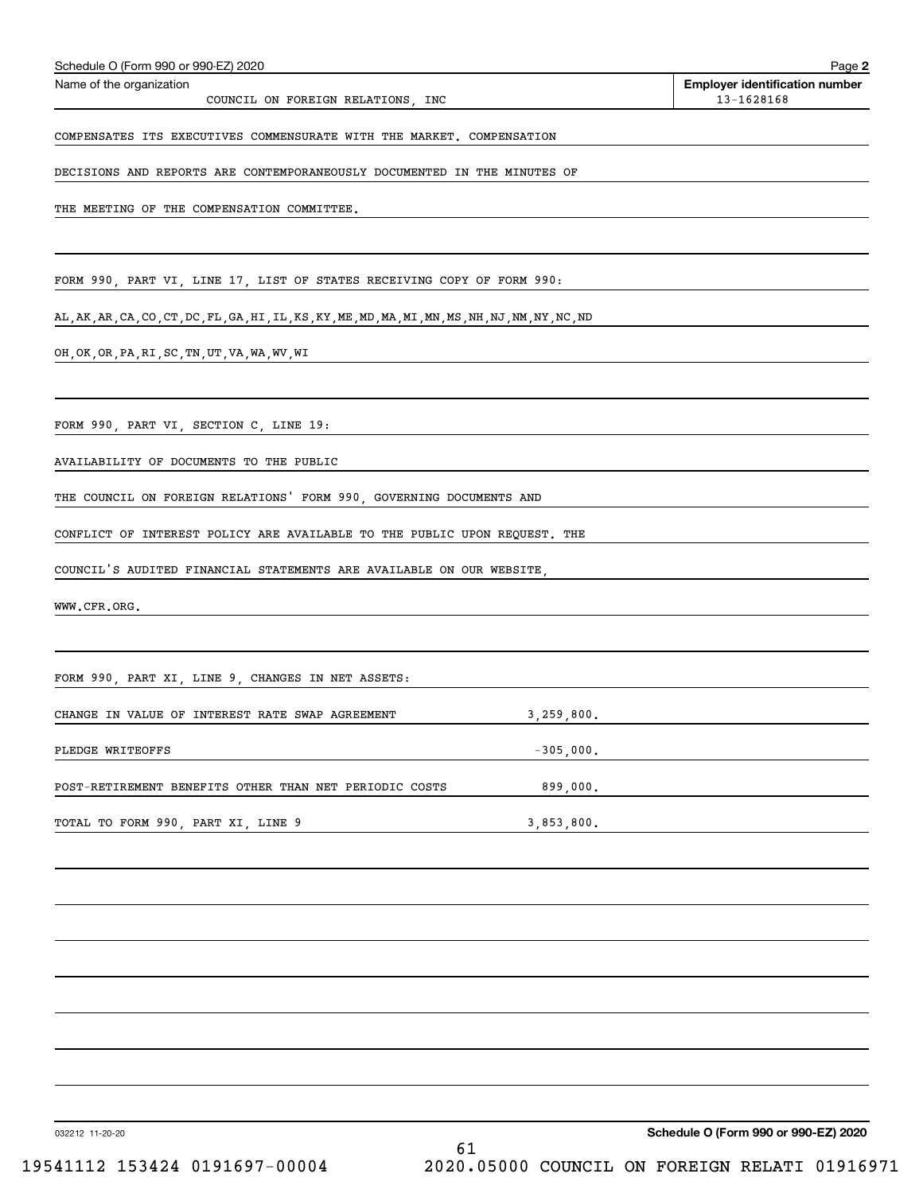Schedule O (Form 990 or 990-EZ) 2020

Name of the organization: COUNCIL ON FOREIGN RELATIONS, INC

Employer identification number: 13-1628168

COMPENSATES ITS EXECUTIVES COMMENSURATE WITH THE MARKET. COMPENSATION DECISIONS AND REPORTS ARE CONTEMPORANEOUSLY DOCUMENTED IN THE MINUTES OF THE MEETING OF THE COMPENSATION COMMITTEE.

FORM 990, PART VI, LINE 17, LIST OF STATES RECEIVING COPY OF FORM 990:

AL,AK,AR,CA,CO,CT,DC,FL,GA,HI,IL,KS,KY,ME,MD,MA,MI,MN,MS,NH,NJ,NM,NY,NC,ND
OH,OK,OR,PA,RI,SC,TN,UT,VA,WA,WV,WI

FORM 990, PART VI, SECTION C, LINE 19:

AVAILABILITY OF DOCUMENTS TO THE PUBLIC

THE COUNCIL ON FOREIGN RELATIONS' FORM 990, GOVERNING DOCUMENTS AND CONFLICT OF INTEREST POLICY ARE AVAILABLE TO THE PUBLIC UPON REQUEST. THE COUNCIL'S AUDITED FINANCIAL STATEMENTS ARE AVAILABLE ON OUR WEBSITE, WWW.CFR.ORG.

FORM 990, PART XI, LINE 9, CHANGES IN NET ASSETS:

| | |
|---|---|
| CHANGE IN VALUE OF INTEREST RATE SWAP AGREEMENT | 3,259,800. |
| PLEDGE WRITEOFFS | -305,000. |
| POST-RETIREMENT BENEFITS OTHER THAN NET PERIODIC COSTS | 899,000. |
| TOTAL TO FORM 990, PART XI, LINE 9 | 3,853,800. |

032212 11-20-20

Schedule O (Form 990 or 990-EZ) 2020